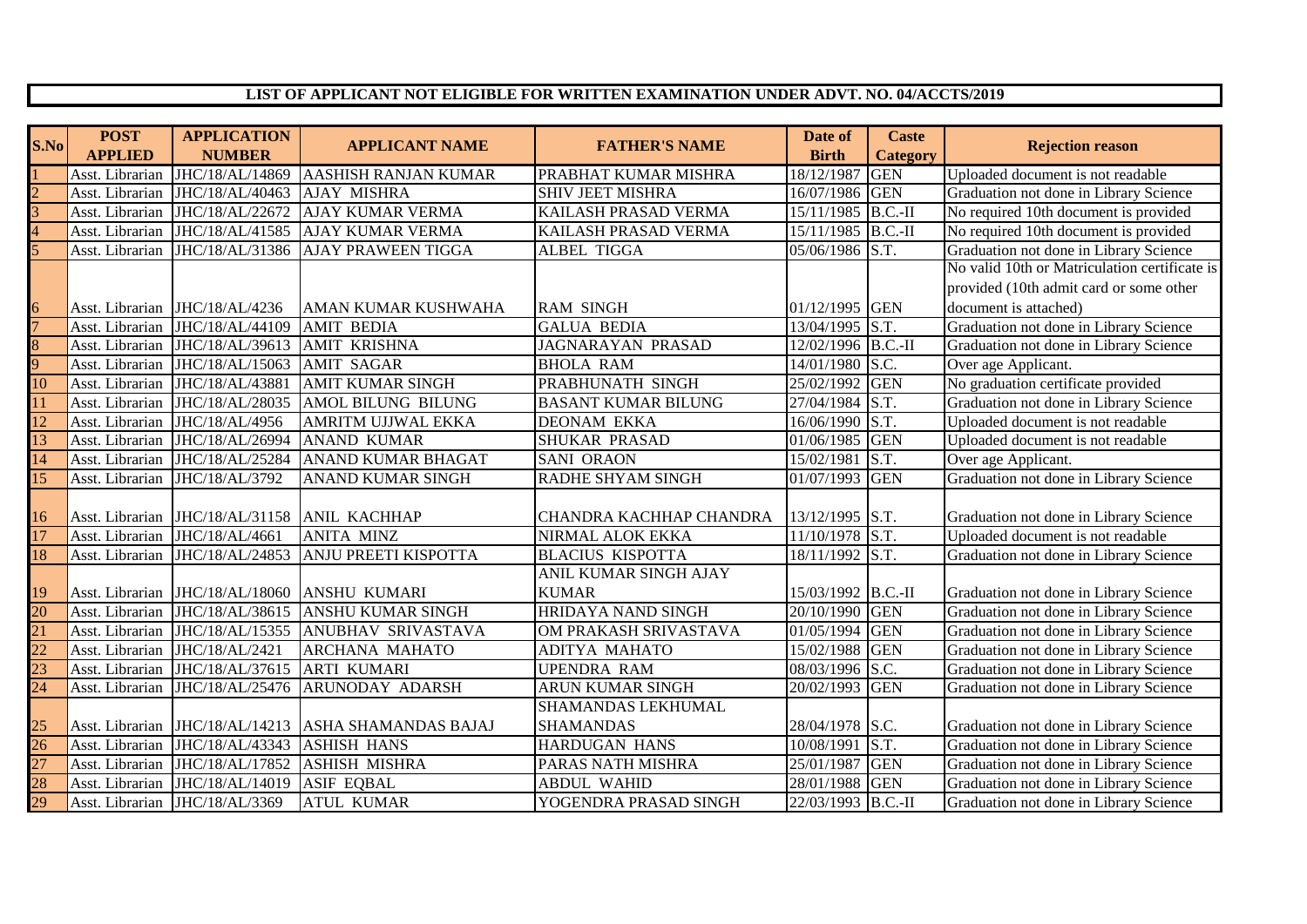# LIST OF APPLICANT NOT ELIGIBLE FOR WRITTEN EXAMINATION UNDER ADVT. NO. 04/ACCTS/2019

| S.No | POST APPLIED | APPLICATION NUMBER | APPLICANT NAME | FATHER'S NAME | Date of Birth | Caste Category | Rejection reason |
|---|---|---|---|---|---|---|---|
| 1 | Asst. Librarian | JHC/18/AL/14869 | AASHISH RANJAN KUMAR | PRABHAT KUMAR MISHRA | 18/12/1987 | GEN | Uploaded document is not readable |
| 2 | Asst. Librarian | JHC/18/AL/40463 | AJAY MISHRA | SHIV JEET MISHRA | 16/07/1986 | GEN | Graduation not done in Library Science |
| 3 | Asst. Librarian | JHC/18/AL/22672 | AJAY KUMAR VERMA | KAILASH PRASAD VERMA | 15/11/1985 | B.C.-II | No required 10th document is provided |
| 4 | Asst. Librarian | JHC/18/AL/41585 | AJAY KUMAR VERMA | KAILASH PRASAD VERMA | 15/11/1985 | B.C.-II | No required 10th document is provided |
| 5 | Asst. Librarian | JHC/18/AL/31386 | AJAY PRAWEEN TIGGA | ALBEL TIGGA | 05/06/1986 | S.T. | Graduation not done in Library Science |
| 6 | Asst. Librarian | JHC/18/AL/4236 | AMAN KUMAR KUSHWAHA | RAM SINGH | 01/12/1995 | GEN | No valid 10th or Matriculation certificate is provided (10th admit card or some other document is attached) |
| 7 | Asst. Librarian | JHC/18/AL/44109 | AMIT BEDIA | GALUA BEDIA | 13/04/1995 | S.T. | Graduation not done in Library Science |
| 8 | Asst. Librarian | JHC/18/AL/39613 | AMIT KRISHNA | JAGNARAYAN PRASAD | 12/02/1996 | B.C.-II | Graduation not done in Library Science |
| 9 | Asst. Librarian | JHC/18/AL/15063 | AMIT SAGAR | BHOLA RAM | 14/01/1980 | S.C. | Over age Applicant. |
| 10 | Asst. Librarian | JHC/18/AL/43881 | AMIT KUMAR SINGH | PRABHUNATH SINGH | 25/02/1992 | GEN | No graduation certificate provided |
| 11 | Asst. Librarian | JHC/18/AL/28035 | AMOL BILUNG BILUNG | BASANT KUMAR BILUNG | 27/04/1984 | S.T. | Graduation not done in Library Science |
| 12 | Asst. Librarian | JHC/18/AL/4956 | AMRITM UJJWAL EKKA | DEONAM EKKA | 16/06/1990 | S.T. | Uploaded document is not readable |
| 13 | Asst. Librarian | JHC/18/AL/26994 | ANAND KUMAR | SHUKAR PRASAD | 01/06/1985 | GEN | Uploaded document is not readable |
| 14 | Asst. Librarian | JHC/18/AL/25284 | ANAND KUMAR BHAGAT | SANI ORAON | 15/02/1981 | S.T. | Over age Applicant. |
| 15 | Asst. Librarian | JHC/18/AL/3792 | ANAND KUMAR SINGH | RADHE SHYAM SINGH | 01/07/1993 | GEN | Graduation not done in Library Science |
| 16 | Asst. Librarian | JHC/18/AL/31158 | ANIL KACHHAP | CHANDRA KACHHAP CHANDRA | 13/12/1995 | S.T. | Graduation not done in Library Science |
| 17 | Asst. Librarian | JHC/18/AL/4661 | ANITA MINZ | NIRMAL ALOK EKKA | 11/10/1978 | S.T. | Uploaded document is not readable |
| 18 | Asst. Librarian | JHC/18/AL/24853 | ANJU PREETI KISPOTTA | BLACIUS KISPOTTA | 18/11/1992 | S.T. | Graduation not done in Library Science |
| 19 | Asst. Librarian | JHC/18/AL/18060 | ANSHU KUMARI | ANIL KUMAR SINGH AJAY KUMAR | 15/03/1992 | B.C.-II | Graduation not done in Library Science |
| 20 | Asst. Librarian | JHC/18/AL/38615 | ANSHU KUMAR SINGH | HRIDAYA NAND SINGH | 20/10/1990 | GEN | Graduation not done in Library Science |
| 21 | Asst. Librarian | JHC/18/AL/15355 | ANUBHAV SRIVASTAVA | OM PRAKASH SRIVASTAVA | 01/05/1994 | GEN | Graduation not done in Library Science |
| 22 | Asst. Librarian | JHC/18/AL/2421 | ARCHANA MAHATO | ADITYA MAHATO | 15/02/1988 | GEN | Graduation not done in Library Science |
| 23 | Asst. Librarian | JHC/18/AL/37615 | ARTI KUMARI | UPENDRA RAM | 08/03/1996 | S.C. | Graduation not done in Library Science |
| 24 | Asst. Librarian | JHC/18/AL/25476 | ARUNODAY ADARSH | ARUN KUMAR SINGH | 20/02/1993 | GEN | Graduation not done in Library Science |
| 25 | Asst. Librarian | JHC/18/AL/14213 | ASHA SHAMANDAS BAJAJ | SHAMANDAS LEKHUMAL SHAMANDAS | 28/04/1978 | S.C. | Graduation not done in Library Science |
| 26 | Asst. Librarian | JHC/18/AL/43343 | ASHISH HANS | HARDUGAN HANS | 10/08/1991 | S.T. | Graduation not done in Library Science |
| 27 | Asst. Librarian | JHC/18/AL/17852 | ASHISH MISHRA | PARAS NATH MISHRA | 25/01/1987 | GEN | Graduation not done in Library Science |
| 28 | Asst. Librarian | JHC/18/AL/14019 | ASIF EQBAL | ABDUL WAHID | 28/01/1988 | GEN | Graduation not done in Library Science |
| 29 | Asst. Librarian | JHC/18/AL/3369 | ATUL KUMAR | YOGENDRA PRASAD SINGH | 22/03/1993 | B.C.-II | Graduation not done in Library Science |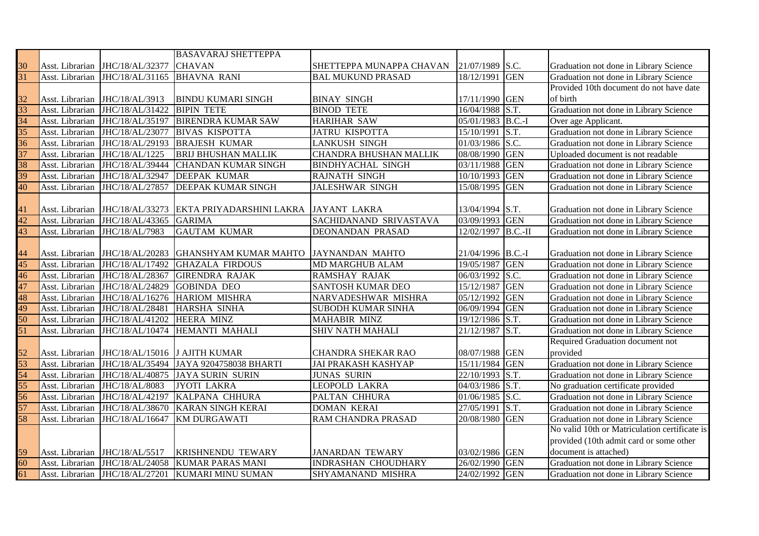| | | | | | | | |
|---|---|---|---|---|---|---|---|
| 30 | Asst. Librarian | JHC/18/AL/32377 | BASAVARAJ SHETTEPPA CHAVAN | SHETTEPPA MUNAPPA CHAVAN | 21/07/1989 | S.C. | Graduation not done in Library Science |
| 31 | Asst. Librarian | JHC/18/AL/31165 | BHAVNA RANI | BAL MUKUND PRASAD | 18/12/1991 | GEN | Graduation not done in Library Science |
| 32 | Asst. Librarian | JHC/18/AL/3913 | BINDU KUMARI SINGH | BINAY SINGH | 17/11/1990 | GEN | Provided 10th document do not have date of birth |
| 33 | Asst. Librarian | JHC/18/AL/31422 | BIPIN TETE | BINOD TETE | 16/04/1988 | S.T. | Graduation not done in Library Science |
| 34 | Asst. Librarian | JHC/18/AL/35197 | BIRENDRA KUMAR SAW | HARIHAR SAW | 05/01/1983 | B.C.-I | Over age Applicant. |
| 35 | Asst. Librarian | JHC/18/AL/23077 | BIVAS KISPOTTA | JATRU KISPOTTA | 15/10/1991 | S.T. | Graduation not done in Library Science |
| 36 | Asst. Librarian | JHC/18/AL/29193 | BRAJESH KUMAR | LANKUSH SINGH | 01/03/1986 | S.C. | Graduation not done in Library Science |
| 37 | Asst. Librarian | JHC/18/AL/1225 | BRIJ BHUSHAN MALLIK | CHANDRA BHUSHAN MALLIK | 08/08/1990 | GEN | Uploaded document is not readable |
| 38 | Asst. Librarian | JHC/18/AL/39444 | CHANDAN KUMAR SINGH | BINDHYACHAL SINGH | 03/11/1988 | GEN | Graduation not done in Library Science |
| 39 | Asst. Librarian | JHC/18/AL/32947 | DEEPAK KUMAR | RAJNATH SINGH | 10/10/1993 | GEN | Graduation not done in Library Science |
| 40 | Asst. Librarian | JHC/18/AL/27857 | DEEPAK KUMAR SINGH | JALESHWAR SINGH | 15/08/1995 | GEN | Graduation not done in Library Science |
| 41 | Asst. Librarian | JHC/18/AL/33273 | EKTA PRIYADARSHINI LAKRA | JAYANT LAKRA | 13/04/1994 | S.T. | Graduation not done in Library Science |
| 42 | Asst. Librarian | JHC/18/AL/43365 | GARIMA | SACHIDANAND SRIVASTAVA | 03/09/1993 | GEN | Graduation not done in Library Science |
| 43 | Asst. Librarian | JHC/18/AL/7983 | GAUTAM KUMAR | DEONANDAN PRASAD | 12/02/1997 | B.C.-II | Graduation not done in Library Science |
| 44 | Asst. Librarian | JHC/18/AL/20283 | GHANSHYAM KUMAR MAHTO | JAYNANDAN MAHTO | 21/04/1996 | B.C.-I | Graduation not done in Library Science |
| 45 | Asst. Librarian | JHC/18/AL/17492 | GHAZALA FIRDOUS | MD MARGHUB ALAM | 19/05/1987 | GEN | Graduation not done in Library Science |
| 46 | Asst. Librarian | JHC/18/AL/28367 | GIRENDRA RAJAK | RAMSHAY RAJAK | 06/03/1992 | S.C. | Graduation not done in Library Science |
| 47 | Asst. Librarian | JHC/18/AL/24829 | GOBINDA DEO | SANTOSH KUMAR DEO | 15/12/1987 | GEN | Graduation not done in Library Science |
| 48 | Asst. Librarian | JHC/18/AL/16276 | HARIOM MISHRA | NARVADESHWAR MISHRA | 05/12/1992 | GEN | Graduation not done in Library Science |
| 49 | Asst. Librarian | JHC/18/AL/28481 | HARSHA SINHA | SUBODH KUMAR SINHA | 06/09/1994 | GEN | Graduation not done in Library Science |
| 50 | Asst. Librarian | JHC/18/AL/41202 | HEERA MINZ | MAHABIR MINZ | 19/12/1986 | S.T. | Graduation not done in Library Science |
| 51 | Asst. Librarian | JHC/18/AL/10474 | HEMANTI MAHALI | SHIV NATH MAHALI | 21/12/1987 | S.T. | Graduation not done in Library Science |
| 52 | Asst. Librarian | JHC/18/AL/15016 | J AJITH KUMAR | CHANDRA SHEKAR RAO | 08/07/1988 | GEN | Required Graduation document not provided |
| 53 | Asst. Librarian | JHC/18/AL/35494 | JAYA 9204758038 BHARTI | JAI PRAKASH KASHYAP | 15/11/1984 | GEN | Graduation not done in Library Science |
| 54 | Asst. Librarian | JHC/18/AL/40875 | JAYA SURIN SURIN | JUNAS SURIN | 22/10/1993 | S.T. | Graduation not done in Library Science |
| 55 | Asst. Librarian | JHC/18/AL/8083 | JYOTI LAKRA | LEOPOLD LAKRA | 04/03/1986 | S.T. | No graduation certificate provided |
| 56 | Asst. Librarian | JHC/18/AL/42197 | KALPANA CHHURA | PALTAN CHHURA | 01/06/1985 | S.C. | Graduation not done in Library Science |
| 57 | Asst. Librarian | JHC/18/AL/38670 | KARAN SINGH KERAI | DOMAN KERAI | 27/05/1991 | S.T. | Graduation not done in Library Science |
| 58 | Asst. Librarian | JHC/18/AL/16647 | KM DURGAWATI | RAM CHANDRA PRASAD | 20/08/1980 | GEN | Graduation not done in Library Science |
| 59 | Asst. Librarian | JHC/18/AL/5517 | KRISHNENDU TEWARY | JANARDAN TEWARY | 03/02/1986 | GEN | No valid 10th or Matriculation certificate is provided (10th admit card or some other document is attached) |
| 60 | Asst. Librarian | JHC/18/AL/24058 | KUMAR PARAS MANI | INDRASHAN CHOUDHARY | 26/02/1990 | GEN | Graduation not done in Library Science |
| 61 | Asst. Librarian | JHC/18/AL/27201 | KUMARI MINU SUMAN | SHYAMANAND MISHRA | 24/02/1992 | GEN | Graduation not done in Library Science |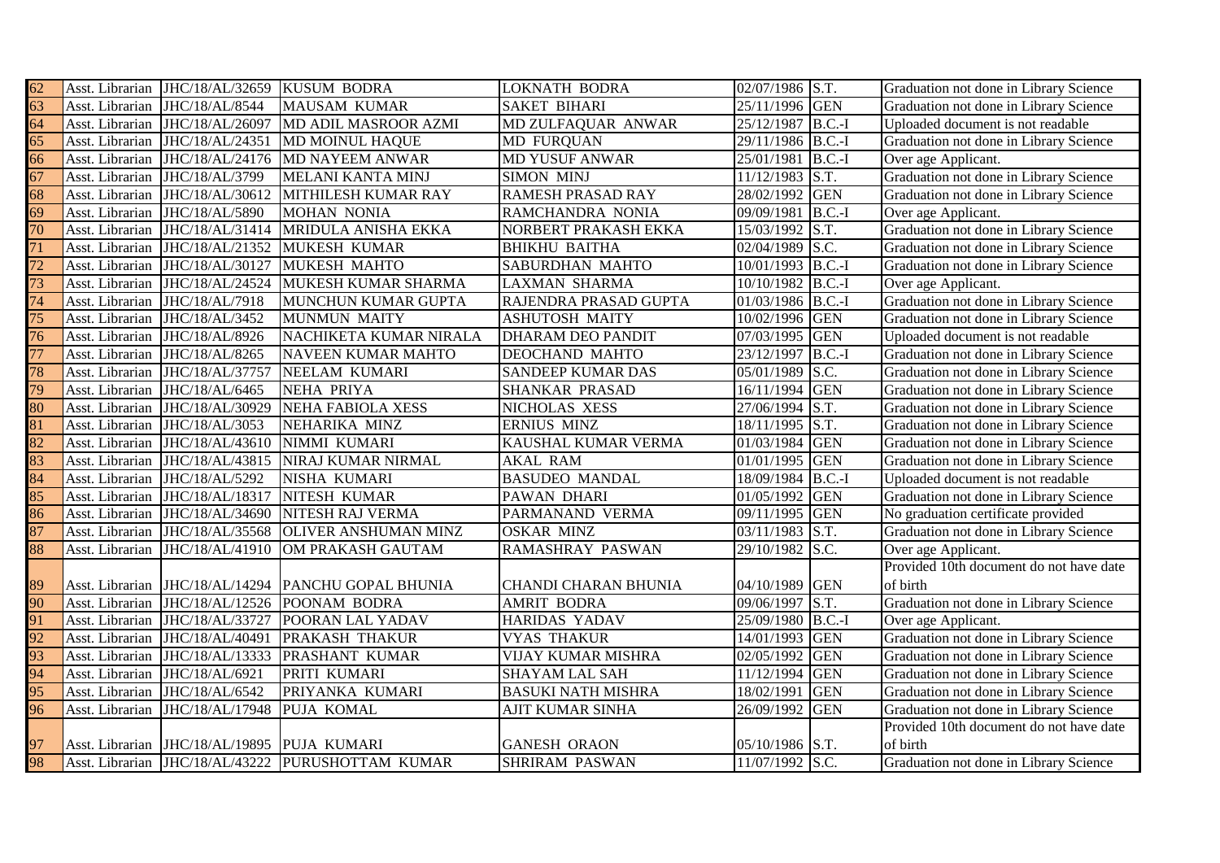| 62 | Asst. Librarian | JHC/18/AL/32659 | KUSUM BODRA | LOKNATH BODRA | 02/07/1986 | S.T. | Graduation not done in Library Science |
|---|---|---|---|---|---|---|---|
| 63 | Asst. Librarian | JHC/18/AL/8544 | MAUSAM KUMAR | SAKET BIHARI | 25/11/1996 | GEN | Graduation not done in Library Science |
| 64 | Asst. Librarian | JHC/18/AL/26097 | MD ADIL MASROOR AZMI | MD ZULFAQUAR ANWAR | 25/12/1987 | B.C.-I | Uploaded document is not readable |
| 65 | Asst. Librarian | JHC/18/AL/24351 | MD MOINUL HAQUE | MD FURQUAN | 29/11/1986 | B.C.-I | Graduation not done in Library Science |
| 66 | Asst. Librarian | JHC/18/AL/24176 | MD NAYEEM ANWAR | MD YUSUF ANWAR | 25/01/1981 | B.C.-I | Over age Applicant. |
| 67 | Asst. Librarian | JHC/18/AL/3799 | MELANI KANTA MINJ | SIMON MINJ | 11/12/1983 | S.T. | Graduation not done in Library Science |
| 68 | Asst. Librarian | JHC/18/AL/30612 | MITHILESH KUMAR RAY | RAMESH PRASAD RAY | 28/02/1992 | GEN | Graduation not done in Library Science |
| 69 | Asst. Librarian | JHC/18/AL/5890 | MOHAN NONIA | RAMCHANDRA NONIA | 09/09/1981 | B.C.-I | Over age Applicant. |
| 70 | Asst. Librarian | JHC/18/AL/31414 | MRIDULA ANISHA EKKA | NORBERT PRAKASH EKKA | 15/03/1992 | S.T. | Graduation not done in Library Science |
| 71 | Asst. Librarian | JHC/18/AL/21352 | MUKESH KUMAR | BHIKHU BAITHA | 02/04/1989 | S.C. | Graduation not done in Library Science |
| 72 | Asst. Librarian | JHC/18/AL/30127 | MUKESH MAHTO | SABURDHAN MAHTO | 10/01/1993 | B.C.-I | Graduation not done in Library Science |
| 73 | Asst. Librarian | JHC/18/AL/24524 | MUKESH KUMAR SHARMA | LAXMAN SHARMA | 10/10/1982 | B.C.-I | Over age Applicant. |
| 74 | Asst. Librarian | JHC/18/AL/7918 | MUNCHUN KUMAR GUPTA | RAJENDRA PRASAD GUPTA | 01/03/1986 | B.C.-I | Graduation not done in Library Science |
| 75 | Asst. Librarian | JHC/18/AL/3452 | MUNMUN MAITY | ASHUTOSH MAITY | 10/02/1996 | GEN | Graduation not done in Library Science |
| 76 | Asst. Librarian | JHC/18/AL/8926 | NACHIKETA KUMAR NIRALA | DHARAM DEO PANDIT | 07/03/1995 | GEN | Uploaded document is not readable |
| 77 | Asst. Librarian | JHC/18/AL/8265 | NAVEEN KUMAR MAHTO | DEOCHAND MAHTO | 23/12/1997 | B.C.-I | Graduation not done in Library Science |
| 78 | Asst. Librarian | JHC/18/AL/37757 | NEELAM KUMARI | SANDEEP KUMAR DAS | 05/01/1989 | S.C. | Graduation not done in Library Science |
| 79 | Asst. Librarian | JHC/18/AL/6465 | NEHA PRIYA | SHANKAR PRASAD | 16/11/1994 | GEN | Graduation not done in Library Science |
| 80 | Asst. Librarian | JHC/18/AL/30929 | NEHA FABIOLA XESS | NICHOLAS XESS | 27/06/1994 | S.T. | Graduation not done in Library Science |
| 81 | Asst. Librarian | JHC/18/AL/3053 | NEHARIKA MINZ | ERNIUS MINZ | 18/11/1995 | S.T. | Graduation not done in Library Science |
| 82 | Asst. Librarian | JHC/18/AL/43610 | NIMMI KUMARI | KAUSHAL KUMAR VERMA | 01/03/1984 | GEN | Graduation not done in Library Science |
| 83 | Asst. Librarian | JHC/18/AL/43815 | NIRAJ KUMAR NIRMAL | AKAL RAM | 01/01/1995 | GEN | Graduation not done in Library Science |
| 84 | Asst. Librarian | JHC/18/AL/5292 | NISHA KUMARI | BASUDEO MANDAL | 18/09/1984 | B.C.-I | Uploaded document is not readable |
| 85 | Asst. Librarian | JHC/18/AL/18317 | NITESH KUMAR | PAWAN DHARI | 01/05/1992 | GEN | Graduation not done in Library Science |
| 86 | Asst. Librarian | JHC/18/AL/34690 | NITESH RAJ VERMA | PARMANAND VERMA | 09/11/1995 | GEN | No graduation certificate provided |
| 87 | Asst. Librarian | JHC/18/AL/35568 | OLIVER ANSHUMAN MINZ | OSKAR MINZ | 03/11/1983 | S.T. | Graduation not done in Library Science |
| 88 | Asst. Librarian | JHC/18/AL/41910 | OM PRAKASH GAUTAM | RAMASHRAY PASWAN | 29/10/1982 | S.C. | Over age Applicant. |
| 89 | Asst. Librarian | JHC/18/AL/14294 | PANCHU GOPAL BHUNIA | CHANDI CHARAN BHUNIA | 04/10/1989 | GEN | Provided 10th document do not have date of birth |
| 90 | Asst. Librarian | JHC/18/AL/12526 | POONAM BODRA | AMRIT BODRA | 09/06/1997 | S.T. | Graduation not done in Library Science |
| 91 | Asst. Librarian | JHC/18/AL/33727 | POORAN LAL YADAV | HARIDAS YADAV | 25/09/1980 | B.C.-I | Over age Applicant. |
| 92 | Asst. Librarian | JHC/18/AL/40491 | PRAKASH THAKUR | VYAS THAKUR | 14/01/1993 | GEN | Graduation not done in Library Science |
| 93 | Asst. Librarian | JHC/18/AL/13333 | PRASHANT KUMAR | VIJAY KUMAR MISHRA | 02/05/1992 | GEN | Graduation not done in Library Science |
| 94 | Asst. Librarian | JHC/18/AL/6921 | PRITI KUMARI | SHAYAM LAL SAH | 11/12/1994 | GEN | Graduation not done in Library Science |
| 95 | Asst. Librarian | JHC/18/AL/6542 | PRIYANKA KUMARI | BASUKI NATH MISHRA | 18/02/1991 | GEN | Graduation not done in Library Science |
| 96 | Asst. Librarian | JHC/18/AL/17948 | PUJA KOMAL | AJIT KUMAR SINHA | 26/09/1992 | GEN | Graduation not done in Library Science |
| 97 | Asst. Librarian | JHC/18/AL/19895 | PUJA KUMARI | GANESH ORAON | 05/10/1986 | S.T. | Provided 10th document do not have date of birth |
| 98 | Asst. Librarian | JHC/18/AL/43222 | PURUSHOTTAM KUMAR | SHRIRAM PASWAN | 11/07/1992 | S.C. | Graduation not done in Library Science |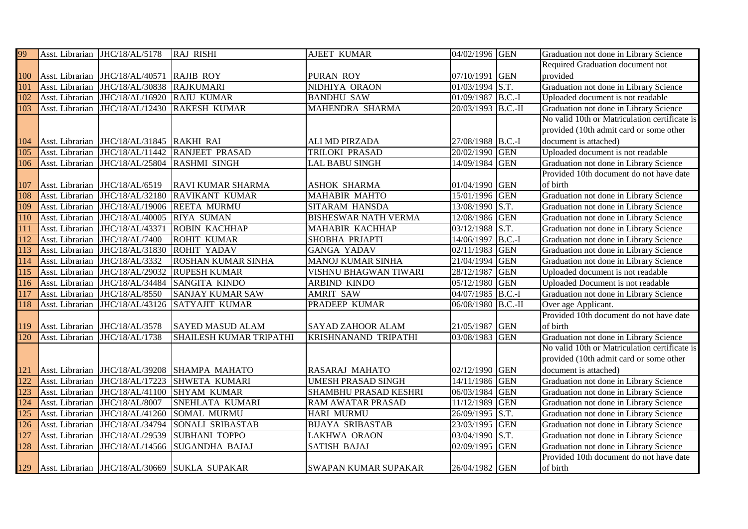| | | | | | | | |
|---|---|---|---|---|---|---|---|
| 99 | Asst. Librarian | JHC/18/AL/5178 | RAJ RISHI | AJEET KUMAR | 04/02/1996 | GEN | Graduation not done in Library Science |
| 100 | Asst. Librarian | JHC/18/AL/40571 | RAJIB ROY | PURAN ROY | 07/10/1991 | GEN | Required Graduation document not provided |
| 101 | Asst. Librarian | JHC/18/AL/30838 | RAJKUMARI | NIDHIYA ORAON | 01/03/1994 | S.T. | Graduation not done in Library Science |
| 102 | Asst. Librarian | JHC/18/AL/16920 | RAJU KUMAR | BANDHU SAW | 01/09/1987 | B.C.-I | Uploaded document is not readable |
| 103 | Asst. Librarian | JHC/18/AL/12430 | RAKESH KUMAR | MAHENDRA SHARMA | 20/03/1993 | B.C.-II | Graduation not done in Library Science |
| 104 | Asst. Librarian | JHC/18/AL/31845 | RAKHI RAI | ALI MD PIRZADA | 27/08/1988 | B.C.-I | No valid 10th or Matriculation certificate is provided (10th admit card or some other document is attached) |
| 105 | Asst. Librarian | JHC/18/AL/11442 | RANJEET PRASAD | TRILOKI PRASAD | 20/02/1990 | GEN | Uploaded document is not readable |
| 106 | Asst. Librarian | JHC/18/AL/25804 | RASHMI SINGH | LAL BABU SINGH | 14/09/1984 | GEN | Graduation not done in Library Science |
| 107 | Asst. Librarian | JHC/18/AL/6519 | RAVI KUMAR SHARMA | ASHOK SHARMA | 01/04/1990 | GEN | Provided 10th document do not have date of birth |
| 108 | Asst. Librarian | JHC/18/AL/32180 | RAVIKANT KUMAR | MAHABIR MAHTO | 15/01/1996 | GEN | Graduation not done in Library Science |
| 109 | Asst. Librarian | JHC/18/AL/19006 | REETA MURMU | SITARAM HANSDA | 13/08/1990 | S.T. | Graduation not done in Library Science |
| 110 | Asst. Librarian | JHC/18/AL/40005 | RIYA SUMAN | BISHESWAR NATH VERMA | 12/08/1986 | GEN | Graduation not done in Library Science |
| 111 | Asst. Librarian | JHC/18/AL/43371 | ROBIN KACHHAP | MAHABIR KACHHAP | 03/12/1988 | S.T. | Graduation not done in Library Science |
| 112 | Asst. Librarian | JHC/18/AL/7400 | ROHIT KUMAR | SHOBHA PRJAPTI | 14/06/1997 | B.C.-I | Graduation not done in Library Science |
| 113 | Asst. Librarian | JHC/18/AL/31830 | ROHIT YADAV | GANGA YADAV | 02/11/1983 | GEN | Graduation not done in Library Science |
| 114 | Asst. Librarian | JHC/18/AL/3332 | ROSHAN KUMAR SINHA | MANOJ KUMAR SINHA | 21/04/1994 | GEN | Graduation not done in Library Science |
| 115 | Asst. Librarian | JHC/18/AL/29032 | RUPESH KUMAR | VISHNU BHAGWAN TIWARI | 28/12/1987 | GEN | Uploaded document is not readable |
| 116 | Asst. Librarian | JHC/18/AL/34484 | SANGITA KINDO | ARBIND KINDO | 05/12/1980 | GEN | Uploaded Document is not readable |
| 117 | Asst. Librarian | JHC/18/AL/8550 | SANJAY KUMAR SAW | AMRIT SAW | 04/07/1985 | B.C.-I | Graduation not done in Library Science |
| 118 | Asst. Librarian | JHC/18/AL/43126 | SATYAJIT KUMAR | PRADEEP KUMAR | 06/08/1980 | B.C.-II | Over age Applicant. |
| 119 | Asst. Librarian | JHC/18/AL/3578 | SAYED MASUD ALAM | SAYAD ZAHOOR ALAM | 21/05/1987 | GEN | Provided 10th document do not have date of birth |
| 120 | Asst. Librarian | JHC/18/AL/1738 | SHAILESH KUMAR TRIPATHI | KRISHNANAND TRIPATHI | 03/08/1983 | GEN | Graduation not done in Library Science |
| 121 | Asst. Librarian | JHC/18/AL/39208 | SHAMPA MAHATO | RASARAJ MAHATO | 02/12/1990 | GEN | No valid 10th or Matriculation certificate is provided (10th admit card or some other document is attached) |
| 122 | Asst. Librarian | JHC/18/AL/17223 | SHWETA KUMARI | UMESH PRASAD SINGH | 14/11/1986 | GEN | Graduation not done in Library Science |
| 123 | Asst. Librarian | JHC/18/AL/41100 | SHYAM KUMAR | SHAMBHU PRASAD KESHRI | 06/03/1984 | GEN | Graduation not done in Library Science |
| 124 | Asst. Librarian | JHC/18/AL/8007 | SNEHLATA KUMARI | RAM AWATAR PRASAD | 11/12/1989 | GEN | Graduation not done in Library Science |
| 125 | Asst. Librarian | JHC/18/AL/41260 | SOMAL MURMU | HARI MURMU | 26/09/1995 | S.T. | Graduation not done in Library Science |
| 126 | Asst. Librarian | JHC/18/AL/34794 | SONALI SRIBASTAB | BIJAYA SRIBASTAB | 23/03/1995 | GEN | Graduation not done in Library Science |
| 127 | Asst. Librarian | JHC/18/AL/29539 | SUBHANI TOPPO | LAKHWA ORAON | 03/04/1990 | S.T. | Graduation not done in Library Science |
| 128 | Asst. Librarian | JHC/18/AL/14566 | SUGANDHA BAJAJ | SATISH BAJAJ | 02/09/1995 | GEN | Graduation not done in Library Science |
| 129 | Asst. Librarian | JHC/18/AL/30669 | SUKLA SUPAKAR | SWAPAN KUMAR SUPAKAR | 26/04/1982 | GEN | Provided 10th document do not have date of birth |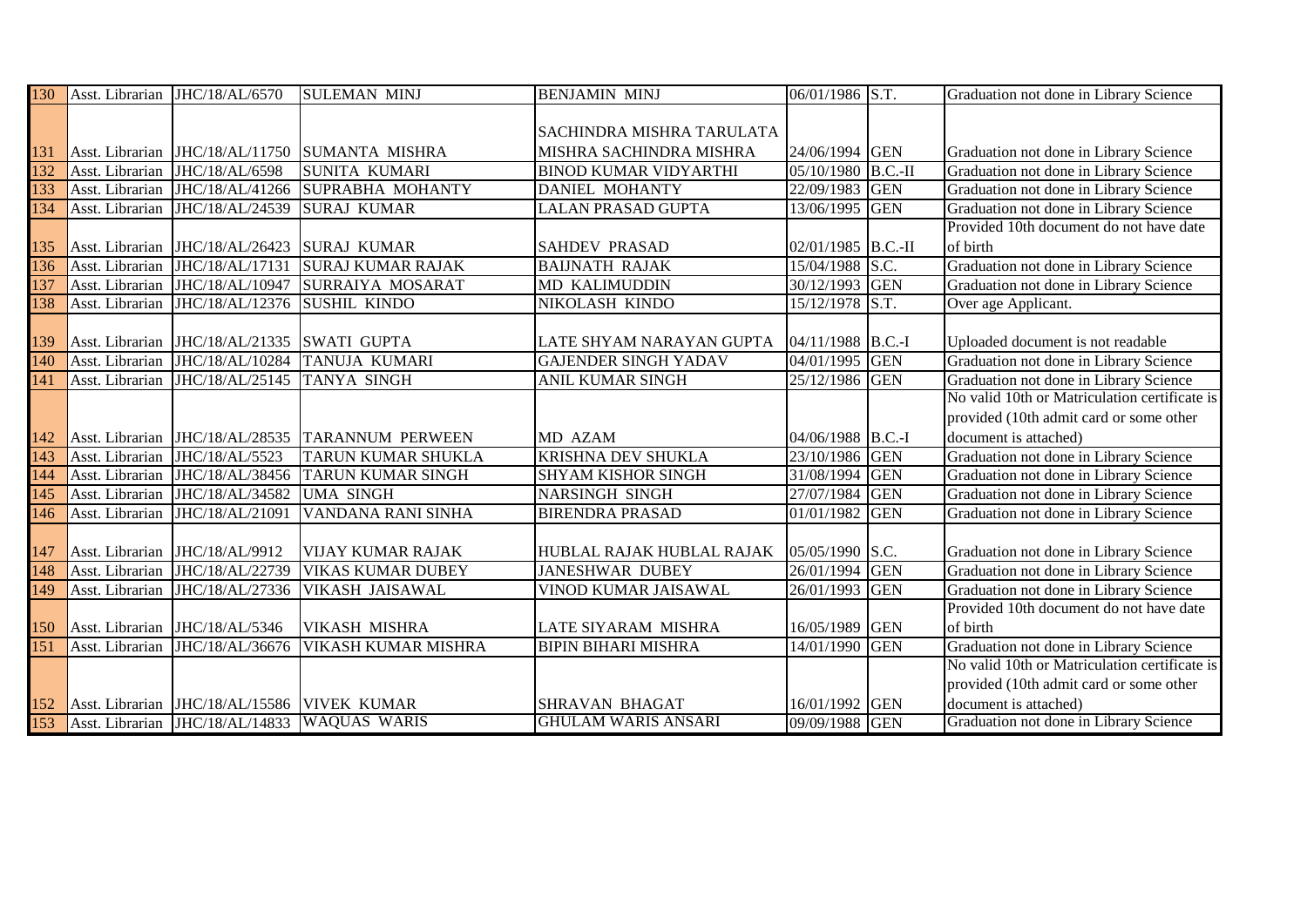| 130 | Asst. Librarian | JHC/18/AL/6570 | SULEMAN MINJ | BENJAMIN MINJ | 06/01/1986 | S.T. | Graduation not done in Library Science |
|---|---|---|---|---|---|---|---|
| 131 | Asst. Librarian | JHC/18/AL/11750 | SUMANTA MISHRA | SACHINDRA MISHRA TARULATA MISHRA SACHINDRA MISHRA | 24/06/1994 | GEN | Graduation not done in Library Science |
| 132 | Asst. Librarian | JHC/18/AL/6598 | SUNITA KUMARI | BINOD KUMAR VIDYARTHI | 05/10/1980 | B.C.-II | Graduation not done in Library Science |
| 133 | Asst. Librarian | JHC/18/AL/41266 | SUPRABHA MOHANTY | DANIEL MOHANTY | 22/09/1983 | GEN | Graduation not done in Library Science |
| 134 | Asst. Librarian | JHC/18/AL/24539 | SURAJ KUMAR | LALAN PRASAD GUPTA | 13/06/1995 | GEN | Graduation not done in Library Science |
| 135 | Asst. Librarian | JHC/18/AL/26423 | SURAJ KUMAR | SAHDEV PRASAD | 02/01/1985 | B.C.-II | Provided 10th document do not have date of birth |
| 136 | Asst. Librarian | JHC/18/AL/17131 | SURAJ KUMAR RAJAK | BAIJNATH RAJAK | 15/04/1988 | S.C. | Graduation not done in Library Science |
| 137 | Asst. Librarian | JHC/18/AL/10947 | SURRAIYA MOSARAT | MD KALIMUDDIN | 30/12/1993 | GEN | Graduation not done in Library Science |
| 138 | Asst. Librarian | JHC/18/AL/12376 | SUSHIL KINDO | NIKOLASH KINDO | 15/12/1978 | S.T. | Over age Applicant. |
| 139 | Asst. Librarian | JHC/18/AL/21335 | SWATI GUPTA | LATE SHYAM NARAYAN GUPTA | 04/11/1988 | B.C.-I | Uploaded document is not readable |
| 140 | Asst. Librarian | JHC/18/AL/10284 | TANUJA KUMARI | GAJENDER SINGH YADAV | 04/01/1995 | GEN | Graduation not done in Library Science |
| 141 | Asst. Librarian | JHC/18/AL/25145 | TANYA SINGH | ANIL KUMAR SINGH | 25/12/1986 | GEN | Graduation not done in Library Science |
| 142 | Asst. Librarian | JHC/18/AL/28535 | TARANNUM PERWEEN | MD AZAM | 04/06/1988 | B.C.-I | No valid 10th or Matriculation certificate is provided (10th admit card or some other document is attached) |
| 143 | Asst. Librarian | JHC/18/AL/5523 | TARUN KUMAR SHUKLA | KRISHNA DEV SHUKLA | 23/10/1986 | GEN | Graduation not done in Library Science |
| 144 | Asst. Librarian | JHC/18/AL/38456 | TARUN KUMAR SINGH | SHYAM KISHOR SINGH | 31/08/1994 | GEN | Graduation not done in Library Science |
| 145 | Asst. Librarian | JHC/18/AL/34582 | UMA SINGH | NARSINGH SINGH | 27/07/1984 | GEN | Graduation not done in Library Science |
| 146 | Asst. Librarian | JHC/18/AL/21091 | VANDANA RANI SINHA | BIRENDRA PRASAD | 01/01/1982 | GEN | Graduation not done in Library Science |
| 147 | Asst. Librarian | JHC/18/AL/9912 | VIJAY KUMAR RAJAK | HUBLAL RAJAK HUBLAL RAJAK | 05/05/1990 | S.C. | Graduation not done in Library Science |
| 148 | Asst. Librarian | JHC/18/AL/22739 | VIKAS KUMAR DUBEY | JANESHWAR DUBEY | 26/01/1994 | GEN | Graduation not done in Library Science |
| 149 | Asst. Librarian | JHC/18/AL/27336 | VIKASH JAISAWAL | VINOD KUMAR JAISAWAL | 26/01/1993 | GEN | Graduation not done in Library Science |
| 150 | Asst. Librarian | JHC/18/AL/5346 | VIKASH MISHRA | LATE SIYARAM MISHRA | 16/05/1989 | GEN | Provided 10th document do not have date of birth |
| 151 | Asst. Librarian | JHC/18/AL/36676 | VIKASH KUMAR MISHRA | BIPIN BIHARI MISHRA | 14/01/1990 | GEN | Graduation not done in Library Science |
| 152 | Asst. Librarian | JHC/18/AL/15586 | VIVEK KUMAR | SHRAVAN BHAGAT | 16/01/1992 | GEN | No valid 10th or Matriculation certificate is provided (10th admit card or some other document is attached) |
| 153 | Asst. Librarian | JHC/18/AL/14833 | WAQUAS WARIS | GHULAM WARIS ANSARI | 09/09/1988 | GEN | Graduation not done in Library Science |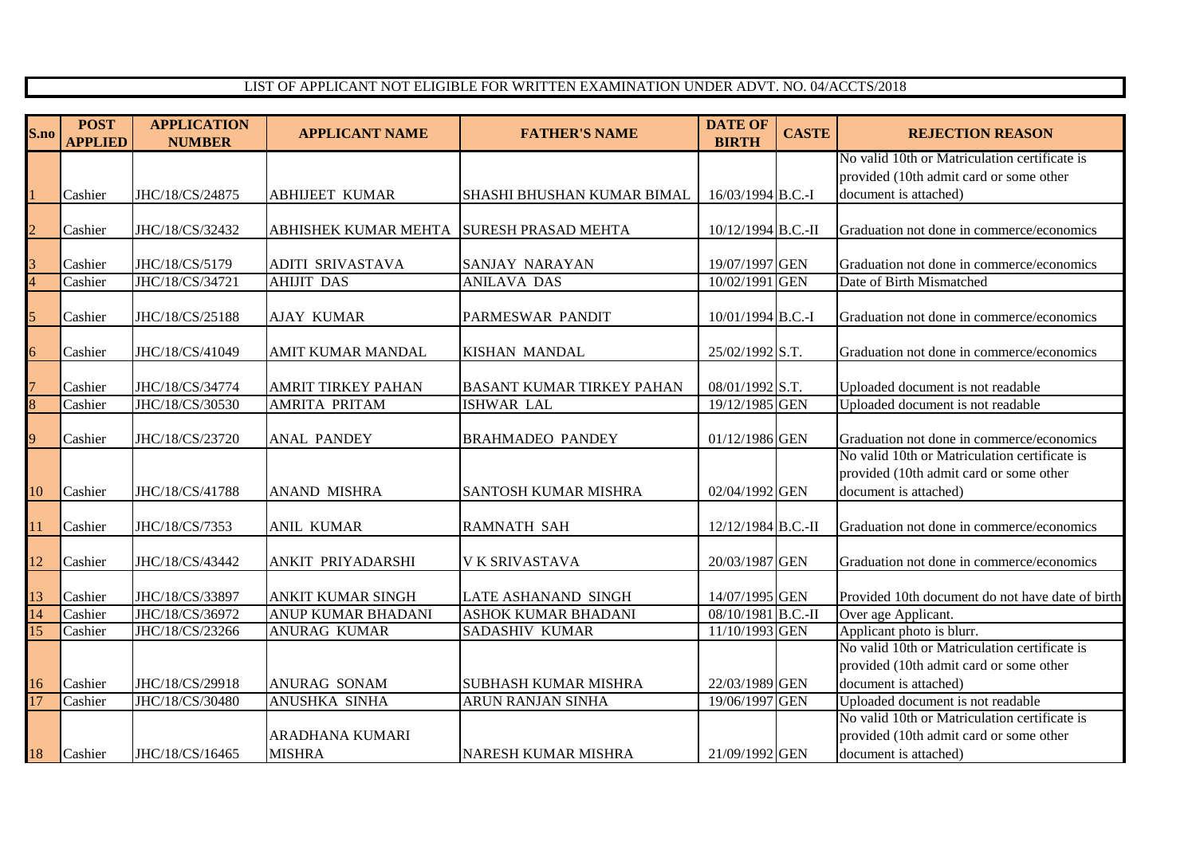LIST OF APPLICANT NOT ELIGIBLE FOR WRITTEN EXAMINATION UNDER ADVT. NO. 04/ACCTS/2018

| S.no | POST APPLIED | APPLICATION NUMBER | APPLICANT NAME | FATHER'S NAME | DATE OF BIRTH | CASTE | REJECTION REASON |
|---|---|---|---|---|---|---|---|
| 1 | Cashier | JHC/18/CS/24875 | ABHIJEET KUMAR | SHASHI BHUSHAN KUMAR BIMAL | 16/03/1994 | B.C.-I | No valid 10th or Matriculation certificate is provided (10th admit card or some other document is attached) |
| 2 | Cashier | JHC/18/CS/32432 | ABHISHEK KUMAR MEHTA | SURESH PRASAD MEHTA | 10/12/1994 | B.C.-II | Graduation not done in commerce/economics |
| 3 | Cashier | JHC/18/CS/5179 | ADITI SRIVASTAVA | SANJAY NARAYAN | 19/07/1997 | GEN | Graduation not done in commerce/economics |
| 4 | Cashier | JHC/18/CS/34721 | AHIJIT DAS | ANILAVA DAS | 10/02/1991 | GEN | Date of Birth Mismatched |
| 5 | Cashier | JHC/18/CS/25188 | AJAY KUMAR | PARMESWAR PANDIT | 10/01/1994 | B.C.-I | Graduation not done in commerce/economics |
| 6 | Cashier | JHC/18/CS/41049 | AMIT KUMAR MANDAL | KISHAN MANDAL | 25/02/1992 | S.T. | Graduation not done in commerce/economics |
| 7 | Cashier | JHC/18/CS/34774 | AMRIT TIRKEY PAHAN | BASANT KUMAR TIRKEY PAHAN | 08/01/1992 | S.T. | Uploaded document is not readable |
| 8 | Cashier | JHC/18/CS/30530 | AMRITA PRITAM | ISHWAR LAL | 19/12/1985 | GEN | Uploaded document is not readable |
| 9 | Cashier | JHC/18/CS/23720 | ANAL PANDEY | BRAHMADEO PANDEY | 01/12/1986 | GEN | Graduation not done in commerce/economics |
| 10 | Cashier | JHC/18/CS/41788 | ANAND MISHRA | SANTOSH KUMAR MISHRA | 02/04/1992 | GEN | No valid 10th or Matriculation certificate is provided (10th admit card or some other document is attached) |
| 11 | Cashier | JHC/18/CS/7353 | ANIL KUMAR | RAMNATH SAH | 12/12/1984 | B.C.-II | Graduation not done in commerce/economics |
| 12 | Cashier | JHC/18/CS/43442 | ANKIT PRIYADARSHI | V K SRIVASTAVA | 20/03/1987 | GEN | Graduation not done in commerce/economics |
| 13 | Cashier | JHC/18/CS/33897 | ANKIT KUMAR SINGH | LATE ASHANAND SINGH | 14/07/1995 | GEN | Provided 10th document do not have date of birth |
| 14 | Cashier | JHC/18/CS/36972 | ANUP KUMAR BHADANI | ASHOK KUMAR BHADANI | 08/10/1981 | B.C.-II | Over age Applicant. |
| 15 | Cashier | JHC/18/CS/23266 | ANURAG KUMAR | SADASHIV KUMAR | 11/10/1993 | GEN | Applicant photo is blurr. |
| 16 | Cashier | JHC/18/CS/29918 | ANURAG SONAM | SUBHASH KUMAR MISHRA | 22/03/1989 | GEN | No valid 10th or Matriculation certificate is provided (10th admit card or some other document is attached) |
| 17 | Cashier | JHC/18/CS/30480 | ANUSHKA SINHA | ARUN RANJAN SINHA | 19/06/1997 | GEN | Uploaded document is not readable |
| 18 | Cashier | JHC/18/CS/16465 | ARADHANA KUMARI MISHRA | NARESH KUMAR MISHRA | 21/09/1992 | GEN | No valid 10th or Matriculation certificate is provided (10th admit card or some other document is attached) |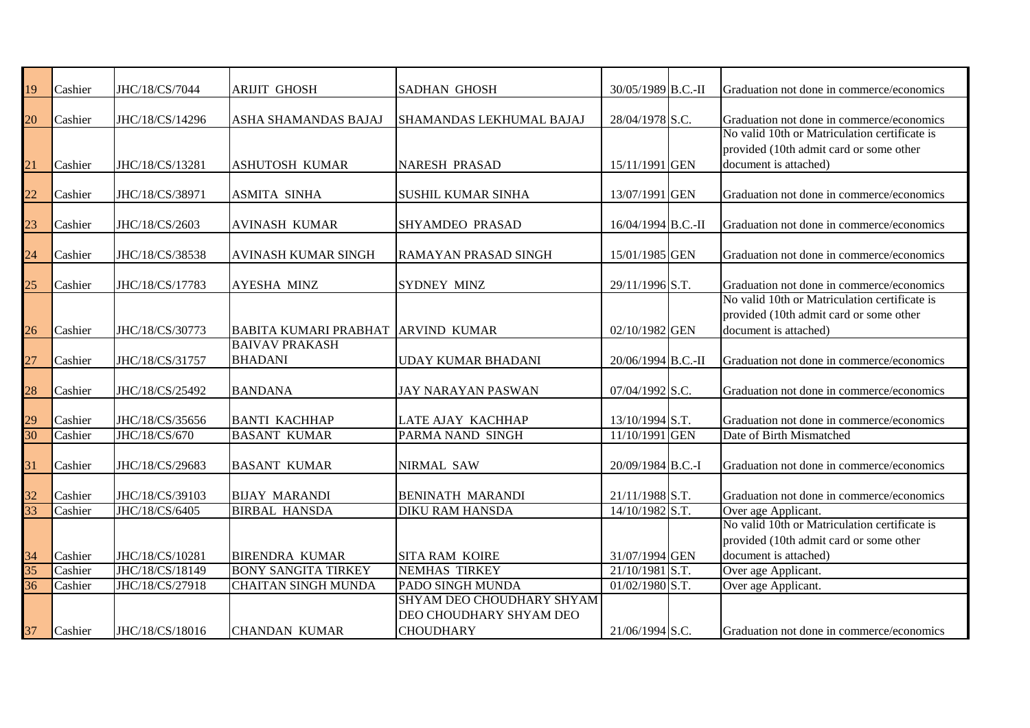| 19 | Cashier | JHC/18/CS/7044 | ARIJIT GHOSH | SADHAN GHOSH | 30/05/1989 | B.C.-II | Graduation not done in commerce/economics |
|---|---|---|---|---|---|---|---|
| 20 | Cashier | JHC/18/CS/14296 | ASHA SHAMANDAS BAJAJ | SHAMANDAS LEKHUMAL BAJAJ | 28/04/1978 | S.C. | Graduation not done in commerce/economics |
| 21 | Cashier | JHC/18/CS/13281 | ASHUTOSH KUMAR | NARESH PRASAD | 15/11/1991 | GEN | No valid 10th or Matriculation certificate is provided (10th admit card or some other document is attached) |
| 22 | Cashier | JHC/18/CS/38971 | ASMITA SINHA | SUSHIL KUMAR SINHA | 13/07/1991 | GEN | Graduation not done in commerce/economics |
| 23 | Cashier | JHC/18/CS/2603 | AVINASH KUMAR | SHYAMDEO PRASAD | 16/04/1994 | B.C.-II | Graduation not done in commerce/economics |
| 24 | Cashier | JHC/18/CS/38538 | AVINASH KUMAR SINGH | RAMAYAN PRASAD SINGH | 15/01/1985 | GEN | Graduation not done in commerce/economics |
| 25 | Cashier | JHC/18/CS/17783 | AYESHA MINZ | SYDNEY MINZ | 29/11/1996 | S.T. | Graduation not done in commerce/economics |
| 26 | Cashier | JHC/18/CS/30773 | BABITA KUMARI PRABHAT | ARVIND KUMAR | 02/10/1982 | GEN | No valid 10th or Matriculation certificate is provided (10th admit card or some other document is attached) |
| 27 | Cashier | JHC/18/CS/31757 | BAIVAV PRAKASH BHADANI | UDAY KUMAR BHADANI | 20/06/1994 | B.C.-II | Graduation not done in commerce/economics |
| 28 | Cashier | JHC/18/CS/25492 | BANDANA | JAY NARAYAN PASWAN | 07/04/1992 | S.C. | Graduation not done in commerce/economics |
| 29 | Cashier | JHC/18/CS/35656 | BANTI KACHHAP | LATE AJAY KACHHAP | 13/10/1994 | S.T. | Graduation not done in commerce/economics |
| 30 | Cashier | JHC/18/CS/670 | BASANT KUMAR | PARMA NAND SINGH | 11/10/1991 | GEN | Date of Birth Mismatched |
| 31 | Cashier | JHC/18/CS/29683 | BASANT KUMAR | NIRMAL SAW | 20/09/1984 | B.C.-I | Graduation not done in commerce/economics |
| 32 | Cashier | JHC/18/CS/39103 | BIJAY MARANDI | BENINATH MARANDI | 21/11/1988 | S.T. | Graduation not done in commerce/economics |
| 33 | Cashier | JHC/18/CS/6405 | BIRBAL HANSDA | DIKU RAM HANSDA | 14/10/1982 | S.T. | Over age Applicant. |
| 34 | Cashier | JHC/18/CS/10281 | BIRENDRA KUMAR | SITA RAM KOIRE | 31/07/1994 | GEN | No valid 10th or Matriculation certificate is provided (10th admit card or some other document is attached) |
| 35 | Cashier | JHC/18/CS/18149 | BONY SANGITA TIRKEY | NEMHAS TIRKEY | 21/10/1981 | S.T. | Over age Applicant. |
| 36 | Cashier | JHC/18/CS/27918 | CHAITAN SINGH MUNDA | PADO SINGH MUNDA | 01/02/1980 | S.T. | Over age Applicant. |
| 37 | Cashier | JHC/18/CS/18016 | CHANDAN KUMAR | SHYAM DEO CHOUDHARY SHYAM DEO CHOUDHARY SHYAM DEO CHOUDHARY | 21/06/1994 | S.C. | Graduation not done in commerce/economics |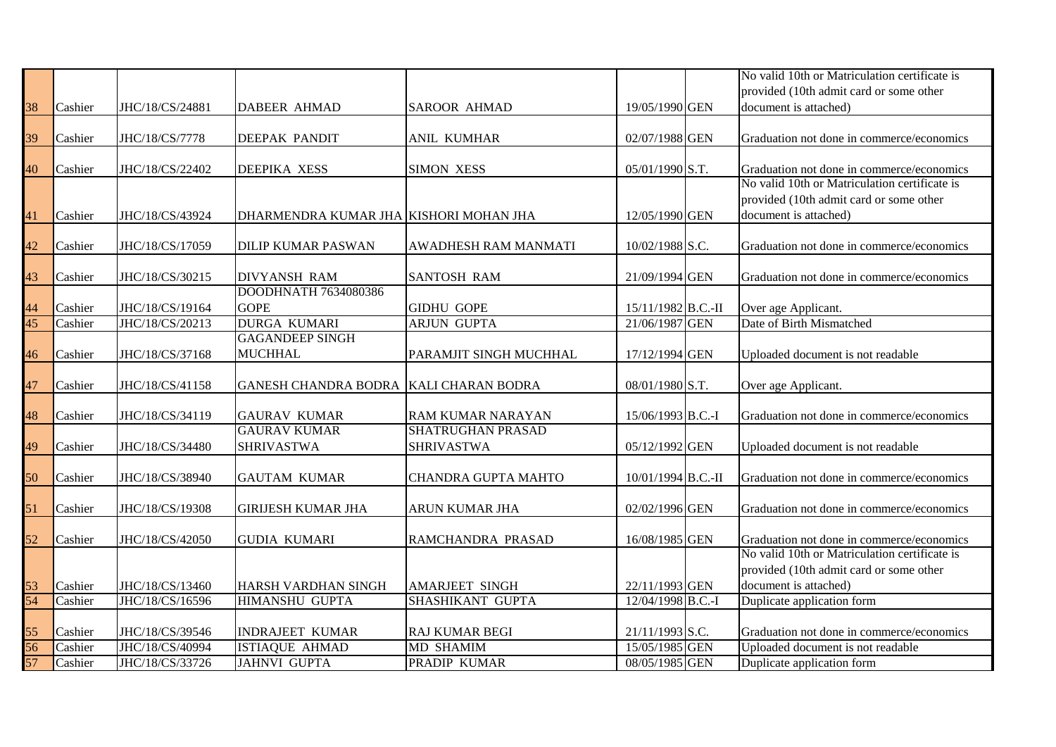| | | | | | | | |
|---|---|---|---|---|---|---|---|
| 38 | Cashier | JHC/18/CS/24881 | DABEER AHMAD | SAROOR AHMAD | 19/05/1990 | GEN | No valid 10th or Matriculation certificate is provided (10th admit card or some other document is attached) |
| 39 | Cashier | JHC/18/CS/7778 | DEEPAK PANDIT | ANIL KUMHAR | 02/07/1988 | GEN | Graduation not done in commerce/economics |
| 40 | Cashier | JHC/18/CS/22402 | DEEPIKA XESS | SIMON XESS | 05/01/1990 | S.T. | Graduation not done in commerce/economics |
| 41 | Cashier | JHC/18/CS/43924 | DHARMENDRA KUMAR JHA | KISHORI MOHAN JHA | 12/05/1990 | GEN | No valid 10th or Matriculation certificate is provided (10th admit card or some other document is attached) |
| 42 | Cashier | JHC/18/CS/17059 | DILIP KUMAR PASWAN | AWADHESH RAM MANMATI | 10/02/1988 | S.C. | Graduation not done in commerce/economics |
| 43 | Cashier | JHC/18/CS/30215 | DIVYANSH RAM | SANTOSH RAM | 21/09/1994 | GEN | Graduation not done in commerce/economics |
| 44 | Cashier | JHC/18/CS/19164 | DOODHNATH 7634080386 GOPE | GIDHU GOPE | 15/11/1982 | B.C.-II | Over age Applicant. |
| 45 | Cashier | JHC/18/CS/20213 | DURGA KUMARI | ARJUN GUPTA | 21/06/1987 | GEN | Date of Birth Mismatched |
| 46 | Cashier | JHC/18/CS/37168 | GAGANDEEP SINGH MUCHHAL | PARAMJIT SINGH MUCHHAL | 17/12/1994 | GEN | Uploaded document is not readable |
| 47 | Cashier | JHC/18/CS/41158 | GANESH CHANDRA BODRA | KALI CHARAN BODRA | 08/01/1980 | S.T. | Over age Applicant. |
| 48 | Cashier | JHC/18/CS/34119 | GAURAV KUMAR | RAM KUMAR NARAYAN | 15/06/1993 | B.C.-I | Graduation not done in commerce/economics |
| 49 | Cashier | JHC/18/CS/34480 | GAURAV KUMAR SHRIVASTWA | SHATRUGHAN PRASAD SHRIVASTWA | 05/12/1992 | GEN | Uploaded document is not readable |
| 50 | Cashier | JHC/18/CS/38940 | GAUTAM KUMAR | CHANDRA GUPTA MAHTO | 10/01/1994 | B.C.-II | Graduation not done in commerce/economics |
| 51 | Cashier | JHC/18/CS/19308 | GIRIJESH KUMAR JHA | ARUN KUMAR JHA | 02/02/1996 | GEN | Graduation not done in commerce/economics |
| 52 | Cashier | JHC/18/CS/42050 | GUDIA KUMARI | RAMCHANDRA PRASAD | 16/08/1985 | GEN | Graduation not done in commerce/economics |
| 53 | Cashier | JHC/18/CS/13460 | HARSH VARDHAN SINGH | AMARJEET SINGH | 22/11/1993 | GEN | No valid 10th or Matriculation certificate is provided (10th admit card or some other document is attached) |
| 54 | Cashier | JHC/18/CS/16596 | HIMANSHU GUPTA | SHASHIKANT GUPTA | 12/04/1998 | B.C.-I | Duplicate application form |
| 55 | Cashier | JHC/18/CS/39546 | INDRAJEET KUMAR | RAJ KUMAR BEGI | 21/11/1993 | S.C. | Graduation not done in commerce/economics |
| 56 | Cashier | JHC/18/CS/40994 | ISTIAQUE AHMAD | MD SHAMIM | 15/05/1985 | GEN | Uploaded document is not readable |
| 57 | Cashier | JHC/18/CS/33726 | JAHNVI GUPTA | PRADIP KUMAR | 08/05/1985 | GEN | Duplicate application form |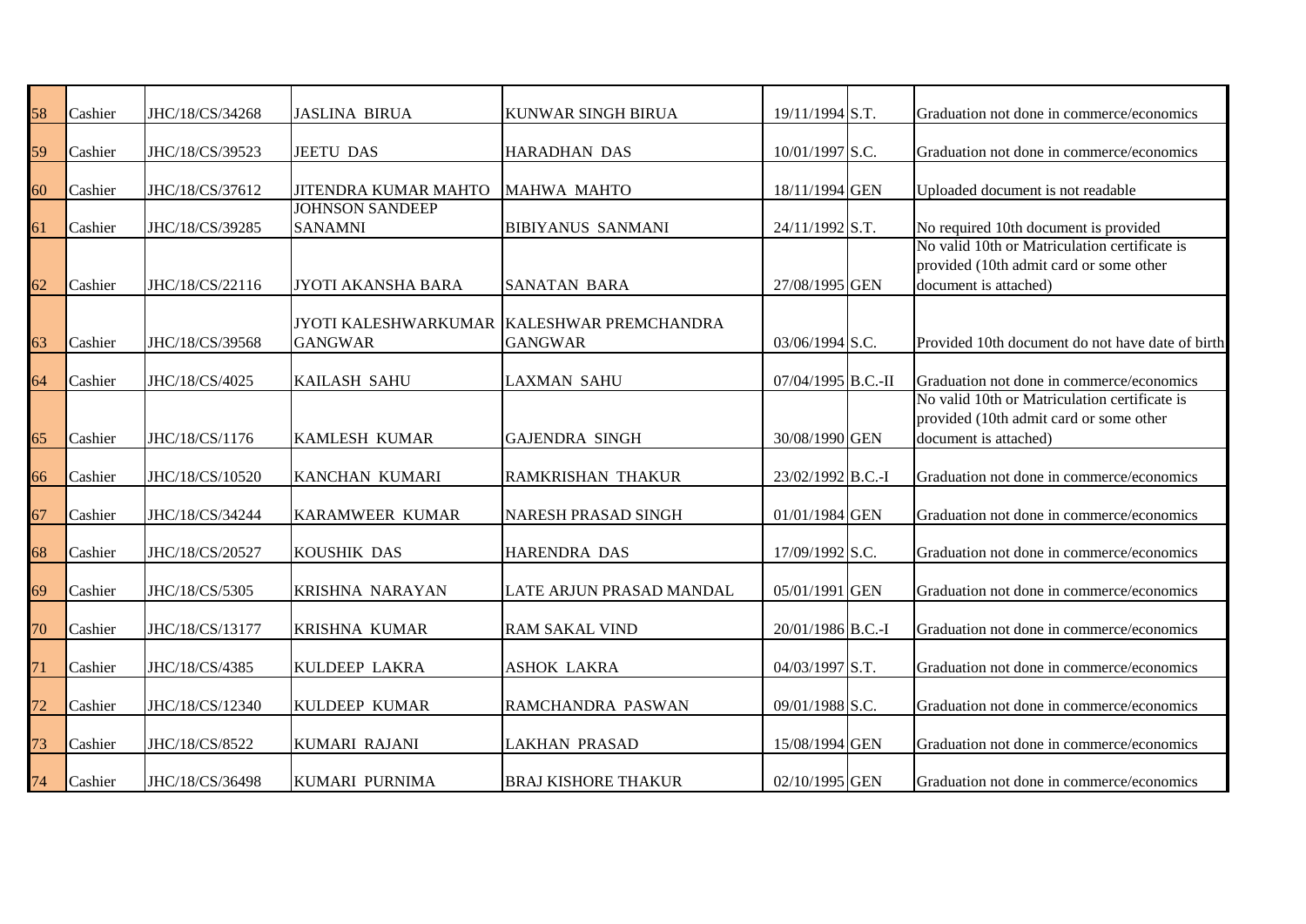| 58 | Cashier | JHC/18/CS/34268 | JASLINA BIRUA | KUNWAR SINGH BIRUA | 19/11/1994 | S.T. | Graduation not done in commerce/economics |
|---|---|---|---|---|---|---|---|
| 59 | Cashier | JHC/18/CS/39523 | JEETU DAS | HARADHAN DAS | 10/01/1997 | S.C. | Graduation not done in commerce/economics |
| 60 | Cashier | JHC/18/CS/37612 | JITENDRA KUMAR MAHTO | MAHWA MAHTO | 18/11/1994 | GEN | Uploaded document is not readable |
| 61 | Cashier | JHC/18/CS/39285 | JOHNSON SANDEEP SANAMNI | BIBIYANUS SANMANI | 24/11/1992 | S.T. | No required 10th document is provided |
| 62 | Cashier | JHC/18/CS/22116 | JYOTI AKANSHA BARA | SANATAN BARA | 27/08/1995 | GEN | No valid 10th or Matriculation certificate is provided (10th admit card or some other document is attached) |
| 63 | Cashier | JHC/18/CS/39568 | JYOTI KALESHWARKUMAR GANGWAR | KALESHWAR PREMCHANDRA GANGWAR | 03/06/1994 | S.C. | Provided 10th document do not have date of birth |
| 64 | Cashier | JHC/18/CS/4025 | KAILASH SAHU | LAXMAN SAHU | 07/04/1995 | B.C.-II | Graduation not done in commerce/economics |
| 65 | Cashier | JHC/18/CS/1176 | KAMLESH KUMAR | GAJENDRA SINGH | 30/08/1990 | GEN | No valid 10th or Matriculation certificate is provided (10th admit card or some other document is attached) |
| 66 | Cashier | JHC/18/CS/10520 | KANCHAN KUMARI | RAMKRISHAN THAKUR | 23/02/1992 | B.C.-I | Graduation not done in commerce/economics |
| 67 | Cashier | JHC/18/CS/34244 | KARAMWEER KUMAR | NARESH PRASAD SINGH | 01/01/1984 | GEN | Graduation not done in commerce/economics |
| 68 | Cashier | JHC/18/CS/20527 | KOUSHIK DAS | HARENDRA DAS | 17/09/1992 | S.C. | Graduation not done in commerce/economics |
| 69 | Cashier | JHC/18/CS/5305 | KRISHNA NARAYAN | LATE ARJUN PRASAD MANDAL | 05/01/1991 | GEN | Graduation not done in commerce/economics |
| 70 | Cashier | JHC/18/CS/13177 | KRISHNA KUMAR | RAM SAKAL VIND | 20/01/1986 | B.C.-I | Graduation not done in commerce/economics |
| 71 | Cashier | JHC/18/CS/4385 | KULDEEP LAKRA | ASHOK LAKRA | 04/03/1997 | S.T. | Graduation not done in commerce/economics |
| 72 | Cashier | JHC/18/CS/12340 | KULDEEP KUMAR | RAMCHANDRA PASWAN | 09/01/1988 | S.C. | Graduation not done in commerce/economics |
| 73 | Cashier | JHC/18/CS/8522 | KUMARI RAJANI | LAKHAN PRASAD | 15/08/1994 | GEN | Graduation not done in commerce/economics |
| 74 | Cashier | JHC/18/CS/36498 | KUMARI PURNIMA | BRAJ KISHORE THAKUR | 02/10/1995 | GEN | Graduation not done in commerce/economics |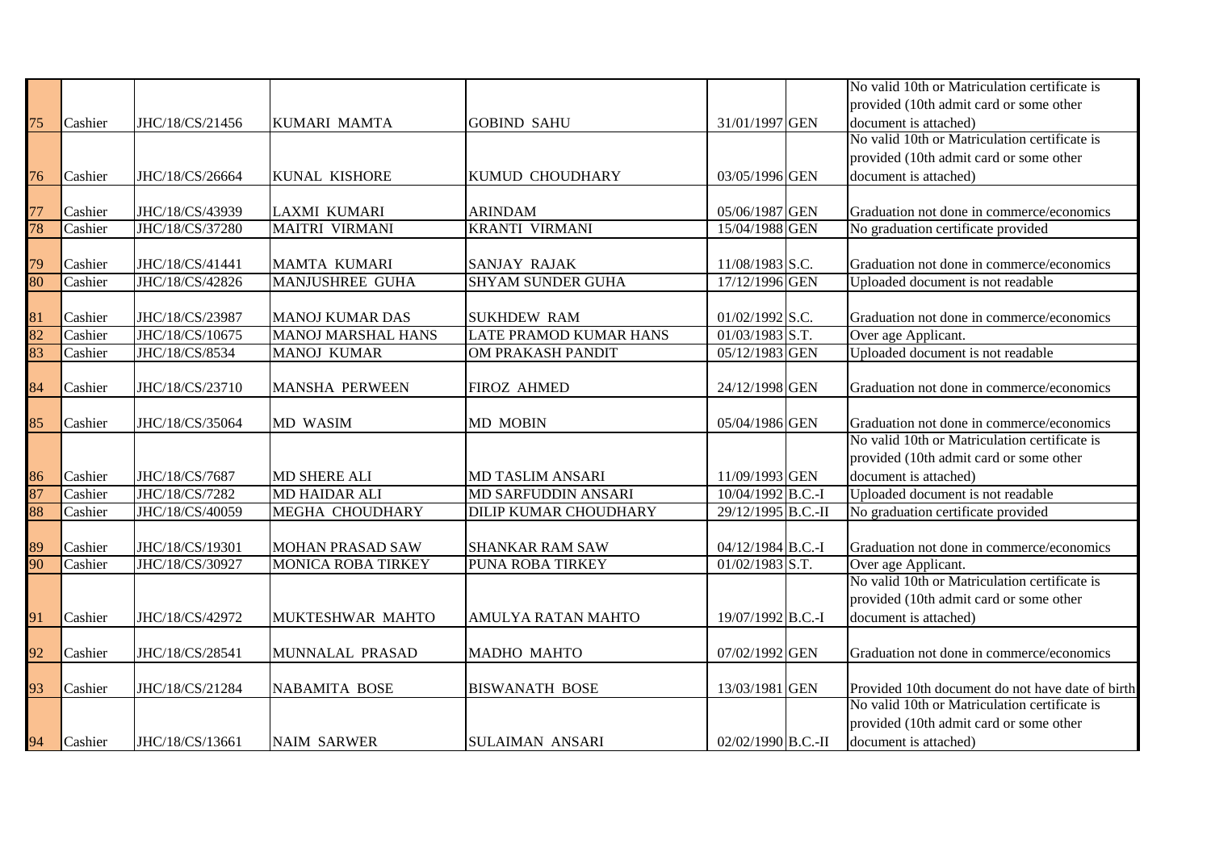| | | | | | | | |
|---|---|---|---|---|---|---|---|
| 75 | Cashier | JHC/18/CS/21456 | KUMARI MAMTA | GOBIND SAHU | 31/01/1997 | GEN | No valid 10th or Matriculation certificate is provided (10th admit card or some other document is attached) |
| 76 | Cashier | JHC/18/CS/26664 | KUNAL KISHORE | KUMUD CHOUDHARY | 03/05/1996 | GEN | No valid 10th or Matriculation certificate is provided (10th admit card or some other document is attached) |
| 77 | Cashier | JHC/18/CS/43939 | LAXMI KUMARI | ARINDAM | 05/06/1987 | GEN | Graduation not done in commerce/economics |
| 78 | Cashier | JHC/18/CS/37280 | MAITRI VIRMANI | KRANTI VIRMANI | 15/04/1988 | GEN | No graduation certificate provided |
| 79 | Cashier | JHC/18/CS/41441 | MAMTA KUMARI | SANJAY RAJAK | 11/08/1983 | S.C. | Graduation not done in commerce/economics |
| 80 | Cashier | JHC/18/CS/42826 | MANJUSHREE GUHA | SHYAM SUNDER GUHA | 17/12/1996 | GEN | Uploaded document is not readable |
| 81 | Cashier | JHC/18/CS/23987 | MANOJ KUMAR DAS | SUKHDEW RAM | 01/02/1992 | S.C. | Graduation not done in commerce/economics |
| 82 | Cashier | JHC/18/CS/10675 | MANOJ MARSHAL HANS | LATE PRAMOD KUMAR HANS | 01/03/1983 | S.T. | Over age Applicant. |
| 83 | Cashier | JHC/18/CS/8534 | MANOJ KUMAR | OM PRAKASH PANDIT | 05/12/1983 | GEN | Uploaded document is not readable |
| 84 | Cashier | JHC/18/CS/23710 | MANSHA PERWEEN | FIROZ AHMED | 24/12/1998 | GEN | Graduation not done in commerce/economics |
| 85 | Cashier | JHC/18/CS/35064 | MD WASIM | MD MOBIN | 05/04/1986 | GEN | Graduation not done in commerce/economics |
| 86 | Cashier | JHC/18/CS/7687 | MD SHERE ALI | MD TASLIM ANSARI | 11/09/1993 | GEN | No valid 10th or Matriculation certificate is provided (10th admit card or some other document is attached) |
| 87 | Cashier | JHC/18/CS/7282 | MD HAIDAR ALI | MD SARFUDDIN ANSARI | 10/04/1992 | B.C.-I | Uploaded document is not readable |
| 88 | Cashier | JHC/18/CS/40059 | MEGHA CHOUDHARY | DILIP KUMAR CHOUDHARY | 29/12/1995 | B.C.-II | No graduation certificate provided |
| 89 | Cashier | JHC/18/CS/19301 | MOHAN PRASAD SAW | SHANKAR RAM SAW | 04/12/1984 | B.C.-I | Graduation not done in commerce/economics |
| 90 | Cashier | JHC/18/CS/30927 | MONICA ROBA TIRKEY | PUNA ROBA TIRKEY | 01/02/1983 | S.T. | Over age Applicant. |
| 91 | Cashier | JHC/18/CS/42972 | MUKTESHWAR MAHTO | AMULYA RATAN MAHTO | 19/07/1992 | B.C.-I | No valid 10th or Matriculation certificate is provided (10th admit card or some other document is attached) |
| 92 | Cashier | JHC/18/CS/28541 | MUNNALAL PRASAD | MADHO MAHTO | 07/02/1992 | GEN | Graduation not done in commerce/economics |
| 93 | Cashier | JHC/18/CS/21284 | NABAMITA BOSE | BISWANATH BOSE | 13/03/1981 | GEN | Provided 10th document do not have date of birth |
| 94 | Cashier | JHC/18/CS/13661 | NAIM SARWER | SULAIMAN ANSARI | 02/02/1990 | B.C.-II | No valid 10th or Matriculation certificate is provided (10th admit card or some other document is attached) |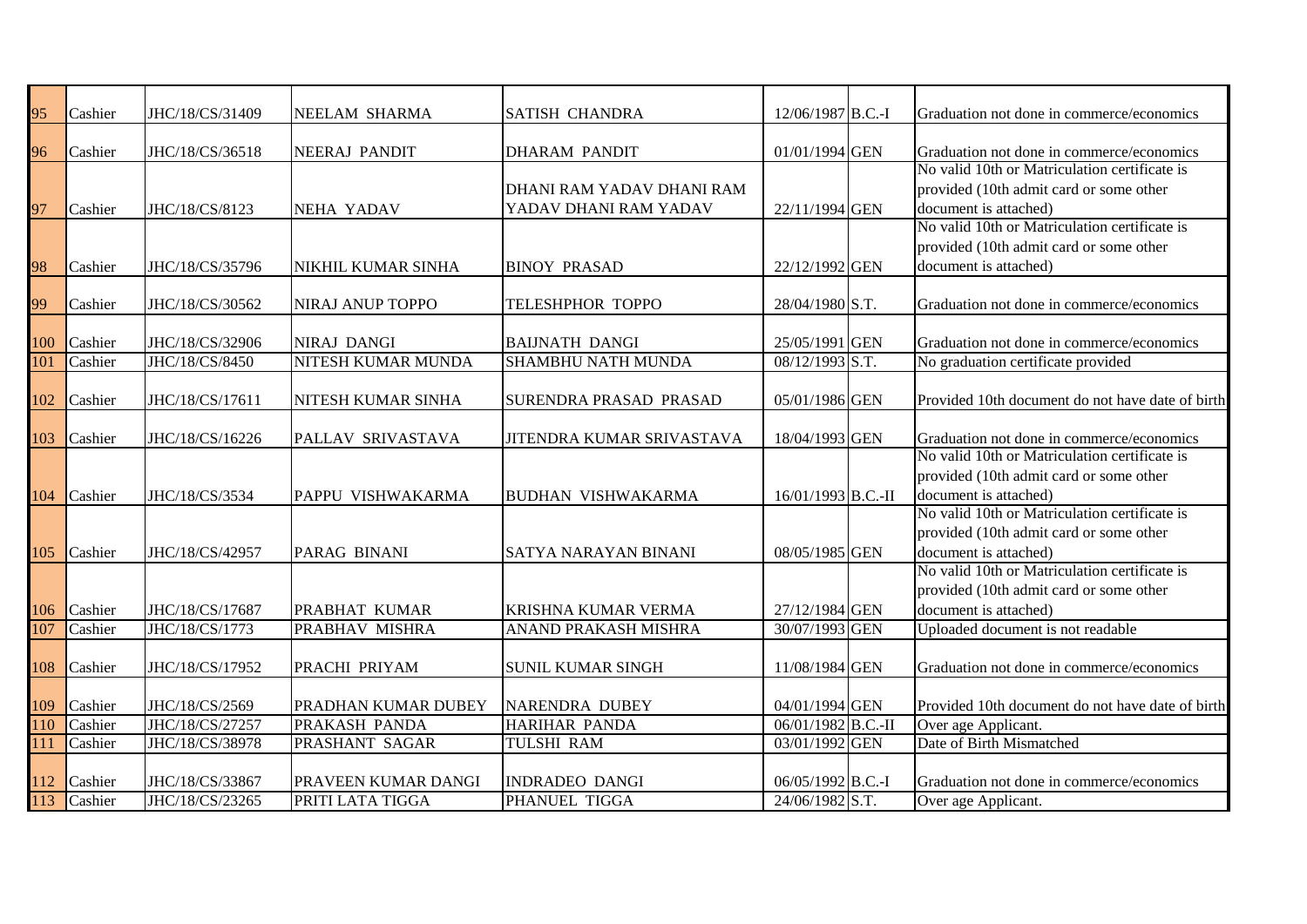| 95 | Cashier | JHC/18/CS/31409 | NEELAM SHARMA | SATISH CHANDRA | 12/06/1987 | B.C.-I | Graduation not done in commerce/economics |
|---|---|---|---|---|---|---|---|
| 96 | Cashier | JHC/18/CS/36518 | NEERAJ PANDIT | DHARAM PANDIT | 01/01/1994 | GEN | Graduation not done in commerce/economics |
| 97 | Cashier | JHC/18/CS/8123 | NEHA YADAV | DHANI RAM YADAV DHANI RAM YADAV DHANI RAM YADAV | 22/11/1994 | GEN | No valid 10th or Matriculation certificate is provided (10th admit card or some other document is attached) |
| 98 | Cashier | JHC/18/CS/35796 | NIKHIL KUMAR SINHA | BINOY PRASAD | 22/12/1992 | GEN | No valid 10th or Matriculation certificate is provided (10th admit card or some other document is attached) |
| 99 | Cashier | JHC/18/CS/30562 | NIRAJ ANUP TOPPO | TELESHPHOR TOPPO | 28/04/1980 | S.T. | Graduation not done in commerce/economics |
| 100 | Cashier | JHC/18/CS/32906 | NIRAJ DANGI | BAIJNATH DANGI | 25/05/1991 | GEN | Graduation not done in commerce/economics |
| 101 | Cashier | JHC/18/CS/8450 | NITESH KUMAR MUNDA | SHAMBHU NATH MUNDA | 08/12/1993 | S.T. | No graduation certificate provided |
| 102 | Cashier | JHC/18/CS/17611 | NITESH KUMAR SINHA | SURENDRA PRASAD PRASAD | 05/01/1986 | GEN | Provided 10th document do not have date of birth |
| 103 | Cashier | JHC/18/CS/16226 | PALLAV SRIVASTAVA | JITENDRA KUMAR SRIVASTAVA | 18/04/1993 | GEN | Graduation not done in commerce/economics |
| 104 | Cashier | JHC/18/CS/3534 | PAPPU VISHWAKARMA | BUDHAN VISHWAKARMA | 16/01/1993 | B.C.-II | No valid 10th or Matriculation certificate is provided (10th admit card or some other document is attached) |
| 105 | Cashier | JHC/18/CS/42957 | PARAG BINANI | SATYA NARAYAN BINANI | 08/05/1985 | GEN | No valid 10th or Matriculation certificate is provided (10th admit card or some other document is attached) |
| 106 | Cashier | JHC/18/CS/17687 | PRABHAT KUMAR | KRISHNA KUMAR VERMA | 27/12/1984 | GEN | No valid 10th or Matriculation certificate is provided (10th admit card or some other document is attached) |
| 107 | Cashier | JHC/18/CS/1773 | PRABHAV MISHRA | ANAND PRAKASH MISHRA | 30/07/1993 | GEN | Uploaded document is not readable |
| 108 | Cashier | JHC/18/CS/17952 | PRACHI PRIYAM | SUNIL KUMAR SINGH | 11/08/1984 | GEN | Graduation not done in commerce/economics |
| 109 | Cashier | JHC/18/CS/2569 | PRADHAN KUMAR DUBEY | NARENDRA DUBEY | 04/01/1994 | GEN | Provided 10th document do not have date of birth |
| 110 | Cashier | JHC/18/CS/27257 | PRAKASH PANDA | HARIHAR PANDA | 06/01/1982 | B.C.-II | Over age Applicant. |
| 111 | Cashier | JHC/18/CS/38978 | PRASHANT SAGAR | TULSHI RAM | 03/01/1992 | GEN | Date of Birth Mismatched |
| 112 | Cashier | JHC/18/CS/33867 | PRAVEEN KUMAR DANGI | INDRADEO DANGI | 06/05/1992 | B.C.-I | Graduation not done in commerce/economics |
| 113 | Cashier | JHC/18/CS/23265 | PRITI LATA TIGGA | PHANUEL TIGGA | 24/06/1982 | S.T. | Over age Applicant. |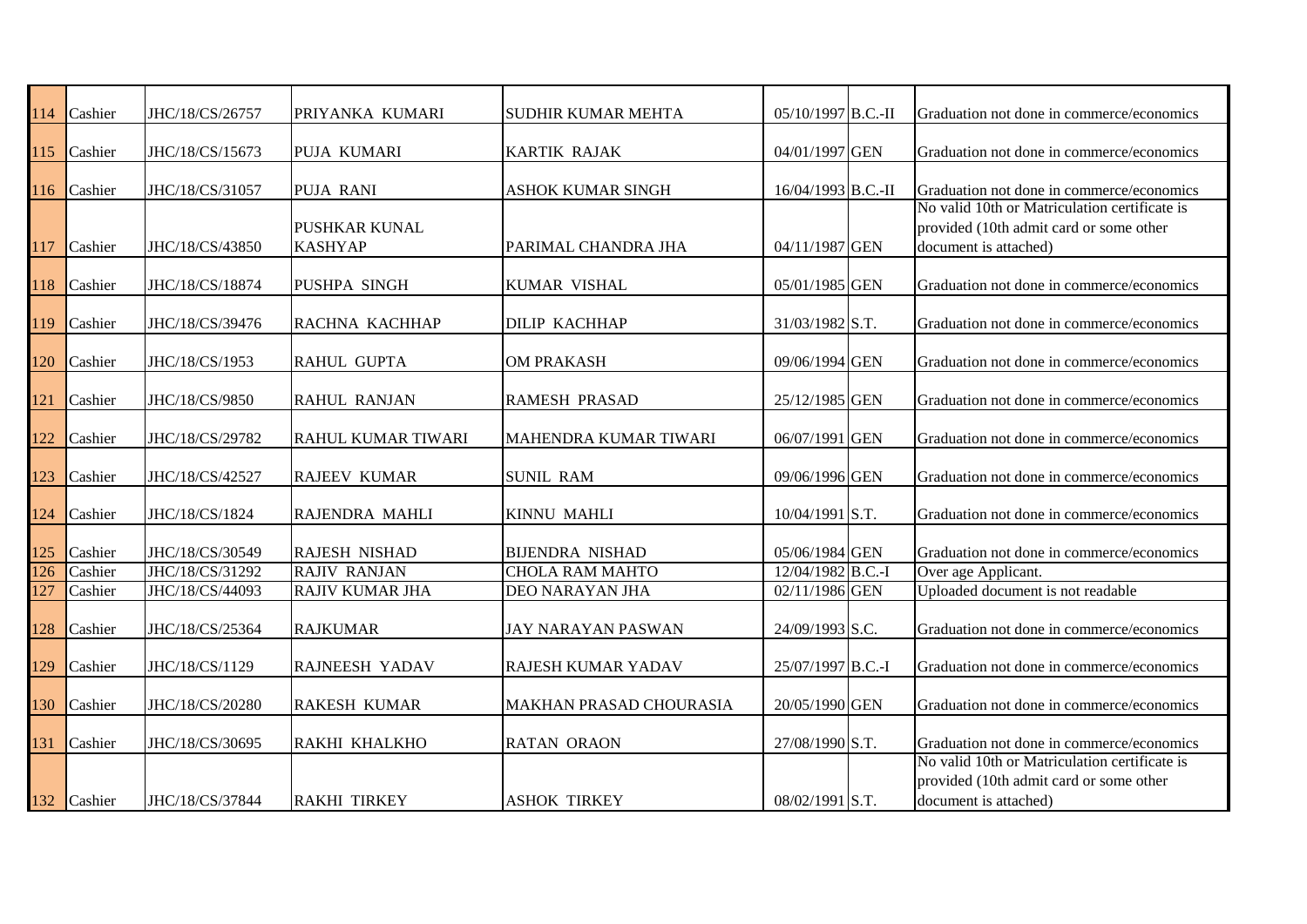| | | | | | | | |
|---|---|---|---|---|---|---|---|
| 114 | Cashier | JHC/18/CS/26757 | PRIYANKA KUMARI | SUDHIR KUMAR MEHTA | 05/10/1997 | B.C.-II | Graduation not done in commerce/economics |
| 115 | Cashier | JHC/18/CS/15673 | PUJA KUMARI | KARTIK RAJAK | 04/01/1997 | GEN | Graduation not done in commerce/economics |
| 116 | Cashier | JHC/18/CS/31057 | PUJA RANI | ASHOK KUMAR SINGH | 16/04/1993 | B.C.-II | Graduation not done in commerce/economics |
| 117 | Cashier | JHC/18/CS/43850 | PUSHKAR KUNAL KASHYAP | PARIMAL CHANDRA JHA | 04/11/1987 | GEN | No valid 10th or Matriculation certificate is provided (10th admit card or some other document is attached) |
| 118 | Cashier | JHC/18/CS/18874 | PUSHPA SINGH | KUMAR VISHAL | 05/01/1985 | GEN | Graduation not done in commerce/economics |
| 119 | Cashier | JHC/18/CS/39476 | RACHNA KACHHAP | DILIP KACHHAP | 31/03/1982 | S.T. | Graduation not done in commerce/economics |
| 120 | Cashier | JHC/18/CS/1953 | RAHUL GUPTA | OM PRAKASH | 09/06/1994 | GEN | Graduation not done in commerce/economics |
| 121 | Cashier | JHC/18/CS/9850 | RAHUL RANJAN | RAMESH PRASAD | 25/12/1985 | GEN | Graduation not done in commerce/economics |
| 122 | Cashier | JHC/18/CS/29782 | RAHUL KUMAR TIWARI | MAHENDRA KUMAR TIWARI | 06/07/1991 | GEN | Graduation not done in commerce/economics |
| 123 | Cashier | JHC/18/CS/42527 | RAJEEV KUMAR | SUNIL RAM | 09/06/1996 | GEN | Graduation not done in commerce/economics |
| 124 | Cashier | JHC/18/CS/1824 | RAJENDRA MAHLI | KINNU MAHLI | 10/04/1991 | S.T. | Graduation not done in commerce/economics |
| 125 | Cashier | JHC/18/CS/30549 | RAJESH NISHAD | BIJENDRA NISHAD | 05/06/1984 | GEN | Graduation not done in commerce/economics |
| 126 | Cashier | JHC/18/CS/31292 | RAJIV RANJAN | CHOLA RAM MAHTO | 12/04/1982 | B.C.-I | Over age Applicant. |
| 127 | Cashier | JHC/18/CS/44093 | RAJIV KUMAR JHA | DEO NARAYAN JHA | 02/11/1986 | GEN | Uploaded document is not readable |
| 128 | Cashier | JHC/18/CS/25364 | RAJKUMAR | JAY NARAYAN PASWAN | 24/09/1993 | S.C. | Graduation not done in commerce/economics |
| 129 | Cashier | JHC/18/CS/1129 | RAJNEESH YADAV | RAJESH KUMAR YADAV | 25/07/1997 | B.C.-I | Graduation not done in commerce/economics |
| 130 | Cashier | JHC/18/CS/20280 | RAKESH KUMAR | MAKHAN PRASAD CHOURASIA | 20/05/1990 | GEN | Graduation not done in commerce/economics |
| 131 | Cashier | JHC/18/CS/30695 | RAKHI KHALKHO | RATAN ORAON | 27/08/1990 | S.T. | Graduation not done in commerce/economics |
| 132 | Cashier | JHC/18/CS/37844 | RAKHI TIRKEY | ASHOK TIRKEY | 08/02/1991 | S.T. | No valid 10th or Matriculation certificate is provided (10th admit card or some other document is attached) |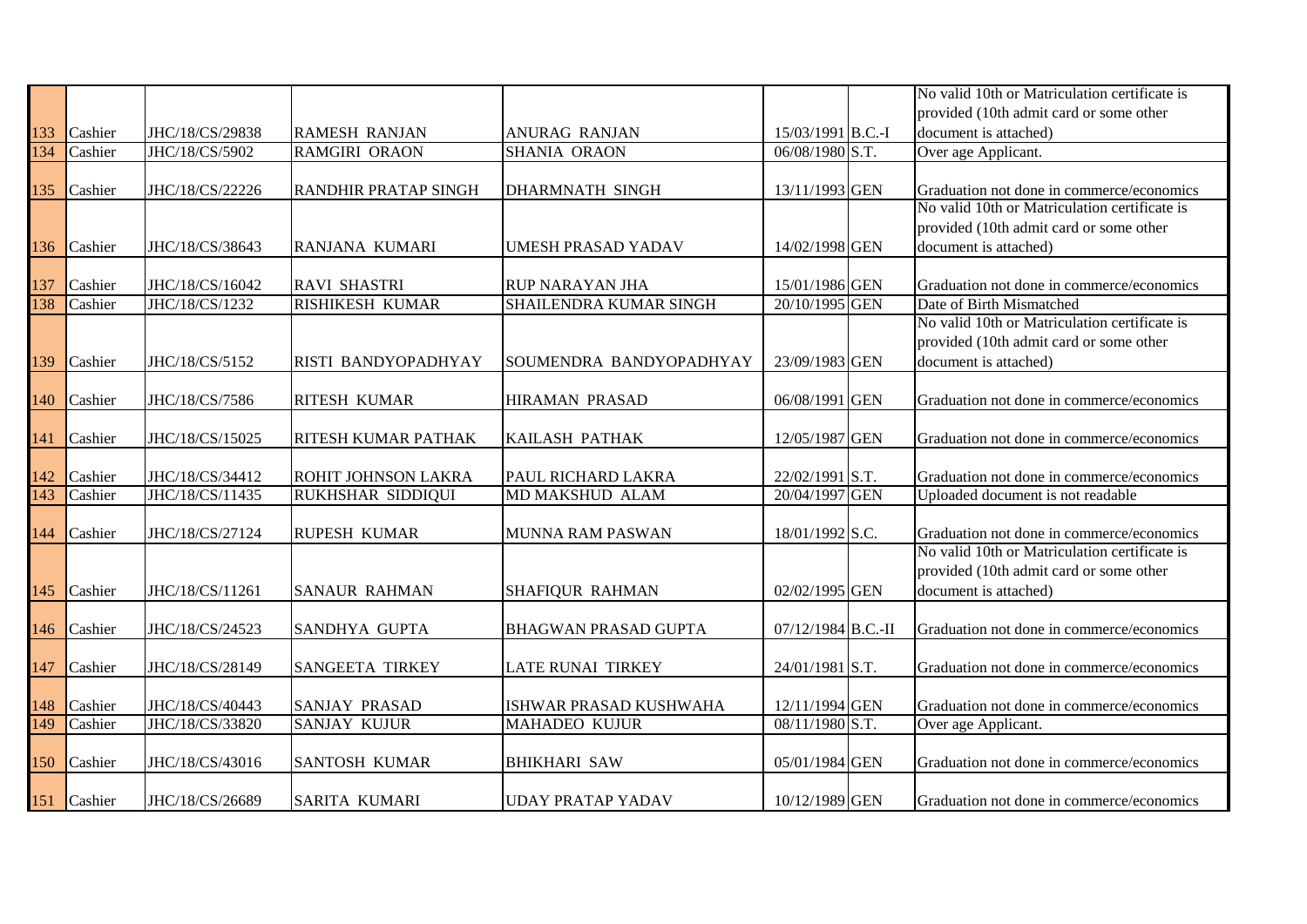| | | | | | | | |
|---|---|---|---|---|---|---|---|
| 133 | Cashier | JHC/18/CS/29838 | RAMESH RANJAN | ANURAG RANJAN | 15/03/1991 | B.C.-I | No valid 10th or Matriculation certificate is provided (10th admit card or some other document is attached) |
| 134 | Cashier | JHC/18/CS/5902 | RAMGIRI ORAON | SHANIA ORAON | 06/08/1980 | S.T. | Over age Applicant. |
| 135 | Cashier | JHC/18/CS/22226 | RANDHIR PRATAP SINGH | DHARMNATH SINGH | 13/11/1993 | GEN | Graduation not done in commerce/economics |
| 136 | Cashier | JHC/18/CS/38643 | RANJANA KUMARI | UMESH PRASAD YADAV | 14/02/1998 | GEN | No valid 10th or Matriculation certificate is provided (10th admit card or some other document is attached) |
| 137 | Cashier | JHC/18/CS/16042 | RAVI SHASTRI | RUP NARAYAN JHA | 15/01/1986 | GEN | Graduation not done in commerce/economics |
| 138 | Cashier | JHC/18/CS/1232 | RISHIKESH KUMAR | SHAILENDRA KUMAR SINGH | 20/10/1995 | GEN | Date of Birth Mismatched |
| 139 | Cashier | JHC/18/CS/5152 | RISTI BANDYOPADHYAY | SOUMENDRA BANDYOPADHYAY | 23/09/1983 | GEN | No valid 10th or Matriculation certificate is provided (10th admit card or some other document is attached) |
| 140 | Cashier | JHC/18/CS/7586 | RITESH KUMAR | HIRAMAN PRASAD | 06/08/1991 | GEN | Graduation not done in commerce/economics |
| 141 | Cashier | JHC/18/CS/15025 | RITESH KUMAR PATHAK | KAILASH PATHAK | 12/05/1987 | GEN | Graduation not done in commerce/economics |
| 142 | Cashier | JHC/18/CS/34412 | ROHIT JOHNSON LAKRA | PAUL RICHARD LAKRA | 22/02/1991 | S.T. | Graduation not done in commerce/economics |
| 143 | Cashier | JHC/18/CS/11435 | RUKHSHAR SIDDIQUI | MD MAKSHUD ALAM | 20/04/1997 | GEN | Uploaded document is not readable |
| 144 | Cashier | JHC/18/CS/27124 | RUPESH KUMAR | MUNNA RAM PASWAN | 18/01/1992 | S.C. | Graduation not done in commerce/economics |
| 145 | Cashier | JHC/18/CS/11261 | SANAUR RAHMAN | SHAFIQUR RAHMAN | 02/02/1995 | GEN | No valid 10th or Matriculation certificate is provided (10th admit card or some other document is attached) |
| 146 | Cashier | JHC/18/CS/24523 | SANDHYA GUPTA | BHAGWAN PRASAD GUPTA | 07/12/1984 | B.C.-II | Graduation not done in commerce/economics |
| 147 | Cashier | JHC/18/CS/28149 | SANGEETA TIRKEY | LATE RUNAI TIRKEY | 24/01/1981 | S.T. | Graduation not done in commerce/economics |
| 148 | Cashier | JHC/18/CS/40443 | SANJAY PRASAD | ISHWAR PRASAD KUSHWAHA | 12/11/1994 | GEN | Graduation not done in commerce/economics |
| 149 | Cashier | JHC/18/CS/33820 | SANJAY KUJUR | MAHADEO KUJUR | 08/11/1980 | S.T. | Over age Applicant. |
| 150 | Cashier | JHC/18/CS/43016 | SANTOSH KUMAR | BHIKHARI SAW | 05/01/1984 | GEN | Graduation not done in commerce/economics |
| 151 | Cashier | JHC/18/CS/26689 | SARITA KUMARI | UDAY PRATAP YADAV | 10/12/1989 | GEN | Graduation not done in commerce/economics |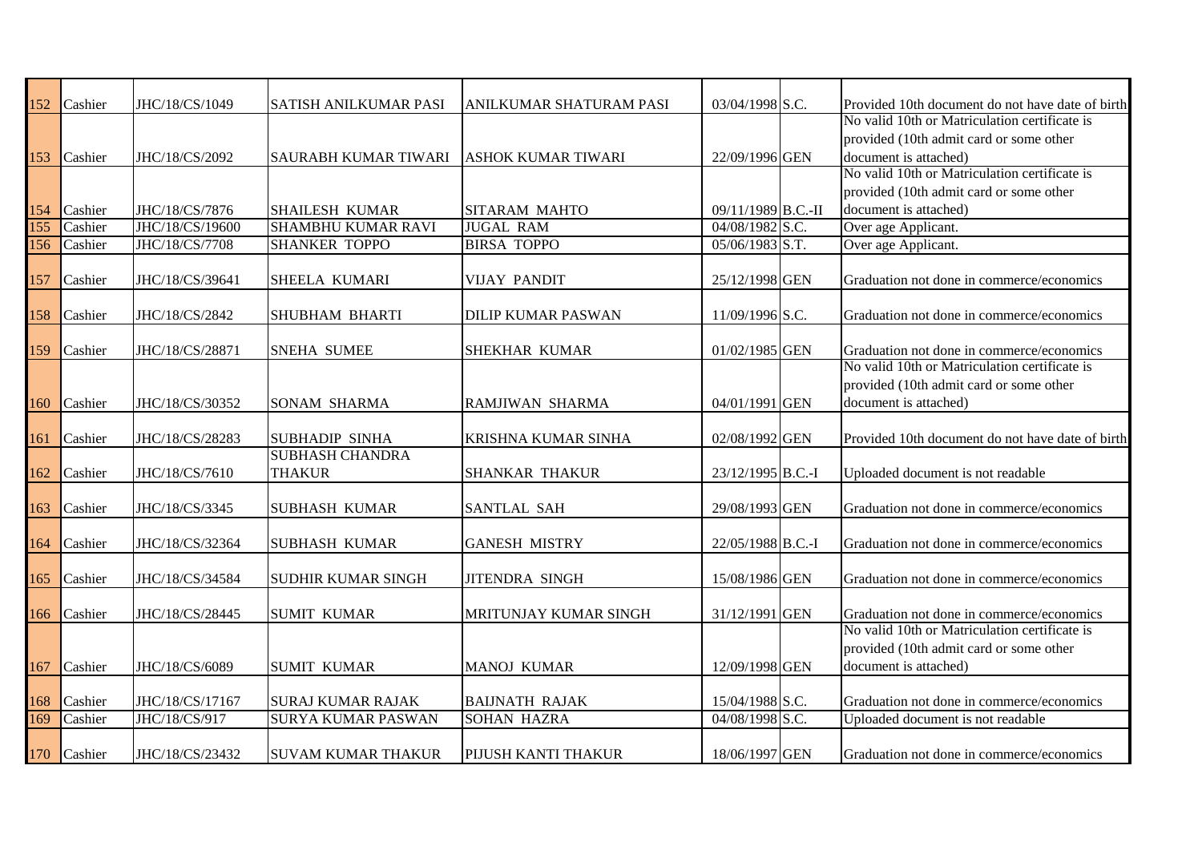| 152 | Cashier | JHC/18/CS/1049 | SATISH ANILKUMAR PASI | ANILKUMAR SHATURAM PASI | 03/04/1998 | S.C. | Provided 10th document do not have date of birth |
|---|---|---|---|---|---|---|---|
| 153 | Cashier | JHC/18/CS/2092 | SAURABH KUMAR TIWARI | ASHOK KUMAR TIWARI | 22/09/1996 | GEN | No valid 10th or Matriculation certificate is provided (10th admit card or some other document is attached) |
| 154 | Cashier | JHC/18/CS/7876 | SHAILESH KUMAR | SITARAM MAHTO | 09/11/1989 | B.C.-II | No valid 10th or Matriculation certificate is provided (10th admit card or some other document is attached) |
| 155 | Cashier | JHC/18/CS/19600 | SHAMBHU KUMAR RAVI | JUGAL RAM | 04/08/1982 | S.C. | Over age Applicant. |
| 156 | Cashier | JHC/18/CS/7708 | SHANKER TOPPO | BIRSA TOPPO | 05/06/1983 | S.T. | Over age Applicant. |
| 157 | Cashier | JHC/18/CS/39641 | SHEELA KUMARI | VIJAY PANDIT | 25/12/1998 | GEN | Graduation not done in commerce/economics |
| 158 | Cashier | JHC/18/CS/2842 | SHUBHAM BHARTI | DILIP KUMAR PASWAN | 11/09/1996 | S.C. | Graduation not done in commerce/economics |
| 159 | Cashier | JHC/18/CS/28871 | SNEHA SUMEE | SHEKHAR KUMAR | 01/02/1985 | GEN | Graduation not done in commerce/economics |
| 160 | Cashier | JHC/18/CS/30352 | SONAM SHARMA | RAMJIWAN SHARMA | 04/01/1991 | GEN | No valid 10th or Matriculation certificate is provided (10th admit card or some other document is attached) |
| 161 | Cashier | JHC/18/CS/28283 | SUBHADIP SINHA | KRISHNA KUMAR SINHA | 02/08/1992 | GEN | Provided 10th document do not have date of birth |
| 162 | Cashier | JHC/18/CS/7610 | SUBHASH CHANDRA THAKUR | SHANKAR THAKUR | 23/12/1995 | B.C.-I | Uploaded document is not readable |
| 163 | Cashier | JHC/18/CS/3345 | SUBHASH KUMAR | SANTLAL SAH | 29/08/1993 | GEN | Graduation not done in commerce/economics |
| 164 | Cashier | JHC/18/CS/32364 | SUBHASH KUMAR | GANESH MISTRY | 22/05/1988 | B.C.-I | Graduation not done in commerce/economics |
| 165 | Cashier | JHC/18/CS/34584 | SUDHIR KUMAR SINGH | JITENDRA SINGH | 15/08/1986 | GEN | Graduation not done in commerce/economics |
| 166 | Cashier | JHC/18/CS/28445 | SUMIT KUMAR | MRITUNJAY KUMAR SINGH | 31/12/1991 | GEN | Graduation not done in commerce/economics |
| 167 | Cashier | JHC/18/CS/6089 | SUMIT KUMAR | MANOJ KUMAR | 12/09/1998 | GEN | No valid 10th or Matriculation certificate is provided (10th admit card or some other document is attached) |
| 168 | Cashier | JHC/18/CS/17167 | SURAJ KUMAR RAJAK | BAIJNATH RAJAK | 15/04/1988 | S.C. | Graduation not done in commerce/economics |
| 169 | Cashier | JHC/18/CS/917 | SURYA KUMAR PASWAN | SOHAN HAZRA | 04/08/1998 | S.C. | Uploaded document is not readable |
| 170 | Cashier | JHC/18/CS/23432 | SUVAM KUMAR THAKUR | PIJUSH KANTI THAKUR | 18/06/1997 | GEN | Graduation not done in commerce/economics |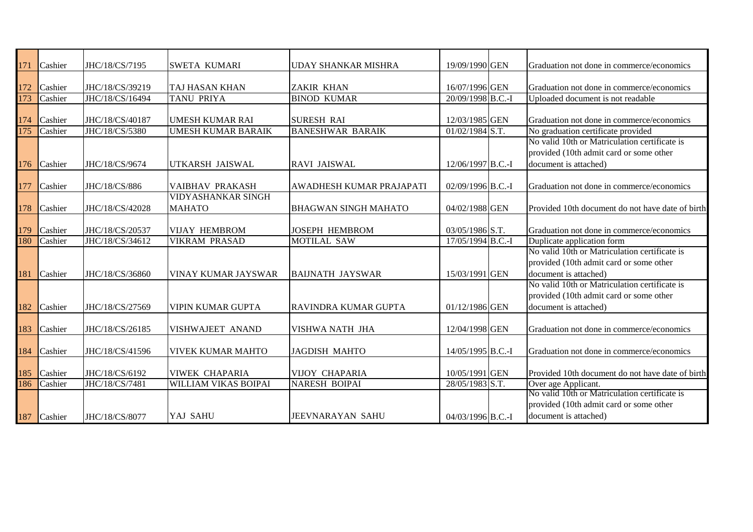| | | | | | | | |
|---|---|---|---|---|---|---|---|
| 171 | Cashier | JHC/18/CS/7195 | SWETA KUMARI | UDAY SHANKAR MISHRA | 19/09/1990 | GEN | Graduation not done in commerce/economics |
| 172 | Cashier | JHC/18/CS/39219 | TAJ HASAN KHAN | ZAKIR KHAN | 16/07/1996 | GEN | Graduation not done in commerce/economics |
| 173 | Cashier | JHC/18/CS/16494 | TANU PRIYA | BINOD KUMAR | 20/09/1998 | B.C.-I | Uploaded document is not readable |
| 174 | Cashier | JHC/18/CS/40187 | UMESH KUMAR RAI | SURESH RAI | 12/03/1985 | GEN | Graduation not done in commerce/economics |
| 175 | Cashier | JHC/18/CS/5380 | UMESH KUMAR BARAIK | BANESHWAR BARAIK | 01/02/1984 | S.T. | No graduation certificate provided |
| 176 | Cashier | JHC/18/CS/9674 | UTKARSH JAISWAL | RAVI JAISWAL | 12/06/1997 | B.C.-I | No valid 10th or Matriculation certificate is provided (10th admit card or some other document is attached) |
| 177 | Cashier | JHC/18/CS/886 | VAIBHAV PRAKASH | AWADHESH KUMAR PRAJAPATI | 02/09/1996 | B.C.-I | Graduation not done in commerce/economics |
| 178 | Cashier | JHC/18/CS/42028 | VIDYASHANKAR SINGH MAHATO | BHAGWAN SINGH MAHATO | 04/02/1988 | GEN | Provided 10th document do not have date of birth |
| 179 | Cashier | JHC/18/CS/20537 | VIJAY HEMBROM | JOSEPH HEMBROM | 03/05/1986 | S.T. | Graduation not done in commerce/economics |
| 180 | Cashier | JHC/18/CS/34612 | VIKRAM PRASAD | MOTILAL SAW | 17/05/1994 | B.C.-I | Duplicate application form |
| 181 | Cashier | JHC/18/CS/36860 | VINAY KUMAR JAYSWAR | BAIJNATH JAYSWAR | 15/03/1991 | GEN | No valid 10th or Matriculation certificate is provided (10th admit card or some other document is attached) |
| 182 | Cashier | JHC/18/CS/27569 | VIPIN KUMAR GUPTA | RAVINDRA KUMAR GUPTA | 01/12/1986 | GEN | No valid 10th or Matriculation certificate is provided (10th admit card or some other document is attached) |
| 183 | Cashier | JHC/18/CS/26185 | VISHWAJEET ANAND | VISHWA NATH JHA | 12/04/1998 | GEN | Graduation not done in commerce/economics |
| 184 | Cashier | JHC/18/CS/41596 | VIVEK KUMAR MAHTO | JAGDISH MAHTO | 14/05/1995 | B.C.-I | Graduation not done in commerce/economics |
| 185 | Cashier | JHC/18/CS/6192 | VIWEK CHAPARIA | VIJOY CHAPARIA | 10/05/1991 | GEN | Provided 10th document do not have date of birth |
| 186 | Cashier | JHC/18/CS/7481 | WILLIAM VIKAS BOIPAI | NARESH BOIPAI | 28/05/1983 | S.T. | Over age Applicant. |
| 187 | Cashier | JHC/18/CS/8077 | YAJ SAHU | JEEVNARAYAN SAHU | 04/03/1996 | B.C.-I | No valid 10th or Matriculation certificate is provided (10th admit card or some other document is attached) |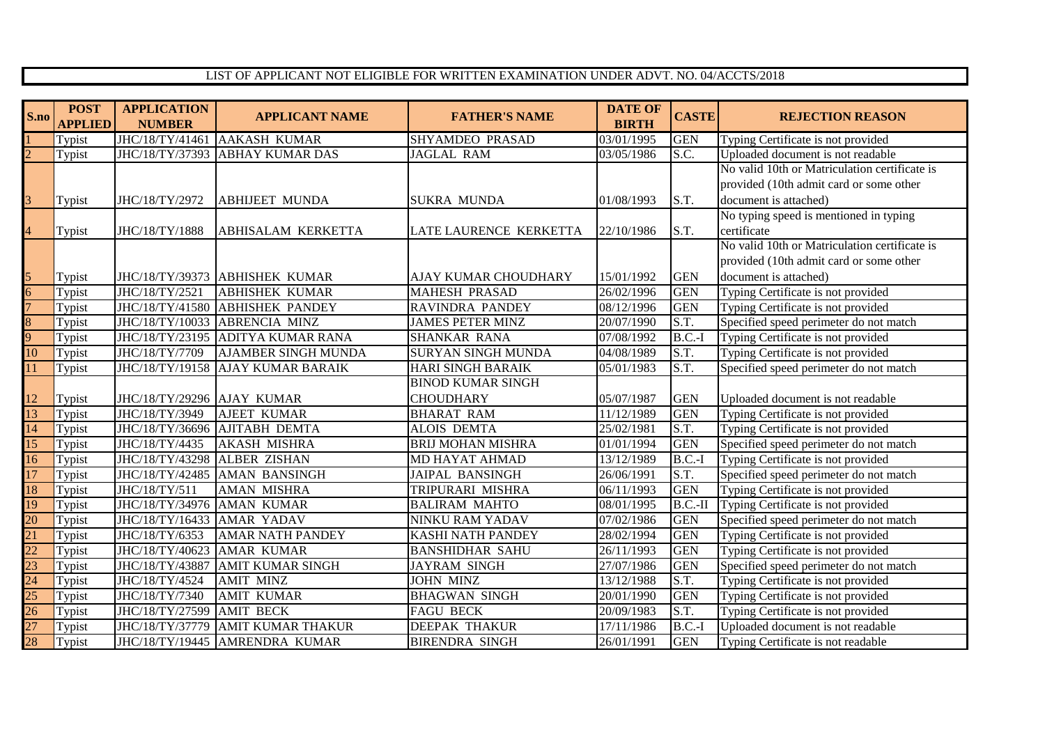LIST OF APPLICANT NOT ELIGIBLE FOR WRITTEN EXAMINATION UNDER ADVT. NO. 04/ACCTS/2018

| S.no | POST APPLIED | APPLICATION NUMBER | APPLICANT NAME | FATHER'S NAME | DATE OF BIRTH | CASTE | REJECTION REASON |
|---|---|---|---|---|---|---|---|
| 1 | Typist | JHC/18/TY/41461 | AAKASH KUMAR | SHYAMDEO PRASAD | 03/01/1995 | GEN | Typing Certificate is not provided |
| 2 | Typist | JHC/18/TY/37393 | ABHAY KUMAR DAS | JAGLAL RAM | 03/05/1986 | S.C. | Uploaded document is not readable |
| 3 | Typist | JHC/18/TY/2972 | ABHIJEET MUNDA | SUKRA MUNDA | 01/08/1993 | S.T. | No valid 10th or Matriculation certificate is provided (10th admit card or some other document is attached) |
| 4 | Typist | JHC/18/TY/1888 | ABHISALAM KERKETTA | LATE LAURENCE KERKETTA | 22/10/1986 | S.T. | No typing speed is mentioned in typing certificate |
| 5 | Typist | JHC/18/TY/39373 | ABHISHEK KUMAR | AJAY KUMAR CHOUDHARY | 15/01/1992 | GEN | No valid 10th or Matriculation certificate is provided (10th admit card or some other document is attached) |
| 6 | Typist | JHC/18/TY/2521 | ABHISHEK KUMAR | MAHESH PRASAD | 26/02/1996 | GEN | Typing Certificate is not provided |
| 7 | Typist | JHC/18/TY/41580 | ABHISHEK PANDEY | RAVINDRA PANDEY | 08/12/1996 | GEN | Typing Certificate is not provided |
| 8 | Typist | JHC/18/TY/10033 | ABRENCIA MINZ | JAMES PETER MINZ | 20/07/1990 | S.T. | Specified speed perimeter do not match |
| 9 | Typist | JHC/18/TY/23195 | ADITYA KUMAR RANA | SHANKAR RANA | 07/08/1992 | B.C.-I | Typing Certificate is not provided |
| 10 | Typist | JHC/18/TY/7709 | AJAMBER SINGH MUNDA | SURYAN SINGH MUNDA | 04/08/1989 | S.T. | Typing Certificate is not provided |
| 11 | Typist | JHC/18/TY/19158 | AJAY KUMAR BARAIK | HARI SINGH BARAIK | 05/01/1983 | S.T. | Specified speed perimeter do not match |
| 12 | Typist | JHC/18/TY/29296 | AJAY KUMAR | BINOD KUMAR SINGH CHOUDHARY | 05/07/1987 | GEN | Uploaded document is not readable |
| 13 | Typist | JHC/18/TY/3949 | AJEET KUMAR | BHARAT RAM | 11/12/1989 | GEN | Typing Certificate is not provided |
| 14 | Typist | JHC/18/TY/36696 | AJITABH DEMTA | ALOIS DEMTA | 25/02/1981 | S.T. | Typing Certificate is not provided |
| 15 | Typist | JHC/18/TY/4435 | AKASH MISHRA | BRIJ MOHAN MISHRA | 01/01/1994 | GEN | Specified speed perimeter do not match |
| 16 | Typist | JHC/18/TY/43298 | ALBER ZISHAN | MD HAYAT AHMAD | 13/12/1989 | B.C.-I | Typing Certificate is not provided |
| 17 | Typist | JHC/18/TY/42485 | AMAN BANSINGH | JAIPAL BANSINGH | 26/06/1991 | S.T. | Specified speed perimeter do not match |
| 18 | Typist | JHC/18/TY/511 | AMAN MISHRA | TRIPURARI MISHRA | 06/11/1993 | GEN | Typing Certificate is not provided |
| 19 | Typist | JHC/18/TY/34976 | AMAN KUMAR | BALIRAM MAHTO | 08/01/1995 | B.C.-II | Typing Certificate is not provided |
| 20 | Typist | JHC/18/TY/16433 | AMAR YADAV | NINKU RAM YADAV | 07/02/1986 | GEN | Specified speed perimeter do not match |
| 21 | Typist | JHC/18/TY/6353 | AMAR NATH PANDEY | KASHI NATH PANDEY | 28/02/1994 | GEN | Typing Certificate is not provided |
| 22 | Typist | JHC/18/TY/40623 | AMAR KUMAR | BANSHIDHAR SAHU | 26/11/1993 | GEN | Typing Certificate is not provided |
| 23 | Typist | JHC/18/TY/43887 | AMIT KUMAR SINGH | JAYRAM SINGH | 27/07/1986 | GEN | Specified speed perimeter do not match |
| 24 | Typist | JHC/18/TY/4524 | AMIT MINZ | JOHN MINZ | 13/12/1988 | S.T. | Typing Certificate is not provided |
| 25 | Typist | JHC/18/TY/7340 | AMIT KUMAR | BHAGWAN SINGH | 20/01/1990 | GEN | Typing Certificate is not provided |
| 26 | Typist | JHC/18/TY/27599 | AMIT BECK | FAGU BECK | 20/09/1983 | S.T. | Typing Certificate is not provided |
| 27 | Typist | JHC/18/TY/37779 | AMIT KUMAR THAKUR | DEEPAK THAKUR | 17/11/1986 | B.C.-I | Uploaded document is not readable |
| 28 | Typist | JHC/18/TY/19445 | AMRENDRA KUMAR | BIRENDRA SINGH | 26/01/1991 | GEN | Typing Certificate is not readable |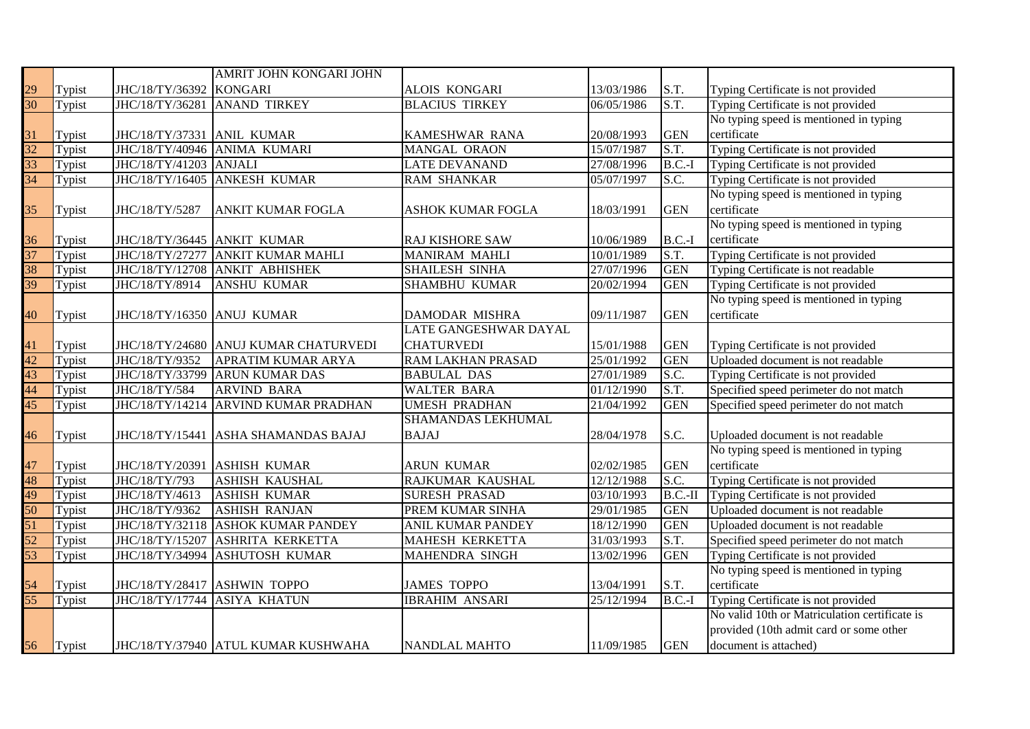| | | | | | | | |
|---|---|---|---|---|---|---|---|
| 29 | Typist | JHC/18/TY/36392 | AMRIT JOHN KONGARI JOHN KONGARI | ALOIS KONGARI | 13/03/1986 | S.T. | Typing Certificate is not provided |
| 30 | Typist | JHC/18/TY/36281 | ANAND TIRKEY | BLACIUS TIRKEY | 06/05/1986 | S.T. | Typing Certificate is not provided |
| 31 | Typist | JHC/18/TY/37331 | ANIL KUMAR | KAMESHWAR RANA | 20/08/1993 | GEN | No typing speed is mentioned in typing certificate |
| 32 | Typist | JHC/18/TY/40946 | ANIMA KUMARI | MANGAL ORAON | 15/07/1987 | S.T. | Typing Certificate is not provided |
| 33 | Typist | JHC/18/TY/41203 | ANJALI | LATE DEVANAND | 27/08/1996 | B.C.-I | Typing Certificate is not provided |
| 34 | Typist | JHC/18/TY/16405 | ANKESH KUMAR | RAM SHANKAR | 05/07/1997 | S.C. | Typing Certificate is not provided |
| 35 | Typist | JHC/18/TY/5287 | ANKIT KUMAR FOGLA | ASHOK KUMAR FOGLA | 18/03/1991 | GEN | No typing speed is mentioned in typing certificate |
| 36 | Typist | JHC/18/TY/36445 | ANKIT KUMAR | RAJ KISHORE SAW | 10/06/1989 | B.C.-I | No typing speed is mentioned in typing certificate |
| 37 | Typist | JHC/18/TY/27277 | ANKIT KUMAR MAHLI | MANIRAM MAHLI | 10/01/1989 | S.T. | Typing Certificate is not provided |
| 38 | Typist | JHC/18/TY/12708 | ANKIT ABHISHEK | SHAILESH SINHA | 27/07/1996 | GEN | Typing Certificate is not readable |
| 39 | Typist | JHC/18/TY/8914 | ANSHU KUMAR | SHAMBHU KUMAR | 20/02/1994 | GEN | Typing Certificate is not provided |
| 40 | Typist | JHC/18/TY/16350 | ANUJ KUMAR | DAMODAR MISHRA | 09/11/1987 | GEN | No typing speed is mentioned in typing certificate |
| 41 | Typist | JHC/18/TY/24680 | ANUJ KUMAR CHATURVEDI | LATE GANGESHWAR DAYAL CHATURVEDI | 15/01/1988 | GEN | Typing Certificate is not provided |
| 42 | Typist | JHC/18/TY/9352 | APRATIM KUMAR ARYA | RAM LAKHAN PRASAD | 25/01/1992 | GEN | Uploaded document is not readable |
| 43 | Typist | JHC/18/TY/33799 | ARUN KUMAR DAS | BABULAL DAS | 27/01/1989 | S.C. | Typing Certificate is not provided |
| 44 | Typist | JHC/18/TY/584 | ARVIND BARA | WALTER BARA | 01/12/1990 | S.T. | Specified speed perimeter do not match |
| 45 | Typist | JHC/18/TY/14214 | ARVIND KUMAR PRADHAN | UMESH PRADHAN | 21/04/1992 | GEN | Specified speed perimeter do not match |
| 46 | Typist | JHC/18/TY/15441 | ASHA SHAMANDAS BAJAJ | SHAMANDAS LEKHUMAL BAJAJ | 28/04/1978 | S.C. | Uploaded document is not readable |
| 47 | Typist | JHC/18/TY/20391 | ASHISH KUMAR | ARUN KUMAR | 02/02/1985 | GEN | No typing speed is mentioned in typing certificate |
| 48 | Typist | JHC/18/TY/793 | ASHISH KAUSHAL | RAJKUMAR KAUSHAL | 12/12/1988 | S.C. | Typing Certificate is not provided |
| 49 | Typist | JHC/18/TY/4613 | ASHISH KUMAR | SURESH PRASAD | 03/10/1993 | B.C.-II | Typing Certificate is not provided |
| 50 | Typist | JHC/18/TY/9362 | ASHISH RANJAN | PREM KUMAR SINHA | 29/01/1985 | GEN | Uploaded document is not readable |
| 51 | Typist | JHC/18/TY/32118 | ASHOK KUMAR PANDEY | ANIL KUMAR PANDEY | 18/12/1990 | GEN | Uploaded document is not readable |
| 52 | Typist | JHC/18/TY/15207 | ASHRITA KERKETTA | MAHESH KERKETTA | 31/03/1993 | S.T. | Specified speed perimeter do not match |
| 53 | Typist | JHC/18/TY/34994 | ASHUTOSH KUMAR | MAHENDRA SINGH | 13/02/1996 | GEN | Typing Certificate is not provided |
| 54 | Typist | JHC/18/TY/28417 | ASHWIN TOPPO | JAMES TOPPO | 13/04/1991 | S.T. | No typing speed is mentioned in typing certificate |
| 55 | Typist | JHC/18/TY/17744 | ASIYA KHATUN | IBRAHIM ANSARI | 25/12/1994 | B.C.-I | Typing Certificate is not provided |
| 56 | Typist | JHC/18/TY/37940 | ATUL KUMAR KUSHWAHA | NANDLAL MAHTO | 11/09/1985 | GEN | No valid 10th or Matriculation certificate is provided (10th admit card or some other document is attached) |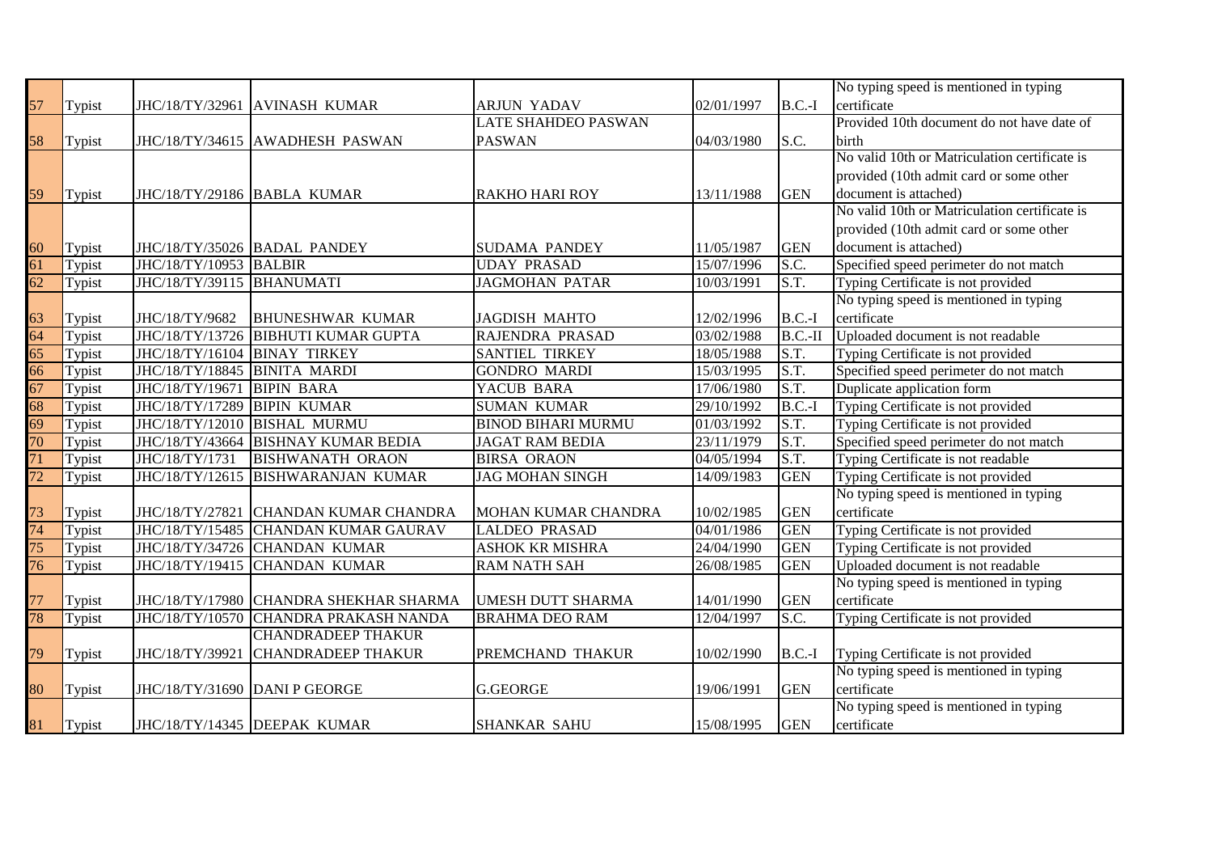| | | | | | | | |
|---|---|---|---|---|---|---|---|
| 57 | Typist | JHC/18/TY/32961 | AVINASH KUMAR | ARJUN YADAV | 02/01/1997 | B.C.-I | No typing speed is mentioned in typing certificate |
| 58 | Typist | JHC/18/TY/34615 | AWADHESH PASWAN | LATE SHAHDEO PASWAN PASWAN | 04/03/1980 | S.C. | Provided 10th document do not have date of birth |
| 59 | Typist | JHC/18/TY/29186 | BABLA KUMAR | RAKHO HARI ROY | 13/11/1988 | GEN | No valid 10th or Matriculation certificate is provided (10th admit card or some other document is attached) |
| 60 | Typist | JHC/18/TY/35026 | BADAL PANDEY | SUDAMA PANDEY | 11/05/1987 | GEN | No valid 10th or Matriculation certificate is provided (10th admit card or some other document is attached) |
| 61 | Typist | JHC/18/TY/10953 | BALBIR | UDAY PRASAD | 15/07/1996 | S.C. | Specified speed perimeter do not match |
| 62 | Typist | JHC/18/TY/39115 | BHANUMATI | JAGMOHAN PATAR | 10/03/1991 | S.T. | Typing Certificate is not provided |
| 63 | Typist | JHC/18/TY/9682 | BHUNESHWAR KUMAR | JAGDISH MAHTO | 12/02/1996 | B.C.-I | No typing speed is mentioned in typing certificate |
| 64 | Typist | JHC/18/TY/13726 | BIBHUTI KUMAR GUPTA | RAJENDRA PRASAD | 03/02/1988 | B.C.-II | Uploaded document is not readable |
| 65 | Typist | JHC/18/TY/16104 | BINAY TIRKEY | SANTIEL TIRKEY | 18/05/1988 | S.T. | Typing Certificate is not provided |
| 66 | Typist | JHC/18/TY/18845 | BINITA MARDI | GONDRO MARDI | 15/03/1995 | S.T. | Specified speed perimeter do not match |
| 67 | Typist | JHC/18/TY/19671 | BIPIN BARA | YACUB BARA | 17/06/1980 | S.T. | Duplicate application form |
| 68 | Typist | JHC/18/TY/17289 | BIPIN KUMAR | SUMAN KUMAR | 29/10/1992 | B.C.-I | Typing Certificate is not provided |
| 69 | Typist | JHC/18/TY/12010 | BISHAL MURMU | BINOD BIHARI MURMU | 01/03/1992 | S.T. | Typing Certificate is not provided |
| 70 | Typist | JHC/18/TY/43664 | BISHNAY KUMAR BEDIA | JAGAT RAM BEDIA | 23/11/1979 | S.T. | Specified speed perimeter do not match |
| 71 | Typist | JHC/18/TY/1731 | BISHWANATH ORAON | BIRSA ORAON | 04/05/1994 | S.T. | Typing Certificate is not readable |
| 72 | Typist | JHC/18/TY/12615 | BISHWARANJAN KUMAR | JAG MOHAN SINGH | 14/09/1983 | GEN | Typing Certificate is not provided |
| 73 | Typist | JHC/18/TY/27821 | CHANDAN KUMAR CHANDRA | MOHAN KUMAR CHANDRA | 10/02/1985 | GEN | No typing speed is mentioned in typing certificate |
| 74 | Typist | JHC/18/TY/15485 | CHANDAN KUMAR GAURAV | LALDEO PRASAD | 04/01/1986 | GEN | Typing Certificate is not provided |
| 75 | Typist | JHC/18/TY/34726 | CHANDAN KUMAR | ASHOK KR MISHRA | 24/04/1990 | GEN | Typing Certificate is not provided |
| 76 | Typist | JHC/18/TY/19415 | CHANDAN KUMAR | RAM NATH SAH | 26/08/1985 | GEN | Uploaded document is not readable |
| 77 | Typist | JHC/18/TY/17980 | CHANDRA SHEKHAR SHARMA | UMESH DUTT SHARMA | 14/01/1990 | GEN | No typing speed is mentioned in typing certificate |
| 78 | Typist | JHC/18/TY/10570 | CHANDRA PRAKASH NANDA | BRAHMA DEO RAM | 12/04/1997 | S.C. | Typing Certificate is not provided |
| 79 | Typist | JHC/18/TY/39921 | CHANDRADEEP THAKUR CHANDRADEEP THAKUR | PREMCHAND THAKUR | 10/02/1990 | B.C.-I | Typing Certificate is not provided |
| 80 | Typist | JHC/18/TY/31690 | DANI P GEORGE | G.GEORGE | 19/06/1991 | GEN | No typing speed is mentioned in typing certificate |
| 81 | Typist | JHC/18/TY/14345 | DEEPAK KUMAR | SHANKAR SAHU | 15/08/1995 | GEN | No typing speed is mentioned in typing certificate |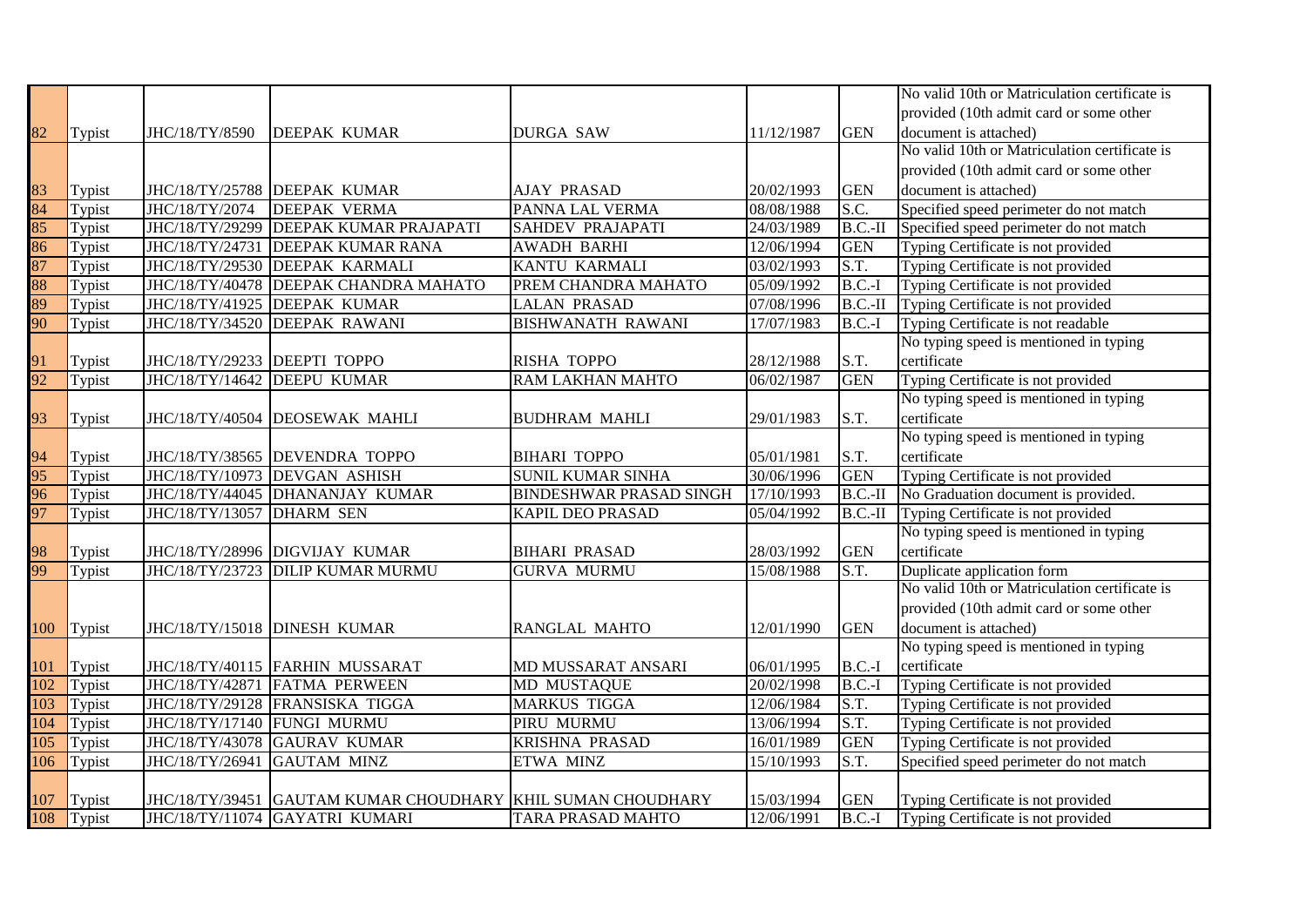| | | | | | | | |
|---|---|---|---|---|---|---|---|
| 82 | Typist | JHC/18/TY/8590 | DEEPAK KUMAR | DURGA SAW | 11/12/1987 | GEN | No valid 10th or Matriculation certificate is provided (10th admit card or some other document is attached) |
| 83 | Typist | JHC/18/TY/25788 | DEEPAK KUMAR | AJAY PRASAD | 20/02/1993 | GEN | No valid 10th or Matriculation certificate is provided (10th admit card or some other document is attached) |
| 84 | Typist | JHC/18/TY/2074 | DEEPAK VERMA | PANNA LAL VERMA | 08/08/1988 | S.C. | Specified speed perimeter do not match |
| 85 | Typist | JHC/18/TY/29299 | DEEPAK KUMAR PRAJAPATI | SAHDEV PRAJAPATI | 24/03/1989 | B.C.-II | Specified speed perimeter do not match |
| 86 | Typist | JHC/18/TY/24731 | DEEPAK KUMAR RANA | AWADH BARHI | 12/06/1994 | GEN | Typing Certificate is not provided |
| 87 | Typist | JHC/18/TY/29530 | DEEPAK KARMALI | KANTU KARMALI | 03/02/1993 | S.T. | Typing Certificate is not provided |
| 88 | Typist | JHC/18/TY/40478 | DEEPAK CHANDRA MAHATO | PREM CHANDRA MAHATO | 05/09/1992 | B.C.-I | Typing Certificate is not provided |
| 89 | Typist | JHC/18/TY/41925 | DEEPAK KUMAR | LALAN PRASAD | 07/08/1996 | B.C.-II | Typing Certificate is not provided |
| 90 | Typist | JHC/18/TY/34520 | DEEPAK RAWANI | BISHWANATH RAWANI | 17/07/1983 | B.C.-I | Typing Certificate is not readable |
| 91 | Typist | JHC/18/TY/29233 | DEEPTI TOPPO | RISHA TOPPO | 28/12/1988 | S.T. | No typing speed is mentioned in typing certificate |
| 92 | Typist | JHC/18/TY/14642 | DEEPU KUMAR | RAM LAKHAN MAHTO | 06/02/1987 | GEN | Typing Certificate is not provided |
| 93 | Typist | JHC/18/TY/40504 | DEOSEWAK MAHLI | BUDHRAM MAHLI | 29/01/1983 | S.T. | No typing speed is mentioned in typing certificate |
| 94 | Typist | JHC/18/TY/38565 | DEVENDRA TOPPO | BIHARI TOPPO | 05/01/1981 | S.T. | No typing speed is mentioned in typing certificate |
| 95 | Typist | JHC/18/TY/10973 | DEVGAN ASHISH | SUNIL KUMAR SINHA | 30/06/1996 | GEN | Typing Certificate is not provided |
| 96 | Typist | JHC/18/TY/44045 | DHANANJAY KUMAR | BINDESHWAR PRASAD SINGH | 17/10/1993 | B.C.-II | No Graduation document is provided. |
| 97 | Typist | JHC/18/TY/13057 | DHARM SEN | KAPIL DEO PRASAD | 05/04/1992 | B.C.-II | Typing Certificate is not provided |
| 98 | Typist | JHC/18/TY/28996 | DIGVIJAY KUMAR | BIHARI PRASAD | 28/03/1992 | GEN | No typing speed is mentioned in typing certificate |
| 99 | Typist | JHC/18/TY/23723 | DILIP KUMAR MURMU | GURVA MURMU | 15/08/1988 | S.T. | Duplicate application form |
| 100 | Typist | JHC/18/TY/15018 | DINESH KUMAR | RANGLAL MAHTO | 12/01/1990 | GEN | No valid 10th or Matriculation certificate is provided (10th admit card or some other document is attached) |
| 101 | Typist | JHC/18/TY/40115 | FARHIN MUSSARAT | MD MUSSARAT ANSARI | 06/01/1995 | B.C.-I | No typing speed is mentioned in typing certificate |
| 102 | Typist | JHC/18/TY/42871 | FATMA PERWEEN | MD MUSTAQUE | 20/02/1998 | B.C.-I | Typing Certificate is not provided |
| 103 | Typist | JHC/18/TY/29128 | FRANSISKA TIGGA | MARKUS TIGGA | 12/06/1984 | S.T. | Typing Certificate is not provided |
| 104 | Typist | JHC/18/TY/17140 | FUNGI MURMU | PIRU MURMU | 13/06/1994 | S.T. | Typing Certificate is not provided |
| 105 | Typist | JHC/18/TY/43078 | GAURAV KUMAR | KRISHNA PRASAD | 16/01/1989 | GEN | Typing Certificate is not provided |
| 106 | Typist | JHC/18/TY/26941 | GAUTAM MINZ | ETWA MINZ | 15/10/1993 | S.T. | Specified speed perimeter do not match |
| 107 | Typist | JHC/18/TY/39451 | GAUTAM KUMAR CHOUDHARY | KHIL SUMAN CHOUDHARY | 15/03/1994 | GEN | Typing Certificate is not provided |
| 108 | Typist | JHC/18/TY/11074 | GAYATRI KUMARI | TARA PRASAD MAHTO | 12/06/1991 | B.C.-I | Typing Certificate is not provided |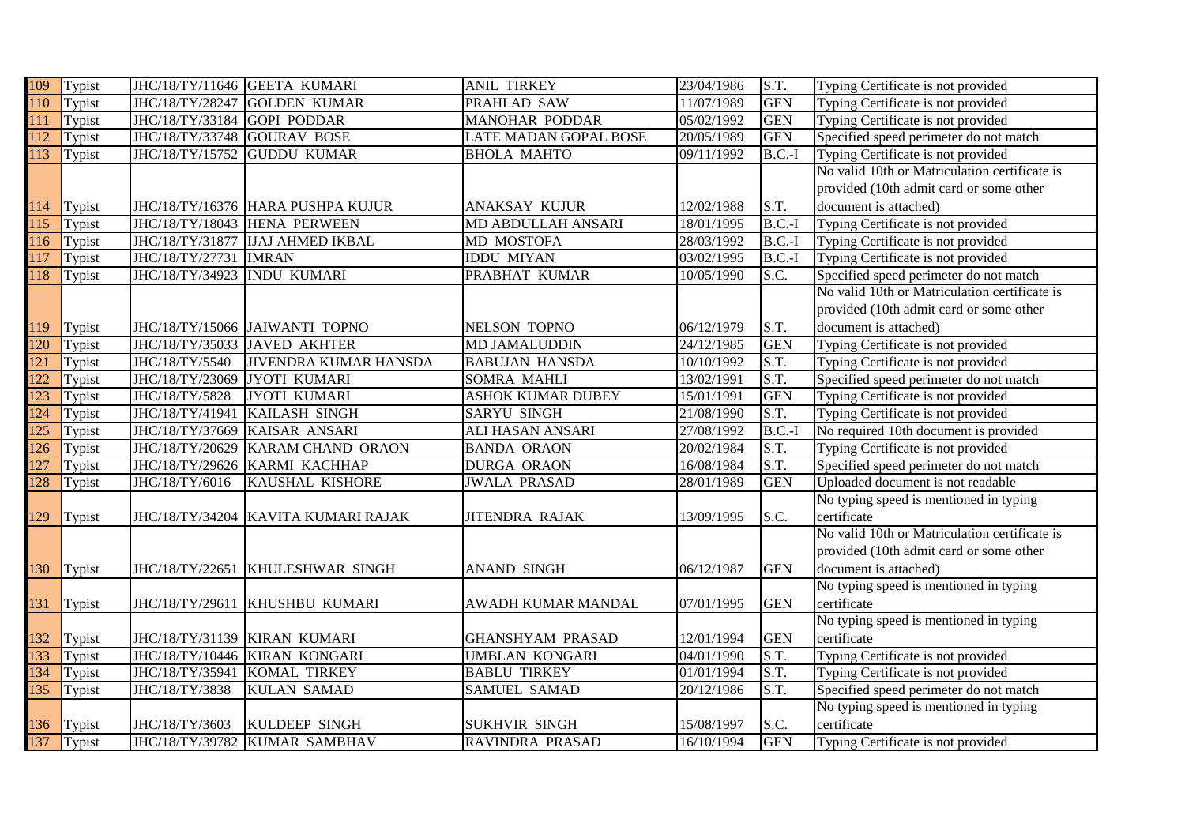| 109 | Typist | JHC/18/TY/11646 | GEETA KUMARI | ANIL TIRKEY | 23/04/1986 | S.T. | Typing Certificate is not provided |
|---|---|---|---|---|---|---|---|
| 110 | Typist | JHC/18/TY/28247 | GOLDEN KUMAR | PRAHLAD SAW | 11/07/1989 | GEN | Typing Certificate is not provided |
| 111 | Typist | JHC/18/TY/33184 | GOPI PODDAR | MANOHAR PODDAR | 05/02/1992 | GEN | Typing Certificate is not provided |
| 112 | Typist | JHC/18/TY/33748 | GOURAV BOSE | LATE MADAN GOPAL BOSE | 20/05/1989 | GEN | Specified speed perimeter do not match |
| 113 | Typist | JHC/18/TY/15752 | GUDDU KUMAR | BHOLA MAHTO | 09/11/1992 | B.C.-I | Typing Certificate is not provided |
| 114 | Typist | JHC/18/TY/16376 | HARA PUSHPA KUJUR | ANAKSAY KUJUR | 12/02/1988 | S.T. | No valid 10th or Matriculation certificate is provided (10th admit card or some other document is attached) |
| 115 | Typist | JHC/18/TY/18043 | HENA PERWEEN | MD ABDULLAH ANSARI | 18/01/1995 | B.C.-I | Typing Certificate is not provided |
| 116 | Typist | JHC/18/TY/31877 | IJAJ AHMED IKBAL | MD MOSTOFA | 28/03/1992 | B.C.-I | Typing Certificate is not provided |
| 117 | Typist | JHC/18/TY/27731 | IMRAN | IDDU MIYAN | 03/02/1995 | B.C.-I | Typing Certificate is not provided |
| 118 | Typist | JHC/18/TY/34923 | INDU KUMARI | PRABHAT KUMAR | 10/05/1990 | S.C. | Specified speed perimeter do not match |
| 119 | Typist | JHC/18/TY/15066 | JAIWANTI TOPNO | NELSON TOPNO | 06/12/1979 | S.T. | No valid 10th or Matriculation certificate is provided (10th admit card or some other document is attached) |
| 120 | Typist | JHC/18/TY/35033 | JAVED AKHTER | MD JAMALUDDIN | 24/12/1985 | GEN | Typing Certificate is not provided |
| 121 | Typist | JHC/18/TY/5540 | JIVENDRA KUMAR HANSDA | BABUJAN HANSDA | 10/10/1992 | S.T. | Typing Certificate is not provided |
| 122 | Typist | JHC/18/TY/23069 | JYOTI KUMARI | SOMRA MAHLI | 13/02/1991 | S.T. | Specified speed perimeter do not match |
| 123 | Typist | JHC/18/TY/5828 | JYOTI KUMARI | ASHOK KUMAR DUBEY | 15/01/1991 | GEN | Typing Certificate is not provided |
| 124 | Typist | JHC/18/TY/41941 | KAILASH SINGH | SARYU SINGH | 21/08/1990 | S.T. | Typing Certificate is not provided |
| 125 | Typist | JHC/18/TY/37669 | KAISAR ANSARI | ALI HASAN ANSARI | 27/08/1992 | B.C.-I | No required 10th document is provided |
| 126 | Typist | JHC/18/TY/20629 | KARAM CHAND ORAON | BANDA ORAON | 20/02/1984 | S.T. | Typing Certificate is not provided |
| 127 | Typist | JHC/18/TY/29626 | KARMI KACHHAP | DURGA ORAON | 16/08/1984 | S.T. | Specified speed perimeter do not match |
| 128 | Typist | JHC/18/TY/6016 | KAUSHAL KISHORE | JWALA PRASAD | 28/01/1989 | GEN | Uploaded document is not readable |
| 129 | Typist | JHC/18/TY/34204 | KAVITA KUMARI RAJAK | JITENDRA RAJAK | 13/09/1995 | S.C. | No typing speed is mentioned in typing certificate |
| 130 | Typist | JHC/18/TY/22651 | KHULESHWAR SINGH | ANAND SINGH | 06/12/1987 | GEN | No valid 10th or Matriculation certificate is provided (10th admit card or some other document is attached) |
| 131 | Typist | JHC/18/TY/29611 | KHUSHBU KUMARI | AWADH KUMAR MANDAL | 07/01/1995 | GEN | No typing speed is mentioned in typing certificate |
| 132 | Typist | JHC/18/TY/31139 | KIRAN KUMARI | GHANSHYAM PRASAD | 12/01/1994 | GEN | No typing speed is mentioned in typing certificate |
| 133 | Typist | JHC/18/TY/10446 | KIRAN KONGARI | UMBLAN KONGARI | 04/01/1990 | S.T. | Typing Certificate is not provided |
| 134 | Typist | JHC/18/TY/35941 | KOMAL TIRKEY | BABLU TIRKEY | 01/01/1994 | S.T. | Typing Certificate is not provided |
| 135 | Typist | JHC/18/TY/3838 | KULAN SAMAD | SAMUEL SAMAD | 20/12/1986 | S.T. | Specified speed perimeter do not match |
| 136 | Typist | JHC/18/TY/3603 | KULDEEP SINGH | SUKHVIR SINGH | 15/08/1997 | S.C. | No typing speed is mentioned in typing certificate |
| 137 | Typist | JHC/18/TY/39782 | KUMAR SAMBHAV | RAVINDRA PRASAD | 16/10/1994 | GEN | Typing Certificate is not provided |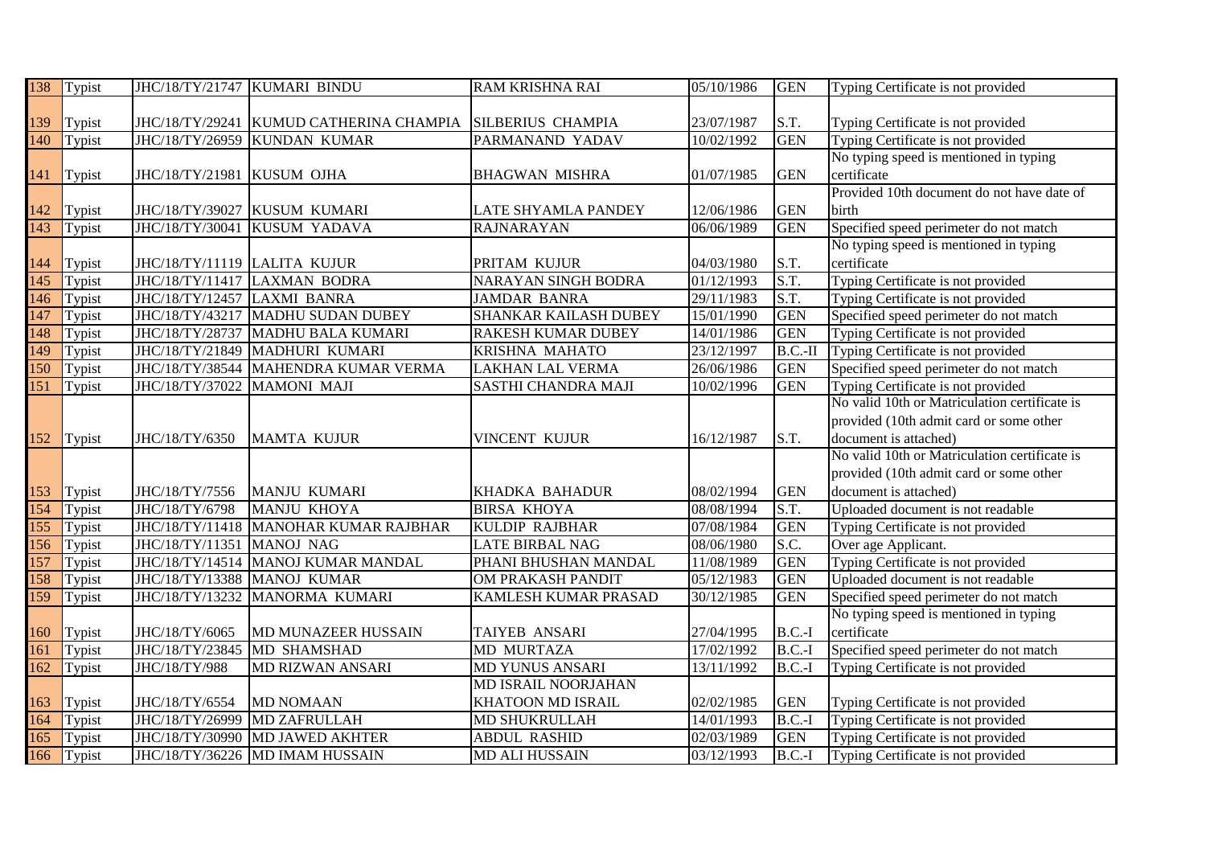| 138 | Typist | JHC/18/TY/21747 | KUMARI BINDU | RAM KRISHNA RAI | 05/10/1986 | GEN | Typing Certificate is not provided |
|---|---|---|---|---|---|---|---|
| 139 | Typist | JHC/18/TY/29241 | KUMUD CATHERINA CHAMPIA | SILBERIUS CHAMPIA | 23/07/1987 | S.T. | Typing Certificate is not provided |
| 140 | Typist | JHC/18/TY/26959 | KUNDAN KUMAR | PARMANAND YADAV | 10/02/1992 | GEN | Typing Certificate is not provided |
| 141 | Typist | JHC/18/TY/21981 | KUSUM OJHA | BHAGWAN MISHRA | 01/07/1985 | GEN | No typing speed is mentioned in typing certificate |
| 142 | Typist | JHC/18/TY/39027 | KUSUM KUMARI | LATE SHYAMLA PANDEY | 12/06/1986 | GEN | Provided 10th document do not have date of birth |
| 143 | Typist | JHC/18/TY/30041 | KUSUM YADAVA | RAJNARAYAN | 06/06/1989 | GEN | Specified speed perimeter do not match |
| 144 | Typist | JHC/18/TY/11119 | LALITA KUJUR | PRITAM KUJUR | 04/03/1980 | S.T. | No typing speed is mentioned in typing certificate |
| 145 | Typist | JHC/18/TY/11417 | LAXMAN BODRA | NARAYAN SINGH BODRA | 01/12/1993 | S.T. | Typing Certificate is not provided |
| 146 | Typist | JHC/18/TY/12457 | LAXMI BANRA | JAMDAR BANRA | 29/11/1983 | S.T. | Typing Certificate is not provided |
| 147 | Typist | JHC/18/TY/43217 | MADHU SUDAN DUBEY | SHANKAR KAILASH DUBEY | 15/01/1990 | GEN | Specified speed perimeter do not match |
| 148 | Typist | JHC/18/TY/28737 | MADHU BALA KUMARI | RAKESH KUMAR DUBEY | 14/01/1986 | GEN | Typing Certificate is not provided |
| 149 | Typist | JHC/18/TY/21849 | MADHURI KUMARI | KRISHNA MAHATO | 23/12/1997 | B.C.-II | Typing Certificate is not provided |
| 150 | Typist | JHC/18/TY/38544 | MAHENDRA KUMAR VERMA | LAKHAN LAL VERMA | 26/06/1986 | GEN | Specified speed perimeter do not match |
| 151 | Typist | JHC/18/TY/37022 | MAMONI MAJI | SASTHI CHANDRA MAJI | 10/02/1996 | GEN | Typing Certificate is not provided |
| 152 | Typist | JHC/18/TY/6350 | MAMTA KUJUR | VINCENT KUJUR | 16/12/1987 | S.T. | No valid 10th or Matriculation certificate is provided (10th admit card or some other document is attached) |
| 153 | Typist | JHC/18/TY/7556 | MANJU KUMARI | KHADKA BAHADUR | 08/02/1994 | GEN | No valid 10th or Matriculation certificate is provided (10th admit card or some other document is attached) |
| 154 | Typist | JHC/18/TY/6798 | MANJU KHOYA | BIRSA KHOYA | 08/08/1994 | S.T. | Uploaded document is not readable |
| 155 | Typist | JHC/18/TY/11418 | MANOHAR KUMAR RAJBHAR | KULDIP RAJBHAR | 07/08/1984 | GEN | Typing Certificate is not provided |
| 156 | Typist | JHC/18/TY/11351 | MANOJ NAG | LATE BIRBAL NAG | 08/06/1980 | S.C. | Over age Applicant. |
| 157 | Typist | JHC/18/TY/14514 | MANOJ KUMAR MANDAL | PHANI BHUSHAN MANDAL | 11/08/1989 | GEN | Typing Certificate is not provided |
| 158 | Typist | JHC/18/TY/13388 | MANOJ KUMAR | OM PRAKASH PANDIT | 05/12/1983 | GEN | Uploaded document is not readable |
| 159 | Typist | JHC/18/TY/13232 | MANORMA KUMARI | KAMLESH KUMAR PRASAD | 30/12/1985 | GEN | Specified speed perimeter do not match |
| 160 | Typist | JHC/18/TY/6065 | MD MUNAZEER HUSSAIN | TAIYEB ANSARI | 27/04/1995 | B.C.-I | No typing speed is mentioned in typing certificate |
| 161 | Typist | JHC/18/TY/23845 | MD SHAMSHAD | MD MURTAZA | 17/02/1992 | B.C.-I | Specified speed perimeter do not match |
| 162 | Typist | JHC/18/TY/988 | MD RIZWAN ANSARI | MD YUNUS ANSARI | 13/11/1992 | B.C.-I | Typing Certificate is not provided |
| 163 | Typist | JHC/18/TY/6554 | MD NOMAAN | MD ISRAIL NOORJAHAN KHATOON MD ISRAIL | 02/02/1985 | GEN | Typing Certificate is not provided |
| 164 | Typist | JHC/18/TY/26999 | MD ZAFRULLAH | MD SHUKRULLAH | 14/01/1993 | B.C.-I | Typing Certificate is not provided |
| 165 | Typist | JHC/18/TY/30990 | MD JAWED AKHTER | ABDUL RASHID | 02/03/1989 | GEN | Typing Certificate is not provided |
| 166 | Typist | JHC/18/TY/36226 | MD IMAM HUSSAIN | MD ALI HUSSAIN | 03/12/1993 | B.C.-I | Typing Certificate is not provided |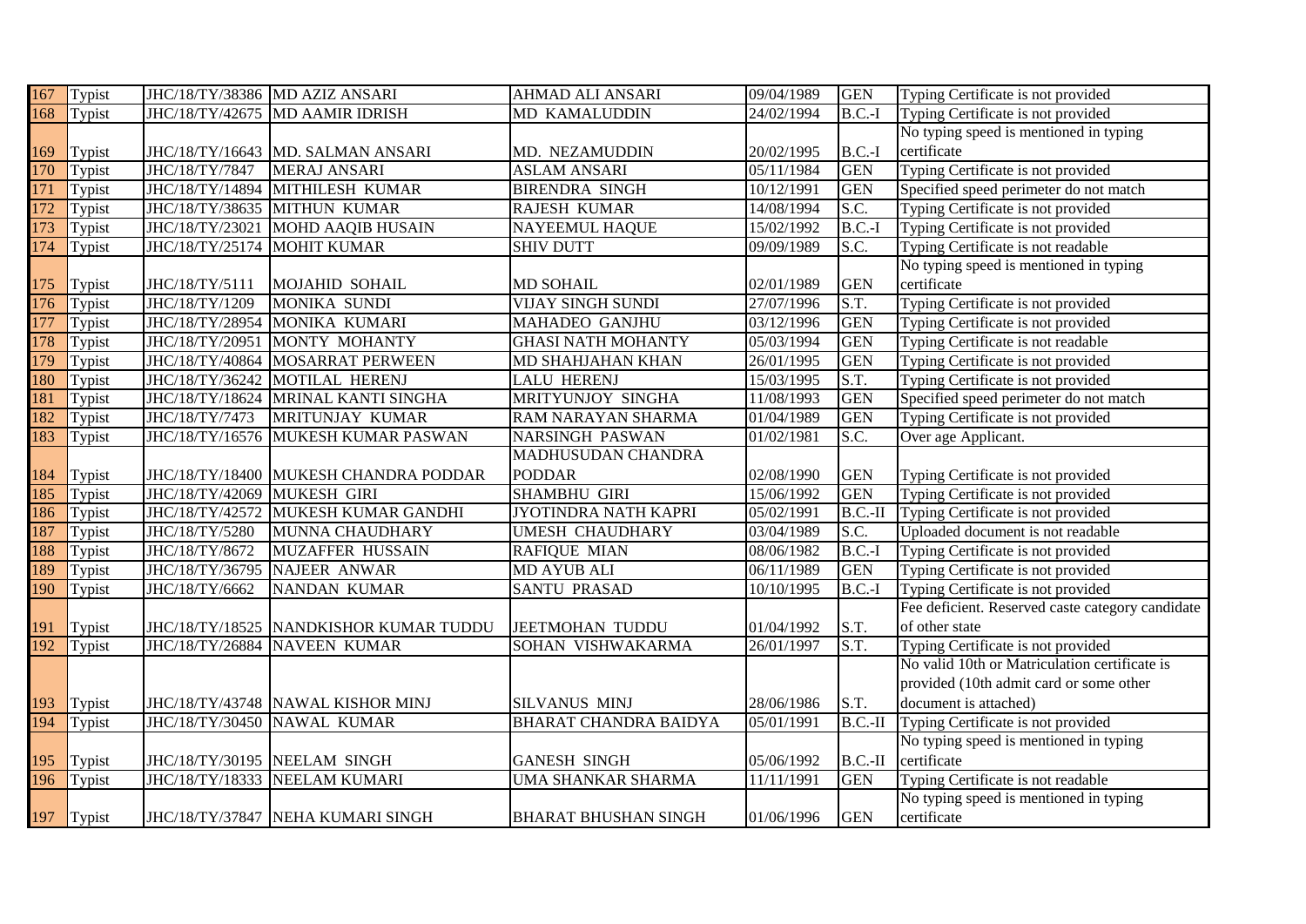| | | | | | | | |
|---|---|---|---|---|---|---|---|
| 167 | Typist | JHC/18/TY/38386 | MD AZIZ ANSARI | AHMAD ALI ANSARI | 09/04/1989 | GEN | Typing Certificate is not provided |
| 168 | Typist | JHC/18/TY/42675 | MD AAMIR IDRISH | MD KAMALUDDIN | 24/02/1994 | B.C.-I | Typing Certificate is not provided |
| 169 | Typist | JHC/18/TY/16643 | MD. SALMAN ANSARI | MD. NEZAMUDDIN | 20/02/1995 | B.C.-I | No typing speed is mentioned in typing certificate |
| 170 | Typist | JHC/18/TY/7847 | MERAJ ANSARI | ASLAM ANSARI | 05/11/1984 | GEN | Typing Certificate is not provided |
| 171 | Typist | JHC/18/TY/14894 | MITHILESH KUMAR | BIRENDRA SINGH | 10/12/1991 | GEN | Specified speed perimeter do not match |
| 172 | Typist | JHC/18/TY/38635 | MITHUN KUMAR | RAJESH KUMAR | 14/08/1994 | S.C. | Typing Certificate is not provided |
| 173 | Typist | JHC/18/TY/23021 | MOHD AAQIB HUSAIN | NAYEEMUL HAQUE | 15/02/1992 | B.C.-I | Typing Certificate is not provided |
| 174 | Typist | JHC/18/TY/25174 | MOHIT KUMAR | SHIV DUTT | 09/09/1989 | S.C. | Typing Certificate is not readable |
| 175 | Typist | JHC/18/TY/5111 | MOJAHID SOHAIL | MD SOHAIL | 02/01/1989 | GEN | No typing speed is mentioned in typing certificate |
| 176 | Typist | JHC/18/TY/1209 | MONIKA SUNDI | VIJAY SINGH SUNDI | 27/07/1996 | S.T. | Typing Certificate is not provided |
| 177 | Typist | JHC/18/TY/28954 | MONIKA KUMARI | MAHADEO GANJHU | 03/12/1996 | GEN | Typing Certificate is not provided |
| 178 | Typist | JHC/18/TY/20951 | MONTY MOHANTY | GHASI NATH MOHANTY | 05/03/1994 | GEN | Typing Certificate is not readable |
| 179 | Typist | JHC/18/TY/40864 | MOSARRAT PERWEEN | MD SHAHJAHAN KHAN | 26/01/1995 | GEN | Typing Certificate is not provided |
| 180 | Typist | JHC/18/TY/36242 | MOTILAL HERENJ | LALU HERENJ | 15/03/1995 | S.T. | Typing Certificate is not provided |
| 181 | Typist | JHC/18/TY/18624 | MRINAL KANTI SINGHA | MRITYUNJOY SINGHA | 11/08/1993 | GEN | Specified speed perimeter do not match |
| 182 | Typist | JHC/18/TY/7473 | MRITUNJAY KUMAR | RAM NARAYAN SHARMA | 01/04/1989 | GEN | Typing Certificate is not provided |
| 183 | Typist | JHC/18/TY/16576 | MUKESH KUMAR PASWAN | NARSINGH PASWAN | 01/02/1981 | S.C. | Over age Applicant. |
| 184 | Typist | JHC/18/TY/18400 | MUKESH CHANDRA PODDAR | MADHUSUDAN CHANDRA PODDAR | 02/08/1990 | GEN | Typing Certificate is not provided |
| 185 | Typist | JHC/18/TY/42069 | MUKESH GIRI | SHAMBHU GIRI | 15/06/1992 | GEN | Typing Certificate is not provided |
| 186 | Typist | JHC/18/TY/42572 | MUKESH KUMAR GANDHI | JYOTINDRA NATH KAPRI | 05/02/1991 | B.C.-II | Typing Certificate is not provided |
| 187 | Typist | JHC/18/TY/5280 | MUNNA CHAUDHARY | UMESH CHAUDHARY | 03/04/1989 | S.C. | Uploaded document is not readable |
| 188 | Typist | JHC/18/TY/8672 | MUZAFFER HUSSAIN | RAFIQUE MIAN | 08/06/1982 | B.C.-I | Typing Certificate is not provided |
| 189 | Typist | JHC/18/TY/36795 | NAJEER ANWAR | MD AYUB ALI | 06/11/1989 | GEN | Typing Certificate is not provided |
| 190 | Typist | JHC/18/TY/6662 | NANDAN KUMAR | SANTU PRASAD | 10/10/1995 | B.C.-I | Typing Certificate is not provided |
| 191 | Typist | JHC/18/TY/18525 | NANDKISHOR KUMAR TUDDU | JEETMOHAN TUDDU | 01/04/1992 | S.T. | Fee deficient. Reserved caste category candidate of other state |
| 192 | Typist | JHC/18/TY/26884 | NAVEEN KUMAR | SOHAN VISHWAKARMA | 26/01/1997 | S.T. | Typing Certificate is not provided |
| 193 | Typist | JHC/18/TY/43748 | NAWAL KISHOR MINJ | SILVANUS MINJ | 28/06/1986 | S.T. | No valid 10th or Matriculation certificate is provided (10th admit card or some other document is attached) |
| 194 | Typist | JHC/18/TY/30450 | NAWAL KUMAR | BHARAT CHANDRA BAIDYA | 05/01/1991 | B.C.-II | Typing Certificate is not provided |
| 195 | Typist | JHC/18/TY/30195 | NEELAM SINGH | GANESH SINGH | 05/06/1992 | B.C.-II | No typing speed is mentioned in typing certificate |
| 196 | Typist | JHC/18/TY/18333 | NEELAM KUMARI | UMA SHANKAR SHARMA | 11/11/1991 | GEN | Typing Certificate is not readable |
| 197 | Typist | JHC/18/TY/37847 | NEHA KUMARI SINGH | BHARAT BHUSHAN SINGH | 01/06/1996 | GEN | No typing speed is mentioned in typing certificate |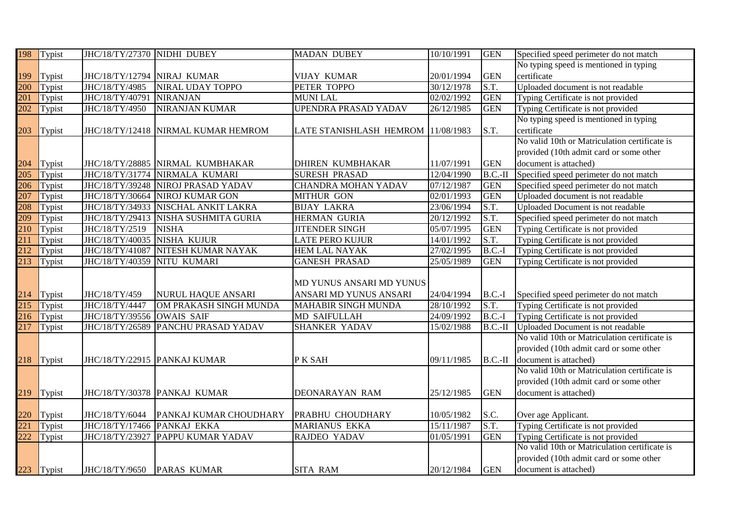| 198 | Typist | JHC/18/TY/27370 | NIDHI DUBEY | MADAN DUBEY | 10/10/1991 | GEN | Specified speed perimeter do not match |
|---|---|---|---|---|---|---|---|
| 199 | Typist | JHC/18/TY/12794 | NIRAJ KUMAR | VIJAY KUMAR | 20/01/1994 | GEN | No typing speed is mentioned in typing certificate |
| 200 | Typist | JHC/18/TY/4985 | NIRAL UDAY TOPPO | PETER TOPPO | 30/12/1978 | S.T. | Uploaded document is not readable |
| 201 | Typist | JHC/18/TY/40791 | NIRANJAN | MUNI LAL | 02/02/1992 | GEN | Typing Certificate is not provided |
| 202 | Typist | JHC/18/TY/4950 | NIRANJAN KUMAR | UPENDRA PRASAD YADAV | 26/12/1985 | GEN | Typing Certificate is not provided |
| 203 | Typist | JHC/18/TY/12418 | NIRMAL KUMAR HEMROM | LATE STANISHLASH HEMROM | 11/08/1983 | S.T. | No typing speed is mentioned in typing certificate |
| 204 | Typist | JHC/18/TY/28885 | NIRMAL KUMBHAKAR | DHIREN KUMBHAKAR | 11/07/1991 | GEN | No valid 10th or Matriculation certificate is provided (10th admit card or some other document is attached) |
| 205 | Typist | JHC/18/TY/31774 | NIRMALA KUMARI | SURESH PRASAD | 12/04/1990 | B.C.-II | Specified speed perimeter do not match |
| 206 | Typist | JHC/18/TY/39248 | NIROJ PRASAD YADAV | CHANDRA MOHAN YADAV | 07/12/1987 | GEN | Specified speed perimeter do not match |
| 207 | Typist | JHC/18/TY/30664 | NIROJ KUMAR GON | MITHUR GON | 02/01/1993 | GEN | Uploaded document is not readable |
| 208 | Typist | JHC/18/TY/34933 | NISCHAL ANKIT LAKRA | BIJAY LAKRA | 23/06/1994 | S.T. | Uploaded Document is not readable |
| 209 | Typist | JHC/18/TY/29413 | NISHA SUSHMITA GURIA | HERMAN GURIA | 20/12/1992 | S.T. | Specified speed perimeter do not match |
| 210 | Typist | JHC/18/TY/2519 | NISHA | JITENDER SINGH | 05/07/1995 | GEN | Typing Certificate is not provided |
| 211 | Typist | JHC/18/TY/40035 | NISHA KUJUR | LATE PERO KUJUR | 14/01/1992 | S.T. | Typing Certificate is not provided |
| 212 | Typist | JHC/18/TY/41087 | NITESH KUMAR NAYAK | HEM LAL NAYAK | 27/02/1995 | B.C.-I | Typing Certificate is not provided |
| 213 | Typist | JHC/18/TY/40359 | NITU KUMARI | GANESH PRASAD | 25/05/1989 | GEN | Typing Certificate is not provided |
| 214 | Typist | JHC/18/TY/459 | NURUL HAQUE ANSARI | MD YUNUS ANSARI MD YUNUS ANSARI MD YUNUS ANSARI | 24/04/1994 | B.C.-I | Specified speed perimeter do not match |
| 215 | Typist | JHC/18/TY/4447 | OM PRAKASH SINGH MUNDA | MAHABIR SINGH MUNDA | 28/10/1992 | S.T. | Typing Certificate is not provided |
| 216 | Typist | JHC/18/TY/39556 | OWAIS SAIF | MD SAIFULLAH | 24/09/1992 | B.C.-I | Typing Certificate is not provided |
| 217 | Typist | JHC/18/TY/26589 | PANCHU PRASAD YADAV | SHANKER YADAV | 15/02/1988 | B.C.-II | Uploaded Document is not readable |
| 218 | Typist | JHC/18/TY/22915 | PANKAJ KUMAR | P K SAH | 09/11/1985 | B.C.-II | No valid 10th or Matriculation certificate is provided (10th admit card or some other document is attached) |
| 219 | Typist | JHC/18/TY/30378 | PANKAJ KUMAR | DEONARAYAN RAM | 25/12/1985 | GEN | No valid 10th or Matriculation certificate is provided (10th admit card or some other document is attached) |
| 220 | Typist | JHC/18/TY/6044 | PANKAJ KUMAR CHOUDHARY | PRABHU CHOUDHARY | 10/05/1982 | S.C. | Over age Applicant. |
| 221 | Typist | JHC/18/TY/17466 | PANKAJ EKKA | MARIANUS EKKA | 15/11/1987 | S.T. | Typing Certificate is not provided |
| 222 | Typist | JHC/18/TY/23927 | PAPPU KUMAR YADAV | RAJDEO YADAV | 01/05/1991 | GEN | Typing Certificate is not provided |
| 223 | Typist | JHC/18/TY/9650 | PARAS KUMAR | SITA RAM | 20/12/1984 | GEN | No valid 10th or Matriculation certificate is provided (10th admit card or some other document is attached) |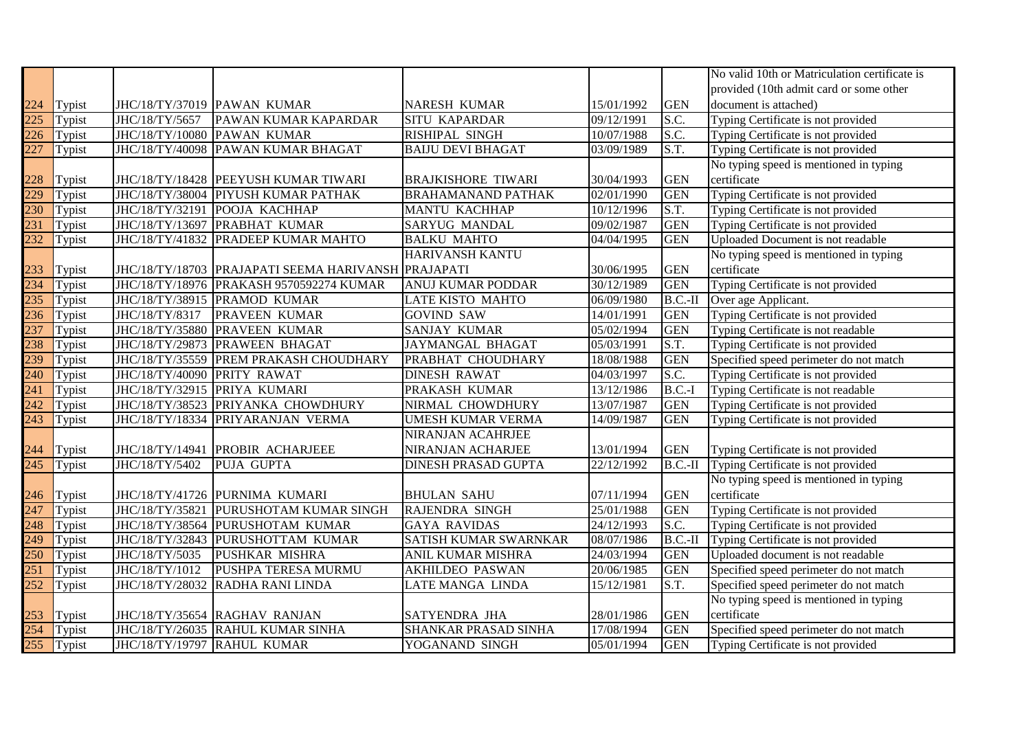| | | | | | | | |
|---|---|---|---|---|---|---|---|
| 224 | Typist | JHC/18/TY/37019 | PAWAN KUMAR | NARESH KUMAR | 15/01/1992 | GEN | No valid 10th or Matriculation certificate is provided (10th admit card or some other document is attached) |
| 225 | Typist | JHC/18/TY/5657 | PAWAN KUMAR KAPARDAR | SITU KAPARDAR | 09/12/1991 | S.C. | Typing Certificate is not provided |
| 226 | Typist | JHC/18/TY/10080 | PAWAN KUMAR | RISHIPAL SINGH | 10/07/1988 | S.C. | Typing Certificate is not provided |
| 227 | Typist | JHC/18/TY/40098 | PAWAN KUMAR BHAGAT | BAIJU DEVI BHAGAT | 03/09/1989 | S.T. | Typing Certificate is not provided |
| 228 | Typist | JHC/18/TY/18428 | PEEYUSH KUMAR TIWARI | BRAJKISHORE TIWARI | 30/04/1993 | GEN | No typing speed is mentioned in typing certificate |
| 229 | Typist | JHC/18/TY/38004 | PIYUSH KUMAR PATHAK | BRAHAMANAND PATHAK | 02/01/1990 | GEN | Typing Certificate is not provided |
| 230 | Typist | JHC/18/TY/32191 | POOJA KACHHAP | MANTU KACHHAP | 10/12/1996 | S.T. | Typing Certificate is not provided |
| 231 | Typist | JHC/18/TY/13697 | PRABHAT KUMAR | SARYUG MANDAL | 09/02/1987 | GEN | Typing Certificate is not provided |
| 232 | Typist | JHC/18/TY/41832 | PRADEEP KUMAR MAHTO | BALKU MAHTO | 04/04/1995 | GEN | Uploaded Document is not readable |
| 233 | Typist | JHC/18/TY/18703 | PRAJAPATI SEEMA HARIVANSH | HARIVANSH KANTU PRAJAPATI | 30/06/1995 | GEN | No typing speed is mentioned in typing certificate |
| 234 | Typist | JHC/18/TY/18976 | PRAKASH 9570592274 KUMAR | ANUJ KUMAR PODDAR | 30/12/1989 | GEN | Typing Certificate is not provided |
| 235 | Typist | JHC/18/TY/38915 | PRAMOD KUMAR | LATE KISTO MAHTO | 06/09/1980 | B.C.-II | Over age Applicant. |
| 236 | Typist | JHC/18/TY/8317 | PRAVEEN KUMAR | GOVIND SAW | 14/01/1991 | GEN | Typing Certificate is not provided |
| 237 | Typist | JHC/18/TY/35880 | PRAVEEN KUMAR | SANJAY KUMAR | 05/02/1994 | GEN | Typing Certificate is not readable |
| 238 | Typist | JHC/18/TY/29873 | PRAWEEN BHAGAT | JAYMANGAL BHAGAT | 05/03/1991 | S.T. | Typing Certificate is not provided |
| 239 | Typist | JHC/18/TY/35559 | PREM PRAKASH CHOUDHARY | PRABHAT CHOUDHARY | 18/08/1988 | GEN | Specified speed perimeter do not match |
| 240 | Typist | JHC/18/TY/40090 | PRITY RAWAT | DINESH RAWAT | 04/03/1997 | S.C. | Typing Certificate is not provided |
| 241 | Typist | JHC/18/TY/32915 | PRIYA KUMARI | PRAKASH KUMAR | 13/12/1986 | B.C.-I | Typing Certificate is not readable |
| 242 | Typist | JHC/18/TY/38523 | PRIYANKA CHOWDHURY | NIRMAL CHOWDHURY | 13/07/1987 | GEN | Typing Certificate is not provided |
| 243 | Typist | JHC/18/TY/18334 | PRIYARANJAN VERMA | UMESH KUMAR VERMA | 14/09/1987 | GEN | Typing Certificate is not provided |
| 244 | Typist | JHC/18/TY/14941 | PROBIR ACHARJEEE | NIRANJAN ACAHRJEE NIRANJAN ACHARJEE | 13/01/1994 | GEN | Typing Certificate is not provided |
| 245 | Typist | JHC/18/TY/5402 | PUJA GUPTA | DINESH PRASAD GUPTA | 22/12/1992 | B.C.-II | Typing Certificate is not provided |
| 246 | Typist | JHC/18/TY/41726 | PURNIMA KUMARI | BHULAN SAHU | 07/11/1994 | GEN | No typing speed is mentioned in typing certificate |
| 247 | Typist | JHC/18/TY/35821 | PURUSHOTAM KUMAR SINGH | RAJENDRA SINGH | 25/01/1988 | GEN | Typing Certificate is not provided |
| 248 | Typist | JHC/18/TY/38564 | PURUSHOTAM KUMAR | GAYA RAVIDAS | 24/12/1993 | S.C. | Typing Certificate is not provided |
| 249 | Typist | JHC/18/TY/32843 | PURUSHOTTAM KUMAR | SATISH KUMAR SWARNKAR | 08/07/1986 | B.C.-II | Typing Certificate is not provided |
| 250 | Typist | JHC/18/TY/5035 | PUSHKAR MISHRA | ANIL KUMAR MISHRA | 24/03/1994 | GEN | Uploaded document is not readable |
| 251 | Typist | JHC/18/TY/1012 | PUSHPA TERESA MURMU | AKHILDEO PASWAN | 20/06/1985 | GEN | Specified speed perimeter do not match |
| 252 | Typist | JHC/18/TY/28032 | RADHA RANI LINDA | LATE MANGA LINDA | 15/12/1981 | S.T. | Specified speed perimeter do not match |
| 253 | Typist | JHC/18/TY/35654 | RAGHAV RANJAN | SATYENDRA JHA | 28/01/1986 | GEN | No typing speed is mentioned in typing certificate |
| 254 | Typist | JHC/18/TY/26035 | RAHUL KUMAR SINHA | SHANKAR PRASAD SINHA | 17/08/1994 | GEN | Specified speed perimeter do not match |
| 255 | Typist | JHC/18/TY/19797 | RAHUL KUMAR | YOGANAND SINGH | 05/01/1994 | GEN | Typing Certificate is not provided |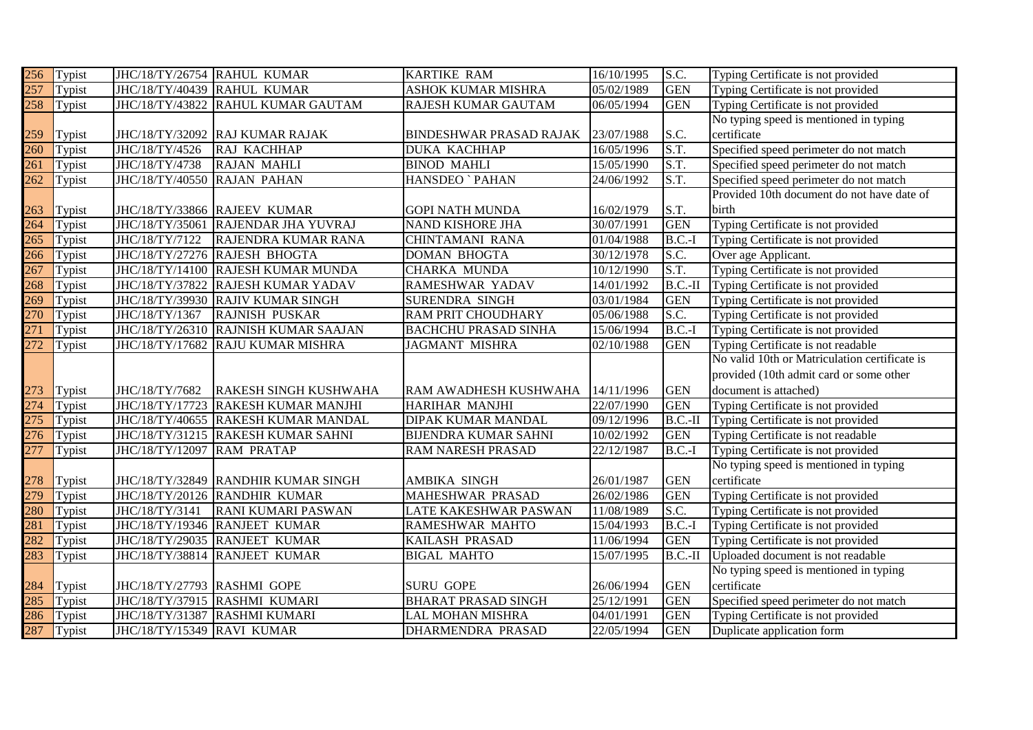| | | | | | | | |
|---|---|---|---|---|---|---|---|
| 256 | Typist | JHC/18/TY/26754 | RAHUL KUMAR | KARTIKE RAM | 16/10/1995 | S.C. | Typing Certificate is not provided |
| 257 | Typist | JHC/18/TY/40439 | RAHUL KUMAR | ASHOK KUMAR MISHRA | 05/02/1989 | GEN | Typing Certificate is not provided |
| 258 | Typist | JHC/18/TY/43822 | RAHUL KUMAR GAUTAM | RAJESH KUMAR GAUTAM | 06/05/1994 | GEN | Typing Certificate is not provided |
| 259 | Typist | JHC/18/TY/32092 | RAJ KUMAR RAJAK | BINDESHWAR PRASAD RAJAK | 23/07/1988 | S.C. | No typing speed is mentioned in typing certificate |
| 260 | Typist | JHC/18/TY/4526 | RAJ KACHHAP | DUKA KACHHAP | 16/05/1996 | S.T. | Specified speed perimeter do not match |
| 261 | Typist | JHC/18/TY/4738 | RAJAN MAHLI | BINOD MAHLI | 15/05/1990 | S.T. | Specified speed perimeter do not match |
| 262 | Typist | JHC/18/TY/40550 | RAJAN PAHAN | HANSDEO ` PAHAN | 24/06/1992 | S.T. | Specified speed perimeter do not match |
| 263 | Typist | JHC/18/TY/33866 | RAJEEV KUMAR | GOPI NATH MUNDA | 16/02/1979 | S.T. | Provided 10th document do not have date of birth |
| 264 | Typist | JHC/18/TY/35061 | RAJENDAR JHA YUVRAJ | NAND KISHORE JHA | 30/07/1991 | GEN | Typing Certificate is not provided |
| 265 | Typist | JHC/18/TY/7122 | RAJENDRA KUMAR RANA | CHINTAMANI RANA | 01/04/1988 | B.C.-I | Typing Certificate is not provided |
| 266 | Typist | JHC/18/TY/27276 | RAJESH BHOGTA | DOMAN BHOGTA | 30/12/1978 | S.C. | Over age Applicant. |
| 267 | Typist | JHC/18/TY/14100 | RAJESH KUMAR MUNDA | CHARKA MUNDA | 10/12/1990 | S.T. | Typing Certificate is not provided |
| 268 | Typist | JHC/18/TY/37822 | RAJESH KUMAR YADAV | RAMESHWAR YADAV | 14/01/1992 | B.C.-II | Typing Certificate is not provided |
| 269 | Typist | JHC/18/TY/39930 | RAJIV KUMAR SINGH | SURENDRA SINGH | 03/01/1984 | GEN | Typing Certificate is not provided |
| 270 | Typist | JHC/18/TY/1367 | RAJNISH PUSKAR | RAM PRIT CHOUDHARY | 05/06/1988 | S.C. | Typing Certificate is not provided |
| 271 | Typist | JHC/18/TY/26310 | RAJNISH KUMAR SAAJAN | BACHCHU PRASAD SINHA | 15/06/1994 | B.C.-I | Typing Certificate is not provided |
| 272 | Typist | JHC/18/TY/17682 | RAJU KUMAR MISHRA | JAGMANT MISHRA | 02/10/1988 | GEN | Typing Certificate is not readable |
| 273 | Typist | JHC/18/TY/7682 | RAKESH SINGH KUSHWAHA | RAM AWADHESH KUSHWAHA | 14/11/1996 | GEN | No valid 10th or Matriculation certificate is provided (10th admit card or some other document is attached) |
| 274 | Typist | JHC/18/TY/17723 | RAKESH KUMAR MANJHI | HARIHAR MANJHI | 22/07/1990 | GEN | Typing Certificate is not provided |
| 275 | Typist | JHC/18/TY/40655 | RAKESH KUMAR MANDAL | DIPAK KUMAR MANDAL | 09/12/1996 | B.C.-II | Typing Certificate is not provided |
| 276 | Typist | JHC/18/TY/31215 | RAKESH KUMAR SAHNI | BIJENDRA KUMAR SAHNI | 10/02/1992 | GEN | Typing Certificate is not readable |
| 277 | Typist | JHC/18/TY/12097 | RAM PRATAP | RAM NARESH PRASAD | 22/12/1987 | B.C.-I | Typing Certificate is not provided |
| 278 | Typist | JHC/18/TY/32849 | RANDHIR KUMAR SINGH | AMBIKA SINGH | 26/01/1987 | GEN | No typing speed is mentioned in typing certificate |
| 279 | Typist | JHC/18/TY/20126 | RANDHIR KUMAR | MAHESHWAR PRASAD | 26/02/1986 | GEN | Typing Certificate is not provided |
| 280 | Typist | JHC/18/TY/3141 | RANI KUMARI PASWAN | LATE KAKESHWAR PASWAN | 11/08/1989 | S.C. | Typing Certificate is not provided |
| 281 | Typist | JHC/18/TY/19346 | RANJEET KUMAR | RAMESHWAR MAHTO | 15/04/1993 | B.C.-I | Typing Certificate is not provided |
| 282 | Typist | JHC/18/TY/29035 | RANJEET KUMAR | KAILASH PRASAD | 11/06/1994 | GEN | Typing Certificate is not provided |
| 283 | Typist | JHC/18/TY/38814 | RANJEET KUMAR | BIGAL MAHTO | 15/07/1995 | B.C.-II | Uploaded document is not readable |
| 284 | Typist | JHC/18/TY/27793 | RASHMI GOPE | SURU GOPE | 26/06/1994 | GEN | No typing speed is mentioned in typing certificate |
| 285 | Typist | JHC/18/TY/37915 | RASHMI KUMARI | BHARAT PRASAD SINGH | 25/12/1991 | GEN | Specified speed perimeter do not match |
| 286 | Typist | JHC/18/TY/31387 | RASHMI KUMARI | LAL MOHAN MISHRA | 04/01/1991 | GEN | Typing Certificate is not provided |
| 287 | Typist | JHC/18/TY/15349 | RAVI KUMAR | DHARMENDRA PRASAD | 22/05/1994 | GEN | Duplicate application form |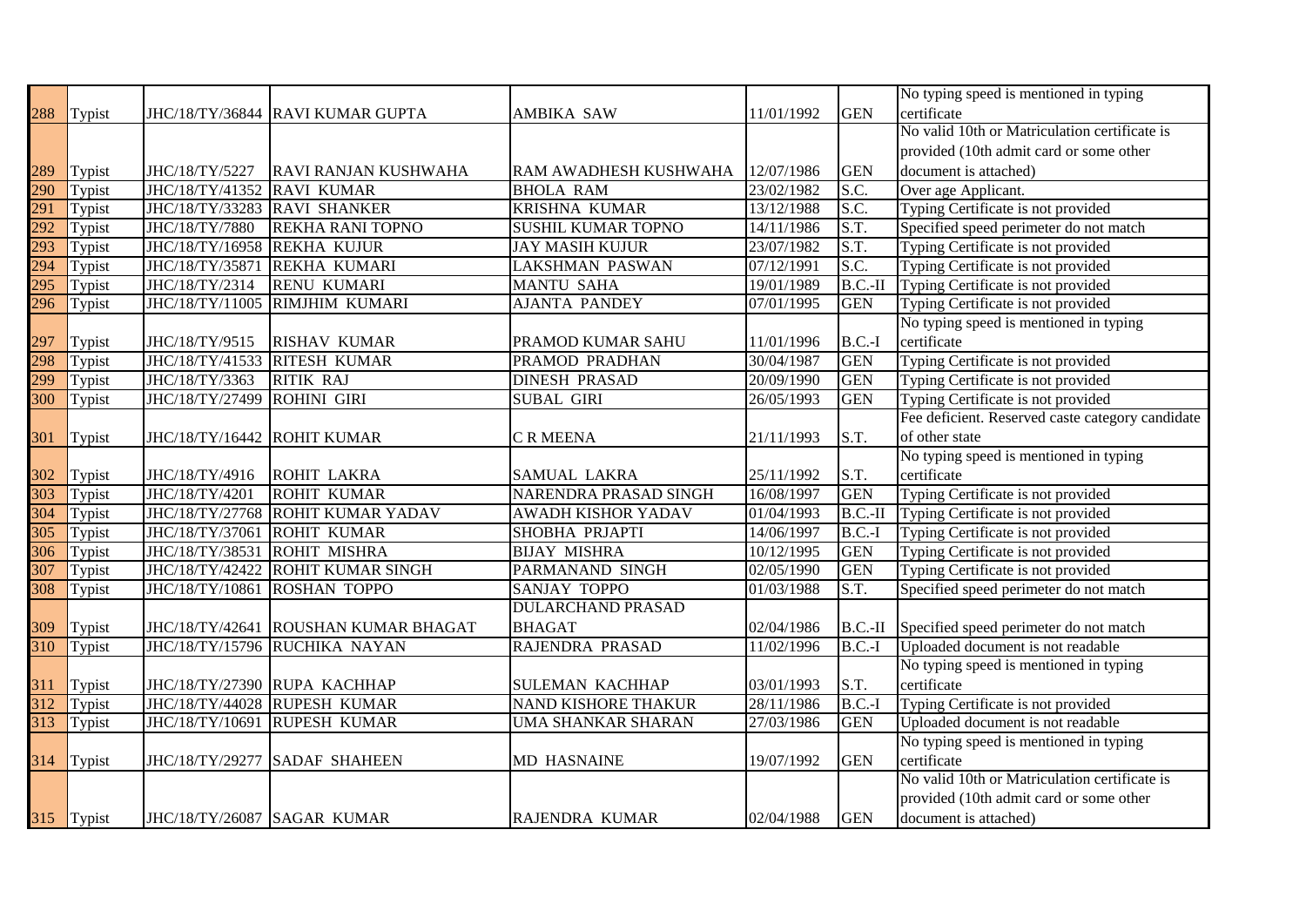| | | | | | | | |
|---|---|---|---|---|---|---|---|
| 288 | Typist | JHC/18/TY/36844 | RAVI KUMAR GUPTA | AMBIKA SAW | 11/01/1992 | GEN | No typing speed is mentioned in typing certificate |
| 289 | Typist | JHC/18/TY/5227 | RAVI RANJAN KUSHWAHA | RAM AWADHESH KUSHWAHA | 12/07/1986 | GEN | No valid 10th or Matriculation certificate is provided (10th admit card or some other document is attached) |
| 290 | Typist | JHC/18/TY/41352 | RAVI KUMAR | BHOLA RAM | 23/02/1982 | S.C. | Over age Applicant. |
| 291 | Typist | JHC/18/TY/33283 | RAVI SHANKER | KRISHNA KUMAR | 13/12/1988 | S.C. | Typing Certificate is not provided |
| 292 | Typist | JHC/18/TY/7880 | REKHA RANI TOPNO | SUSHIL KUMAR TOPNO | 14/11/1986 | S.T. | Specified speed perimeter do not match |
| 293 | Typist | JHC/18/TY/16958 | REKHA KUJUR | JAY MASIH KUJUR | 23/07/1982 | S.T. | Typing Certificate is not provided |
| 294 | Typist | JHC/18/TY/35871 | REKHA KUMARI | LAKSHMAN PASWAN | 07/12/1991 | S.C. | Typing Certificate is not provided |
| 295 | Typist | JHC/18/TY/2314 | RENU KUMARI | MANTU SAHA | 19/01/1989 | B.C.-II | Typing Certificate is not provided |
| 296 | Typist | JHC/18/TY/11005 | RIMJHIM KUMARI | AJANTA PANDEY | 07/01/1995 | GEN | Typing Certificate is not provided |
| 297 | Typist | JHC/18/TY/9515 | RISHAV KUMAR | PRAMOD KUMAR SAHU | 11/01/1996 | B.C.-I | No typing speed is mentioned in typing certificate |
| 298 | Typist | JHC/18/TY/41533 | RITESH KUMAR | PRAMOD PRADHAN | 30/04/1987 | GEN | Typing Certificate is not provided |
| 299 | Typist | JHC/18/TY/3363 | RITIK RAJ | DINESH PRASAD | 20/09/1990 | GEN | Typing Certificate is not provided |
| 300 | Typist | JHC/18/TY/27499 | ROHINI GIRI | SUBAL GIRI | 26/05/1993 | GEN | Typing Certificate is not provided |
| 301 | Typist | JHC/18/TY/16442 | ROHIT KUMAR | C R MEENA | 21/11/1993 | S.T. | Fee deficient. Reserved caste category candidate of other state |
| 302 | Typist | JHC/18/TY/4916 | ROHIT LAKRA | SAMUAL LAKRA | 25/11/1992 | S.T. | No typing speed is mentioned in typing certificate |
| 303 | Typist | JHC/18/TY/4201 | ROHIT KUMAR | NARENDRA PRASAD SINGH | 16/08/1997 | GEN | Typing Certificate is not provided |
| 304 | Typist | JHC/18/TY/27768 | ROHIT KUMAR YADAV | AWADH KISHOR YADAV | 01/04/1993 | B.C.-II | Typing Certificate is not provided |
| 305 | Typist | JHC/18/TY/37061 | ROHIT KUMAR | SHOBHA PRJAPTI | 14/06/1997 | B.C.-I | Typing Certificate is not provided |
| 306 | Typist | JHC/18/TY/38531 | ROHIT MISHRA | BIJAY MISHRA | 10/12/1995 | GEN | Typing Certificate is not provided |
| 307 | Typist | JHC/18/TY/42422 | ROHIT KUMAR SINGH | PARMANAND SINGH | 02/05/1990 | GEN | Typing Certificate is not provided |
| 308 | Typist | JHC/18/TY/10861 | ROSHAN TOPPO | SANJAY TOPPO | 01/03/1988 | S.T. | Specified speed perimeter do not match |
| 309 | Typist | JHC/18/TY/42641 | ROUSHAN KUMAR BHAGAT | DULARCHAND PRASAD BHAGAT | 02/04/1986 | B.C.-II | Specified speed perimeter do not match |
| 310 | Typist | JHC/18/TY/15796 | RUCHIKA NAYAN | RAJENDRA PRASAD | 11/02/1996 | B.C.-I | Uploaded document is not readable |
| 311 | Typist | JHC/18/TY/27390 | RUPA KACHHAP | SULEMAN KACHHAP | 03/01/1993 | S.T. | No typing speed is mentioned in typing certificate |
| 312 | Typist | JHC/18/TY/44028 | RUPESH KUMAR | NAND KISHORE THAKUR | 28/11/1986 | B.C.-I | Typing Certificate is not provided |
| 313 | Typist | JHC/18/TY/10691 | RUPESH KUMAR | UMA SHANKAR SHARAN | 27/03/1986 | GEN | Uploaded document is not readable |
| 314 | Typist | JHC/18/TY/29277 | SADAF SHAHEEN | MD HASNAINE | 19/07/1992 | GEN | No typing speed is mentioned in typing certificate |
| 315 | Typist | JHC/18/TY/26087 | SAGAR KUMAR | RAJENDRA KUMAR | 02/04/1988 | GEN | No valid 10th or Matriculation certificate is provided (10th admit card or some other document is attached) |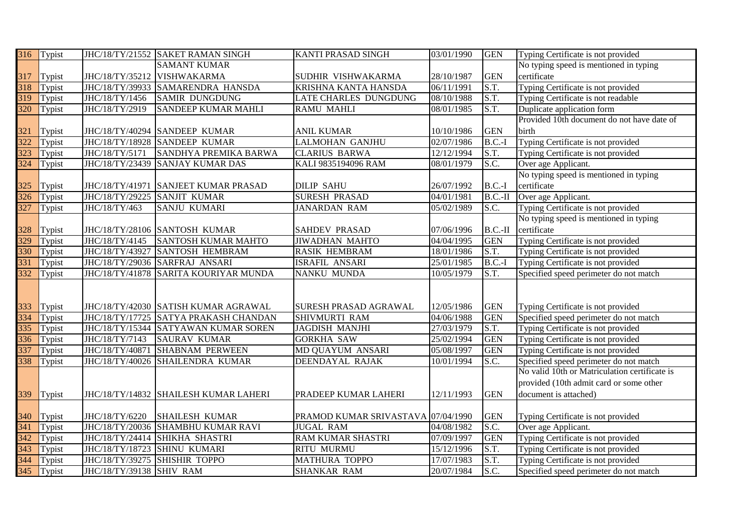| 316 | Typist | JHC/18/TY/21552 | SAKET RAMAN SINGH | KANTI PRASAD SINGH | 03/01/1990 | GEN | Typing Certificate is not provided |
|---|---|---|---|---|---|---|---|
| 317 | Typist | JHC/18/TY/35212 | SAMANT KUMAR VISHWAKARMA | SUDHIR VISHWAKARMA | 28/10/1987 | GEN | No typing speed is mentioned in typing certificate |
| 318 | Typist | JHC/18/TY/39933 | SAMARENDRA HANSDA | KRISHNA KANTA HANSDA | 06/11/1991 | S.T. | Typing Certificate is not provided |
| 319 | Typist | JHC/18/TY/1456 | SAMIR DUNGDUNG | LATE CHARLES DUNGDUNG | 08/10/1988 | S.T. | Typing Certificate is not readable |
| 320 | Typist | JHC/18/TY/2919 | SANDEEP KUMAR MAHLI | RAMU MAHLI | 08/01/1985 | S.T. | Duplicate application form |
| 321 | Typist | JHC/18/TY/40294 | SANDEEP KUMAR | ANIL KUMAR | 10/10/1986 | GEN | Provided 10th document do not have date of birth |
| 322 | Typist | JHC/18/TY/18928 | SANDEEP KUMAR | LALMOHAN GANJHU | 02/07/1986 | B.C.-I | Typing Certificate is not provided |
| 323 | Typist | JHC/18/TY/5171 | SANDHYA PREMIKA BARWA | CLARIUS BARWA | 12/12/1994 | S.T. | Typing Certificate is not provided |
| 324 | Typist | JHC/18/TY/23439 | SANJAY KUMAR DAS | KALI 9835194096 RAM | 08/01/1979 | S.C. | Over age Applicant. |
| 325 | Typist | JHC/18/TY/41971 | SANJEET KUMAR PRASAD | DILIP SAHU | 26/07/1992 | B.C.-I | No typing speed is mentioned in typing certificate |
| 326 | Typist | JHC/18/TY/29225 | SANJIT KUMAR | SURESH PRASAD | 04/01/1981 | B.C.-II | Over age Applicant. |
| 327 | Typist | JHC/18/TY/463 | SANJU KUMARI | JANARDAN RAM | 05/02/1989 | S.C. | Typing Certificate is not provided |
| 328 | Typist | JHC/18/TY/28106 | SANTOSH KUMAR | SAHDEV PRASAD | 07/06/1996 | B.C.-II | No typing speed is mentioned in typing certificate |
| 329 | Typist | JHC/18/TY/4145 | SANTOSH KUMAR MAHTO | JIWADHAN MAHTO | 04/04/1995 | GEN | Typing Certificate is not provided |
| 330 | Typist | JHC/18/TY/43927 | SANTOSH HEMBRAM | RASIK HEMBRAM | 18/01/1986 | S.T. | Typing Certificate is not provided |
| 331 | Typist | JHC/18/TY/29036 | SARFRAJ ANSARI | ISRAFIL ANSARI | 25/01/1985 | B.C.-I | Typing Certificate is not provided |
| 332 | Typist | JHC/18/TY/41878 | SARITA KOURIYAR MUNDA | NANKU MUNDA | 10/05/1979 | S.T. | Specified speed perimeter do not match |
| 333 | Typist | JHC/18/TY/42030 | SATISH KUMAR AGRAWAL | SURESH PRASAD AGRAWAL | 12/05/1986 | GEN | Typing Certificate is not provided |
| 334 | Typist | JHC/18/TY/17725 | SATYA PRAKASH CHANDAN | SHIVMURTI RAM | 04/06/1988 | GEN | Specified speed perimeter do not match |
| 335 | Typist | JHC/18/TY/15344 | SATYAWAN KUMAR SOREN | JAGDISH MANJHI | 27/03/1979 | S.T. | Typing Certificate is not provided |
| 336 | Typist | JHC/18/TY/7143 | SAURAV KUMAR | GORKHA SAW | 25/02/1994 | GEN | Typing Certificate is not provided |
| 337 | Typist | JHC/18/TY/40871 | SHABNAM PERWEEN | MD QUAYUM ANSARI | 05/08/1997 | GEN | Typing Certificate is not provided |
| 338 | Typist | JHC/18/TY/40026 | SHAILENDRA KUMAR | DEENDAYAL RAJAK | 10/01/1994 | S.C. | Specified speed perimeter do not match |
| 339 | Typist | JHC/18/TY/14832 | SHAILESH KUMAR LAHERI | PRADEEP KUMAR LAHERI | 12/11/1993 | GEN | No valid 10th or Matriculation certificate is provided (10th admit card or some other document is attached) |
| 340 | Typist | JHC/18/TY/6220 | SHAILESH KUMAR | PRAMOD KUMAR SRIVASTAVA | 07/04/1990 | GEN | Typing Certificate is not provided |
| 341 | Typist | JHC/18/TY/20036 | SHAMBHU KUMAR RAVI | JUGAL RAM | 04/08/1982 | S.C. | Over age Applicant. |
| 342 | Typist | JHC/18/TY/24414 | SHIKHA SHASTRI | RAM KUMAR SHASTRI | 07/09/1997 | GEN | Typing Certificate is not provided |
| 343 | Typist | JHC/18/TY/18723 | SHINU KUMARI | RITU MURMU | 15/12/1996 | S.T. | Typing Certificate is not provided |
| 344 | Typist | JHC/18/TY/39275 | SHISHIR TOPPO | MATHURA TOPPO | 17/07/1983 | S.T. | Typing Certificate is not provided |
| 345 | Typist | JHC/18/TY/39138 | SHIV RAM | SHANKAR RAM | 20/07/1984 | S.C. | Specified speed perimeter do not match |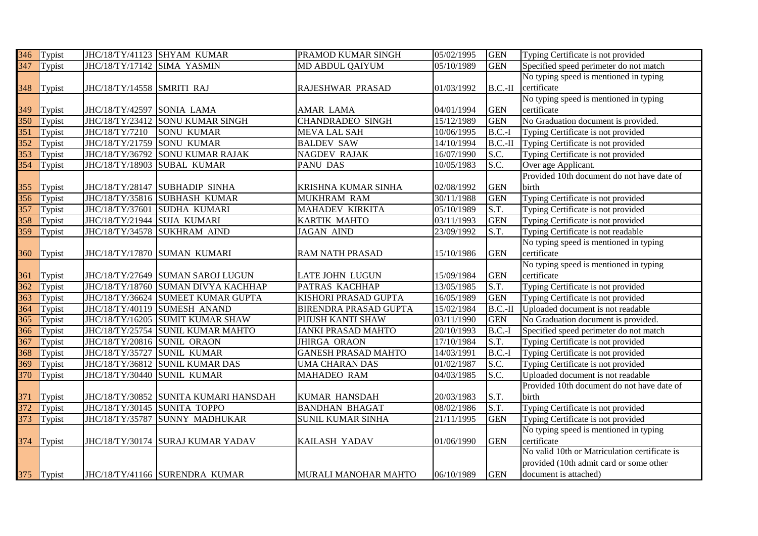| | | | | | | | |
|---|---|---|---|---|---|---|---|
| 346 | Typist | JHC/18/TY/41123 | SHYAM KUMAR | PRAMOD KUMAR SINGH | 05/02/1995 | GEN | Typing Certificate is not provided |
| 347 | Typist | JHC/18/TY/17142 | SIMA YASMIN | MD ABDUL QAIYUM | 05/10/1989 | GEN | Specified speed perimeter do not match |
| 348 | Typist | JHC/18/TY/14558 | SMRITI RAJ | RAJESHWAR PRASAD | 01/03/1992 | B.C.-II | No typing speed is mentioned in typing certificate |
| 349 | Typist | JHC/18/TY/42597 | SONIA LAMA | AMAR LAMA | 04/01/1994 | GEN | No typing speed is mentioned in typing certificate |
| 350 | Typist | JHC/18/TY/23412 | SONU KUMAR SINGH | CHANDRADEO SINGH | 15/12/1989 | GEN | No Graduation document is provided. |
| 351 | Typist | JHC/18/TY/7210 | SONU KUMAR | MEVA LAL SAH | 10/06/1995 | B.C.-I | Typing Certificate is not provided |
| 352 | Typist | JHC/18/TY/21759 | SONU KUMAR | BALDEV SAW | 14/10/1994 | B.C.-II | Typing Certificate is not provided |
| 353 | Typist | JHC/18/TY/36792 | SONU KUMAR RAJAK | NAGDEV RAJAK | 16/07/1990 | S.C. | Typing Certificate is not provided |
| 354 | Typist | JHC/18/TY/18903 | SUBAL KUMAR | PANU DAS | 10/05/1983 | S.C. | Over age Applicant. |
| 355 | Typist | JHC/18/TY/28147 | SUBHADIP SINHA | KRISHNA KUMAR SINHA | 02/08/1992 | GEN | Provided 10th document do not have date of birth |
| 356 | Typist | JHC/18/TY/35816 | SUBHASH KUMAR | MUKHRAM RAM | 30/11/1988 | GEN | Typing Certificate is not provided |
| 357 | Typist | JHC/18/TY/37601 | SUDHA KUMARI | MAHADEV KIRKITA | 05/10/1989 | S.T. | Typing Certificate is not provided |
| 358 | Typist | JHC/18/TY/21944 | SUJA KUMARI | KARTIK MAHTO | 03/11/1993 | GEN | Typing Certificate is not provided |
| 359 | Typist | JHC/18/TY/34578 | SUKHRAM AIND | JAGAN AIND | 23/09/1992 | S.T. | Typing Certificate is not readable |
| 360 | Typist | JHC/18/TY/17870 | SUMAN KUMARI | RAM NATH PRASAD | 15/10/1986 | GEN | No typing speed is mentioned in typing certificate |
| 361 | Typist | JHC/18/TY/27649 | SUMAN SAROJ LUGUN | LATE JOHN LUGUN | 15/09/1984 | GEN | No typing speed is mentioned in typing certificate |
| 362 | Typist | JHC/18/TY/18760 | SUMAN DIVYA KACHHAP | PATRAS KACHHAP | 13/05/1985 | S.T. | Typing Certificate is not provided |
| 363 | Typist | JHC/18/TY/36624 | SUMEET KUMAR GUPTA | KISHORI PRASAD GUPTA | 16/05/1989 | GEN | Typing Certificate is not provided |
| 364 | Typist | JHC/18/TY/40119 | SUMESH ANAND | BIRENDRA PRASAD GUPTA | 15/02/1984 | B.C.-II | Uploaded document is not readable |
| 365 | Typist | JHC/18/TY/16205 | SUMIT KUMAR SHAW | PIJUSH KANTI SHAW | 03/11/1990 | GEN | No Graduation document is provided. |
| 366 | Typist | JHC/18/TY/25754 | SUNIL KUMAR MAHTO | JANKI PRASAD MAHTO | 20/10/1993 | B.C.-I | Specified speed perimeter do not match |
| 367 | Typist | JHC/18/TY/20816 | SUNIL ORAON | JHIRGA ORAON | 17/10/1984 | S.T. | Typing Certificate is not provided |
| 368 | Typist | JHC/18/TY/35727 | SUNIL KUMAR | GANESH PRASAD MAHTO | 14/03/1991 | B.C.-I | Typing Certificate is not provided |
| 369 | Typist | JHC/18/TY/36812 | SUNIL KUMAR DAS | UMA CHARAN DAS | 01/02/1987 | S.C. | Typing Certificate is not provided |
| 370 | Typist | JHC/18/TY/30440 | SUNIL KUMAR | MAHADEO RAM | 04/03/1985 | S.C. | Uploaded document is not readable |
| 371 | Typist | JHC/18/TY/30852 | SUNITA KUMARI HANSDAH | KUMAR HANSDAH | 20/03/1983 | S.T. | Provided 10th document do not have date of birth |
| 372 | Typist | JHC/18/TY/30145 | SUNITA TOPPO | BANDHAN BHAGAT | 08/02/1986 | S.T. | Typing Certificate is not provided |
| 373 | Typist | JHC/18/TY/35787 | SUNNY MADHUKAR | SUNIL KUMAR SINHA | 21/11/1995 | GEN | Typing Certificate is not provided |
| 374 | Typist | JHC/18/TY/30174 | SURAJ KUMAR YADAV | KAILASH YADAV | 01/06/1990 | GEN | No typing speed is mentioned in typing certificate |
| 375 | Typist | JHC/18/TY/41166 | SURENDRA KUMAR | MURALI MANOHAR MAHTO | 06/10/1989 | GEN | No valid 10th or Matriculation certificate is provided (10th admit card or some other document is attached) |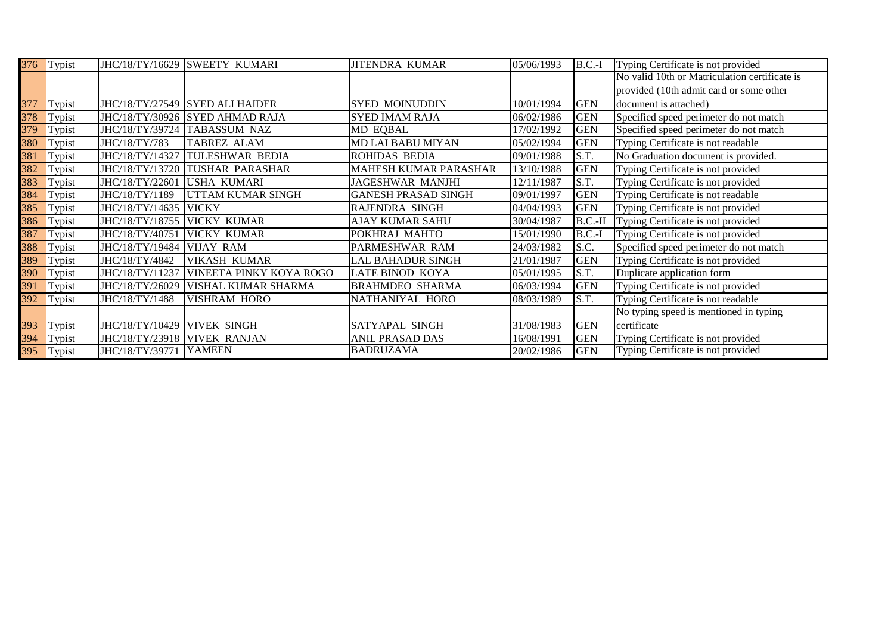| | | | | | | | |
|---|---|---|---|---|---|---|---|
| 376 | Typist | JHC/18/TY/16629 | SWEETY KUMARI | JITENDRA KUMAR | 05/06/1993 | B.C.-I | Typing Certificate is not provided |
| 377 | Typist | JHC/18/TY/27549 | SYED ALI HAIDER | SYED MOINUDDIN | 10/01/1994 | GEN | No valid 10th or Matriculation certificate is provided (10th admit card or some other document is attached) |
| 378 | Typist | JHC/18/TY/30926 | SYED AHMAD RAJA | SYED IMAM RAJA | 06/02/1986 | GEN | Specified speed perimeter do not match |
| 379 | Typist | JHC/18/TY/39724 | TABASSUM NAZ | MD EQBAL | 17/02/1992 | GEN | Specified speed perimeter do not match |
| 380 | Typist | JHC/18/TY/783 | TABREZ ALAM | MD LALBABU MIYAN | 05/02/1994 | GEN | Typing Certificate is not readable |
| 381 | Typist | JHC/18/TY/14327 | TULESHWAR BEDIA | ROHIDAS BEDIA | 09/01/1988 | S.T. | No Graduation document is provided. |
| 382 | Typist | JHC/18/TY/13720 | TUSHAR PARASHAR | MAHESH KUMAR PARASHAR | 13/10/1988 | GEN | Typing Certificate is not provided |
| 383 | Typist | JHC/18/TY/22601 | USHA KUMARI | JAGESHWAR MANJHI | 12/11/1987 | S.T. | Typing Certificate is not provided |
| 384 | Typist | JHC/18/TY/1189 | UTTAM KUMAR SINGH | GANESH PRASAD SINGH | 09/01/1997 | GEN | Typing Certificate is not readable |
| 385 | Typist | JHC/18/TY/14635 | VICKY | RAJENDRA SINGH | 04/04/1993 | GEN | Typing Certificate is not provided |
| 386 | Typist | JHC/18/TY/18755 | VICKY KUMAR | AJAY KUMAR SAHU | 30/04/1987 | B.C.-II | Typing Certificate is not provided |
| 387 | Typist | JHC/18/TY/40751 | VICKY KUMAR | POKHRAJ MAHTO | 15/01/1990 | B.C.-I | Typing Certificate is not provided |
| 388 | Typist | JHC/18/TY/19484 | VIJAY RAM | PARMESHWAR RAM | 24/03/1982 | S.C. | Specified speed perimeter do not match |
| 389 | Typist | JHC/18/TY/4842 | VIKASH KUMAR | LAL BAHADUR SINGH | 21/01/1987 | GEN | Typing Certificate is not provided |
| 390 | Typist | JHC/18/TY/11237 | VINEETA PINKY KOYA ROGO | LATE BINOD KOYA | 05/01/1995 | S.T. | Duplicate application form |
| 391 | Typist | JHC/18/TY/26029 | VISHAL KUMAR SHARMA | BRAHMDEO SHARMA | 06/03/1994 | GEN | Typing Certificate is not provided |
| 392 | Typist | JHC/18/TY/1488 | VISHRAM HORO | NATHANIYAL HORO | 08/03/1989 | S.T. | Typing Certificate is not readable |
| 393 | Typist | JHC/18/TY/10429 | VIVEK SINGH | SATYAPAL SINGH | 31/08/1983 | GEN | No typing speed is mentioned in typing certificate |
| 394 | Typist | JHC/18/TY/23918 | VIVEK RANJAN | ANIL PRASAD DAS | 16/08/1991 | GEN | Typing Certificate is not provided |
| 395 | Typist | JHC/18/TY/39771 | YAMEEN | BADRUZAMA | 20/02/1986 | GEN | Typing Certificate is not provided |